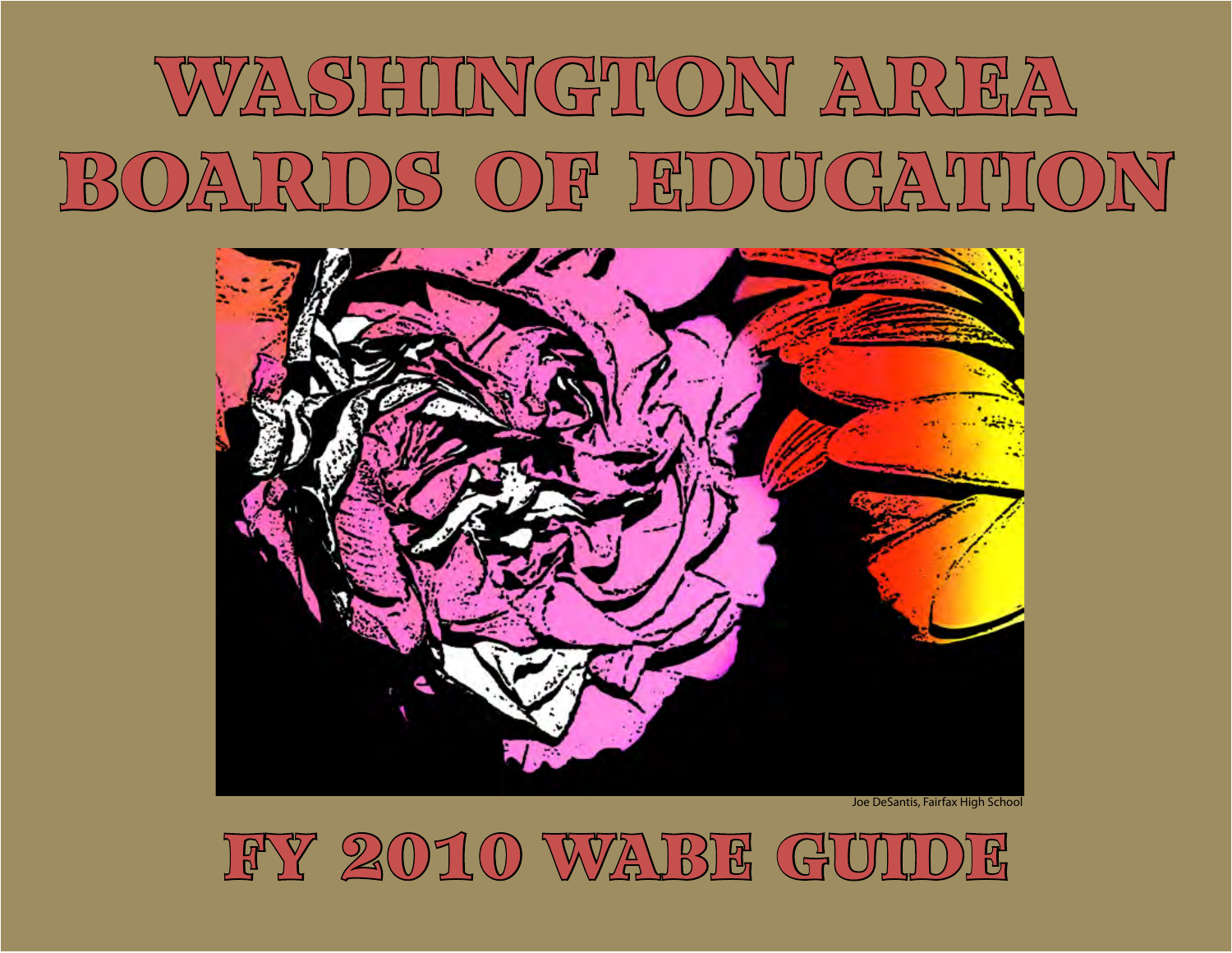# WASHINGTON AREA BOARDS OF EDUCATION

Joe DeSantis, Fairfax High School

# FY 2010 WABE GUIDE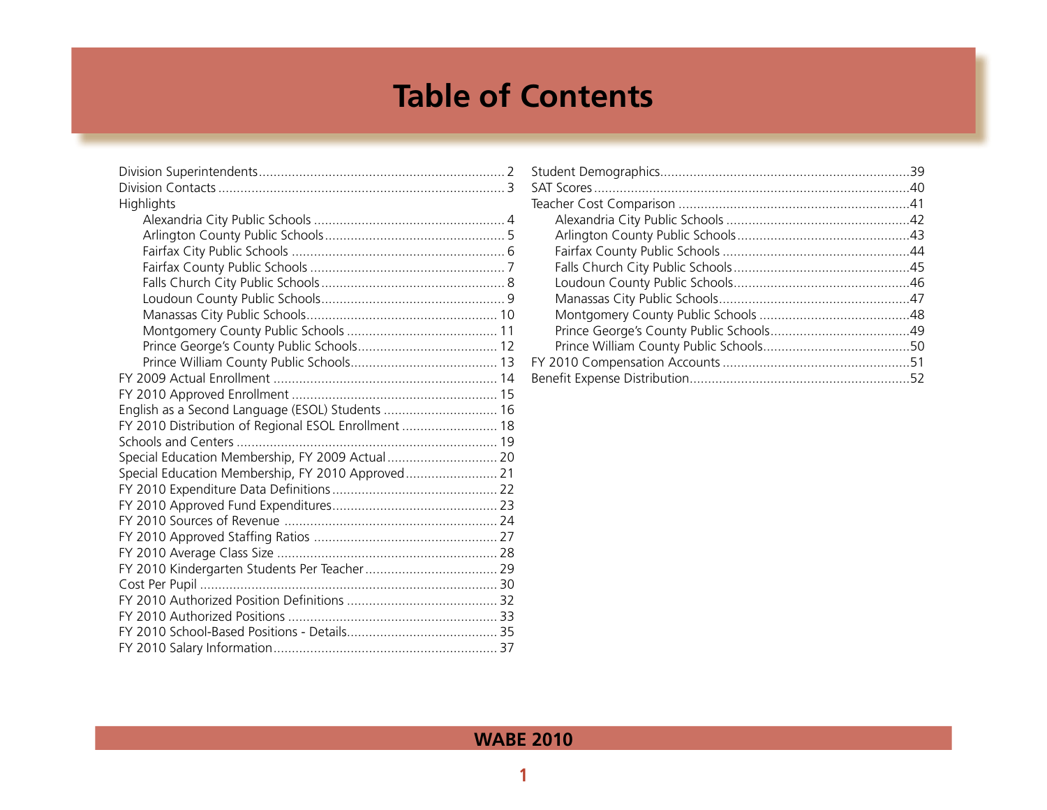# Table of Contents

- Division Superintendents .......... 2
- Division Contacts .......... 3
- Highlights
  - Alexandria City Public Schools .......... 4
  - Arlington County Public Schools .......... 5
  - Fairfax City Public Schools .......... 6
  - Fairfax County Public Schools .......... 7
  - Falls Church City Public Schools .......... 8
  - Loudoun County Public Schools .......... 9
  - Manassas City Public Schools .......... 10
  - Montgomery County Public Schools .......... 11
  - Prince George's County Public Schools .......... 12
  - Prince William County Public Schools .......... 13
- FY 2009 Actual Enrollment .......... 14
- FY 2010 Approved Enrollment .......... 15
- English as a Second Language (ESOL) Students .......... 16
- FY 2010 Distribution of Regional ESOL Enrollment .......... 18
- Schools and Centers .......... 19
- Special Education Membership, FY 2009 Actual .......... 20
- Special Education Membership, FY 2010 Approved .......... 21
- FY 2010 Expenditure Data Definitions .......... 22
- FY 2010 Approved Fund Expenditures .......... 23
- FY 2010 Sources of Revenue .......... 24
- FY 2010 Approved Staffing Ratios .......... 27
- FY 2010 Average Class Size .......... 28
- FY 2010 Kindergarten Students Per Teacher .......... 29
- Cost Per Pupil .......... 30
- FY 2010 Authorized Position Definitions .......... 32
- FY 2010 Authorized Positions .......... 33
- FY 2010 School-Based Positions - Details .......... 35
- FY 2010 Salary Information .......... 37
- Student Demographics .......... 39
- SAT Scores .......... 40
- Teacher Cost Comparison .......... 41
  - Alexandria City Public Schools .......... 42
  - Arlington County Public Schools .......... 43
  - Fairfax County Public Schools .......... 44
  - Falls Church City Public Schools .......... 45
  - Loudoun County Public Schools .......... 46
  - Manassas City Public Schools .......... 47
  - Montgomery County Public Schools .......... 48
  - Prince George's County Public Schools .......... 49
  - Prince William County Public Schools .......... 50
- FY 2010 Compensation Accounts .......... 51
- Benefit Expense Distribution .......... 52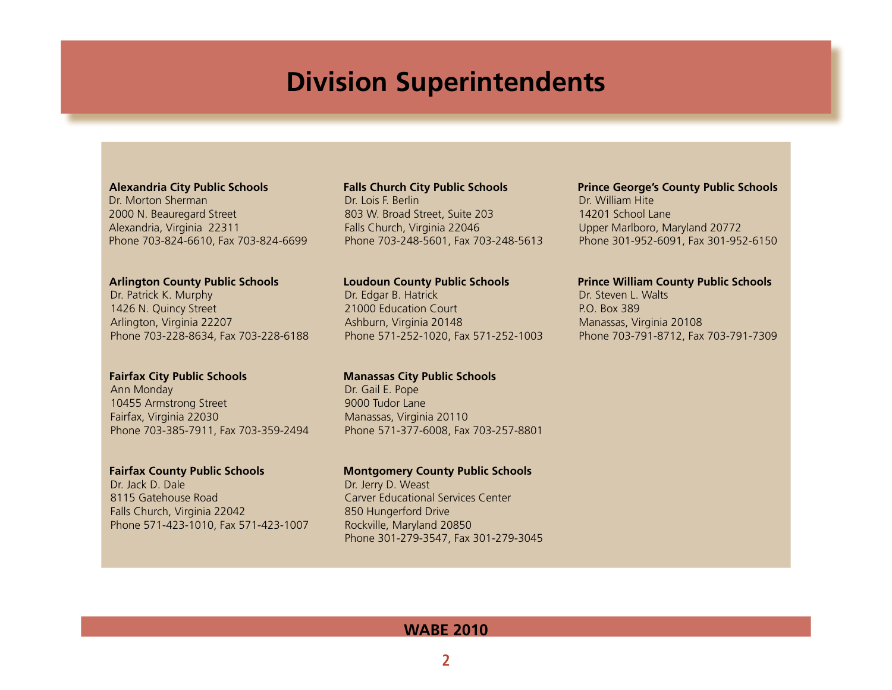# Division Superintendents

**Alexandria City Public Schools**
Dr. Morton Sherman
2000 N. Beauregard Street
Alexandria, Virginia 22311
Phone 703-824-6610, Fax 703-824-6699

**Arlington County Public Schools**
Dr. Patrick K. Murphy
1426 N. Quincy Street
Arlington, Virginia 22207
Phone 703-228-8634, Fax 703-228-6188

**Fairfax City Public Schools**
Ann Monday
10455 Armstrong Street
Fairfax, Virginia 22030
Phone 703-385-7911, Fax 703-359-2494

**Fairfax County Public Schools**
Dr. Jack D. Dale
8115 Gatehouse Road
Falls Church, Virginia 22042
Phone 571-423-1010, Fax 571-423-1007

**Falls Church City Public Schools**
Dr. Lois F. Berlin
803 W. Broad Street, Suite 203
Falls Church, Virginia 22046
Phone 703-248-5601, Fax 703-248-5613

**Loudoun County Public Schools**
Dr. Edgar B. Hatrick
21000 Education Court
Ashburn, Virginia 20148
Phone 571-252-1020, Fax 571-252-1003

**Manassas City Public Schools**
Dr. Gail E. Pope
9000 Tudor Lane
Manassas, Virginia 20110
Phone 571-377-6008, Fax 703-257-8801

**Montgomery County Public Schools**
Dr. Jerry D. Weast
Carver Educational Services Center
850 Hungerford Drive
Rockville, Maryland 20850
Phone 301-279-3547, Fax 301-279-3045

**Prince George's County Public Schools**
Dr. William Hite
14201 School Lane
Upper Marlboro, Maryland 20772
Phone 301-952-6091, Fax 301-952-6150

**Prince William County Public Schools**
Dr. Steven L. Walts
P.O. Box 389
Manassas, Virginia 20108
Phone 703-791-8712, Fax 703-791-7309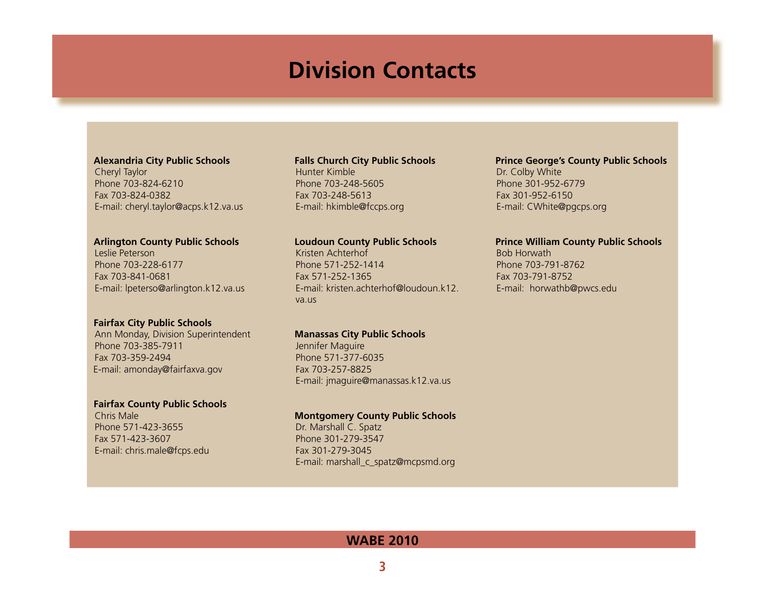# Division Contacts

**Alexandria City Public Schools**
Cheryl Taylor
Phone 703-824-6210
Fax 703-824-0382
E-mail: cheryl.taylor@acps.k12.va.us

**Arlington County Public Schools**
Leslie Peterson
Phone 703-228-6177
Fax 703-841-0681
E-mail: lpeterso@arlington.k12.va.us

**Fairfax City Public Schools**
Ann Monday, Division Superintendent
Phone 703-385-7911
Fax 703-359-2494
E-mail: amonday@fairfaxva.gov

**Fairfax County Public Schools**
Chris Male
Phone 571-423-3655
Fax 571-423-3607
E-mail: chris.male@fcps.edu

**Falls Church City Public Schools**
Hunter Kimble
Phone 703-248-5605
Fax 703-248-5613
E-mail: hkimble@fccps.org

**Loudoun County Public Schools**
Kristen Achterhof
Phone 571-252-1414
Fax 571-252-1365
E-mail: kristen.achterhof@loudoun.k12.va.us

**Manassas City Public Schools**
Jennifer Maguire
Phone 571-377-6035
Fax 703-257-8825
E-mail: jmaguire@manassas.k12.va.us

**Montgomery County Public Schools**
Dr. Marshall C. Spatz
Phone 301-279-3547
Fax 301-279-3045
E-mail: marshall_c_spatz@mcpsmd.org

**Prince George's County Public Schools**
Dr. Colby White
Phone 301-952-6779
Fax 301-952-6150
E-mail: CWhite@pgcps.org

**Prince William County Public Schools**
Bob Horwath
Phone 703-791-8762
Fax 703-791-8752
E-mail: horwathb@pwcs.edu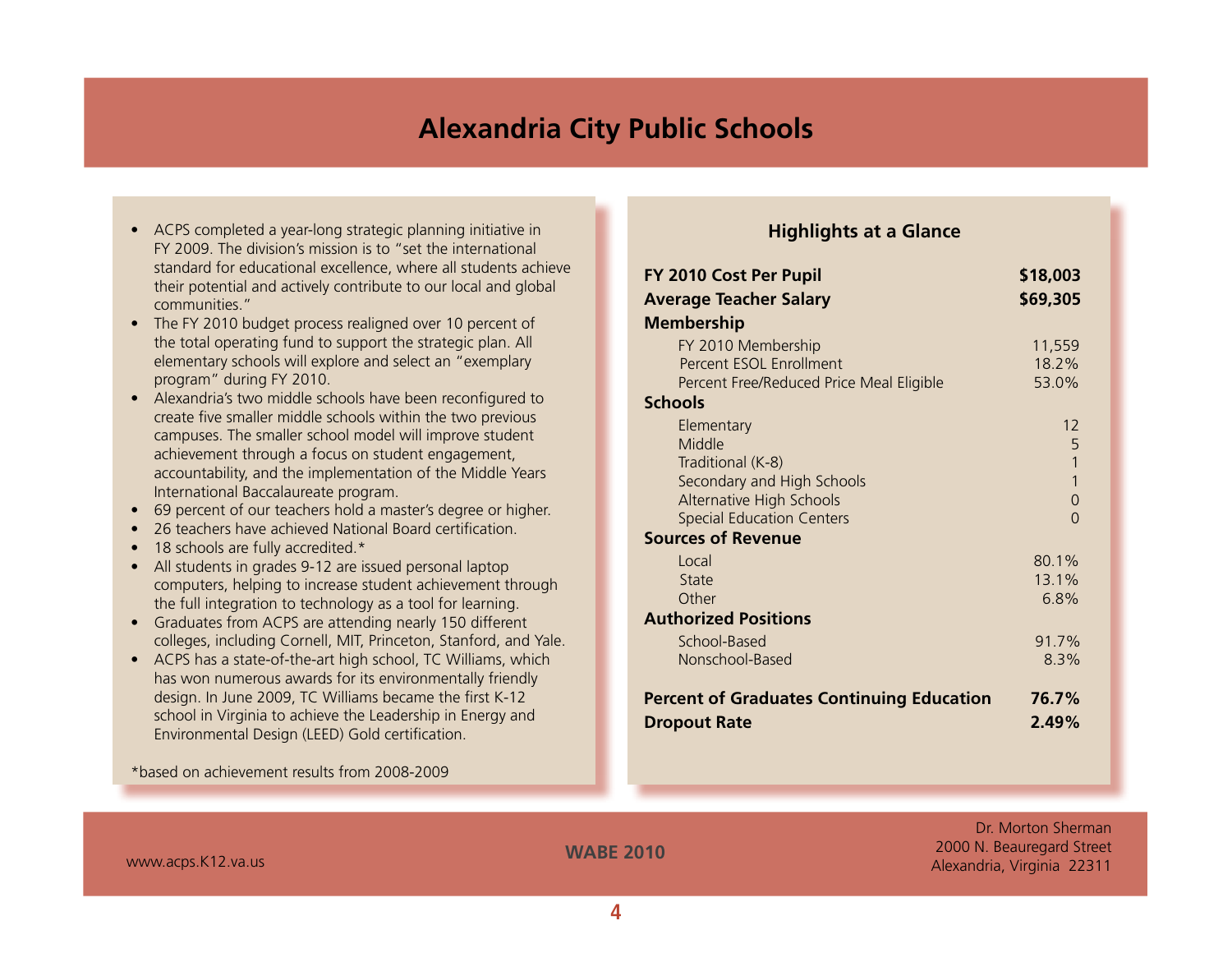# Alexandria City Public Schools

- ACPS completed a year-long strategic planning initiative in FY 2009. The division's mission is to "set the international standard for educational excellence, where all students achieve their potential and actively contribute to our local and global communities."
- The FY 2010 budget process realigned over 10 percent of the total operating fund to support the strategic plan. All elementary schools will explore and select an "exemplary program" during FY 2010.
- Alexandria's two middle schools have been reconfigured to create five smaller middle schools within the two previous campuses. The smaller school model will improve student achievement through a focus on student engagement, accountability, and the implementation of the Middle Years International Baccalaureate program.
- 69 percent of our teachers hold a master's degree or higher.
- 26 teachers have achieved National Board certification.
- 18 schools are fully accredited.*
- All students in grades 9-12 are issued personal laptop computers, helping to increase student achievement through the full integration to technology as a tool for learning.
- Graduates from ACPS are attending nearly 150 different colleges, including Cornell, MIT, Princeton, Stanford, and Yale.
- ACPS has a state-of-the-art high school, TC Williams, which has won numerous awards for its environmentally friendly design. In June 2009, TC Williams became the first K-12 school in Virginia to achieve the Leadership in Energy and Environmental Design (LEED) Gold certification.

*based on achievement results from 2008-2009

## Highlights at a Glance

| | |
|---|---|
| **FY 2010 Cost Per Pupil** | **$18,003** |
| **Average Teacher Salary** | **$69,305** |
| **Membership** | |
| FY 2010 Membership | 11,559 |
| Percent ESOL Enrollment | 18.2% |
| Percent Free/Reduced Price Meal Eligible | 53.0% |
| **Schools** | |
| Elementary | 12 |
| Middle | 5 |
| Traditional (K-8) | 1 |
| Secondary and High Schools | 1 |
| Alternative High Schools | 0 |
| Special Education Centers | 0 |
| **Sources of Revenue** | |
| Local | 80.1% |
| State | 13.1% |
| Other | 6.8% |
| **Authorized Positions** | |
| School-Based | 91.7% |
| Nonschool-Based | 8.3% |
| **Percent of Graduates Continuing Education** | **76.7%** |
| **Dropout Rate** | **2.49%** |

www.acps.K12.va.us

Dr. Morton Sherman
2000 N. Beauregard Street
Alexandria, Virginia 22311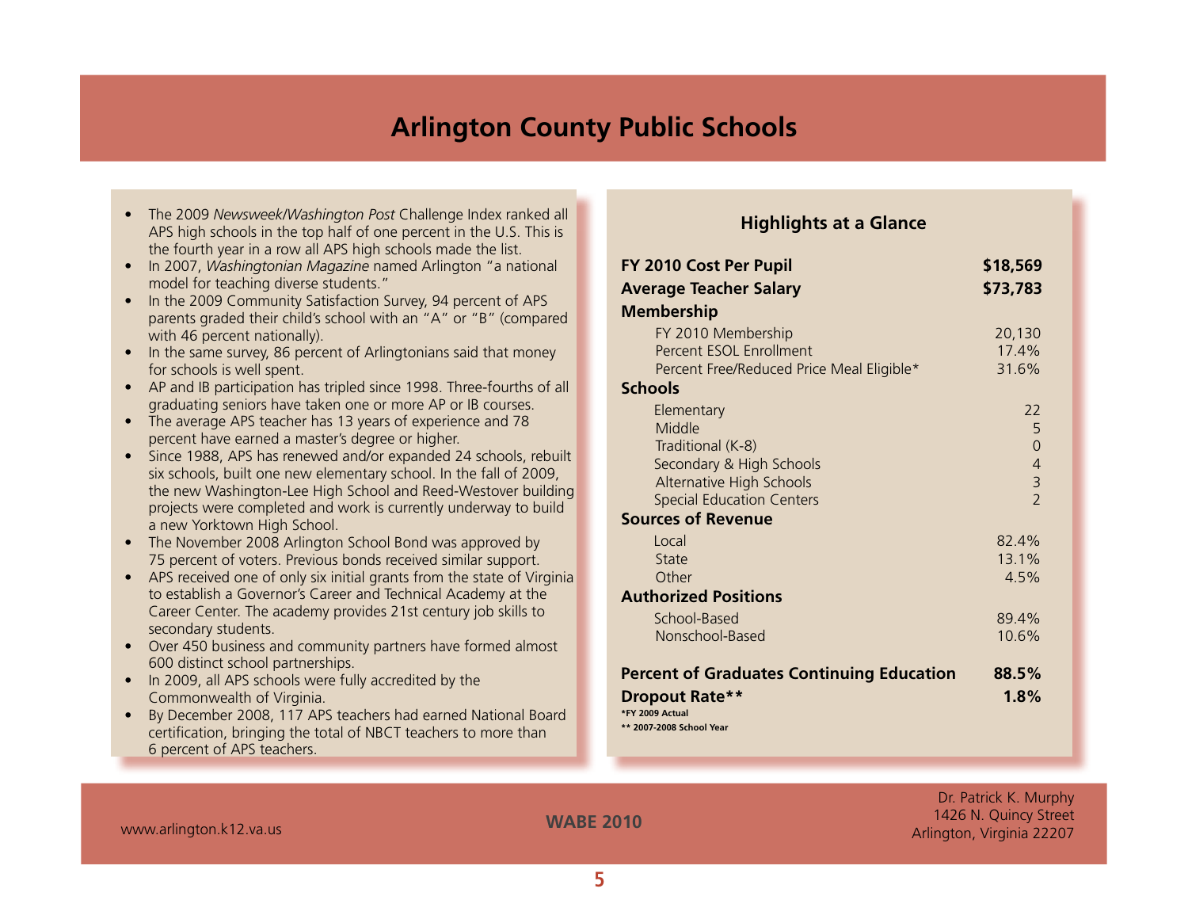# Arlington County Public Schools

- The 2009 *Newsweek/Washington Post* Challenge Index ranked all APS high schools in the top half of one percent in the U.S. This is the fourth year in a row all APS high schools made the list.
- In 2007, *Washingtonian Magazine* named Arlington "a national model for teaching diverse students."
- In the 2009 Community Satisfaction Survey, 94 percent of APS parents graded their child's school with an "A" or "B" (compared with 46 percent nationally).
- In the same survey, 86 percent of Arlingtonians said that money for schools is well spent.
- AP and IB participation has tripled since 1998. Three-fourths of all graduating seniors have taken one or more AP or IB courses.
- The average APS teacher has 13 years of experience and 78 percent have earned a master's degree or higher.
- Since 1988, APS has renewed and/or expanded 24 schools, rebuilt six schools, built one new elementary school. In the fall of 2009, the new Washington-Lee High School and Reed-Westover building projects were completed and work is currently underway to build a new Yorktown High School.
- The November 2008 Arlington School Bond was approved by 75 percent of voters. Previous bonds received similar support.
- APS received one of only six initial grants from the state of Virginia to establish a Governor's Career and Technical Academy at the Career Center. The academy provides 21st century job skills to secondary students.
- Over 450 business and community partners have formed almost 600 distinct school partnerships.
- In 2009, all APS schools were fully accredited by the Commonwealth of Virginia.
- By December 2008, 117 APS teachers had earned National Board certification, bringing the total of NBCT teachers to more than 6 percent of APS teachers.

## Highlights at a Glance

| | |
|---|---|
| **FY 2010 Cost Per Pupil** | **$18,569** |
| **Average Teacher Salary** | **$73,783** |
| **Membership** | |
| FY 2010 Membership | 20,130 |
| Percent ESOL Enrollment | 17.4% |
| Percent Free/Reduced Price Meal Eligible* | 31.6% |
| **Schools** | |
| Elementary | 22 |
| Middle | 5 |
| Traditional (K-8) | 0 |
| Secondary & High Schools | 4 |
| Alternative High Schools | 3 |
| Special Education Centers | 2 |
| **Sources of Revenue** | |
| Local | 82.4% |
| State | 13.1% |
| Other | 4.5% |
| **Authorized Positions** | |
| School-Based | 89.4% |
| Nonschool-Based | 10.6% |
| **Percent of Graduates Continuing Education** | **88.5%** |
| **Dropout Rate**** | **1.8%** |

*FY 2009 Actual
** 2007-2008 School Year

www.arlington.k12.va.us

WABE 2010

Dr. Patrick K. Murphy
1426 N. Quincy Street
Arlington, Virginia 22207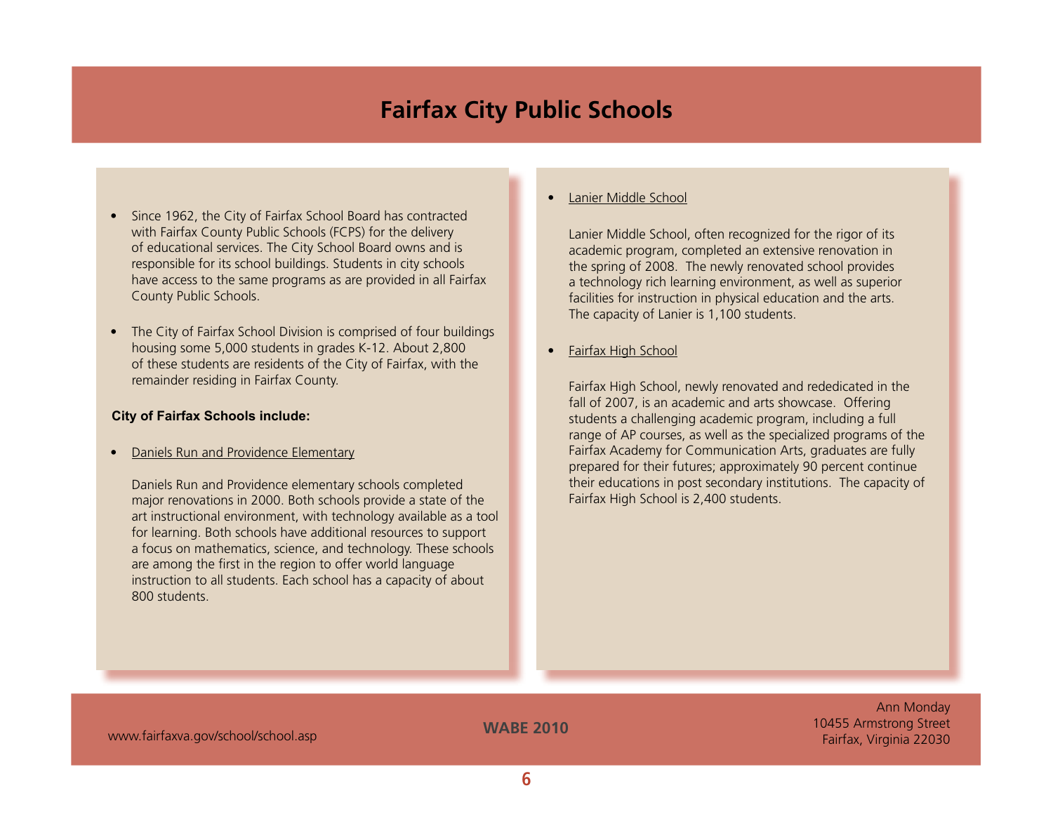# Fairfax City Public Schools

- Since 1962, the City of Fairfax School Board has contracted with Fairfax County Public Schools (FCPS) for the delivery of educational services. The City School Board owns and is responsible for its school buildings. Students in city schools have access to the same programs as are provided in all Fairfax County Public Schools.

- The City of Fairfax School Division is comprised of four buildings housing some 5,000 students in grades K-12. About 2,800 of these students are residents of the City of Fairfax, with the remainder residing in Fairfax County.

**City of Fairfax Schools include:**

- Daniels Run and Providence Elementary

  Daniels Run and Providence elementary schools completed major renovations in 2000. Both schools provide a state of the art instructional environment, with technology available as a tool for learning. Both schools have additional resources to support a focus on mathematics, science, and technology. These schools are among the first in the region to offer world language instruction to all students. Each school has a capacity of about 800 students.

- Lanier Middle School

  Lanier Middle School, often recognized for the rigor of its academic program, completed an extensive renovation in the spring of 2008. The newly renovated school provides a technology rich learning environment, as well as superior facilities for instruction in physical education and the arts. The capacity of Lanier is 1,100 students.

- Fairfax High School

  Fairfax High School, newly renovated and rededicated in the fall of 2007, is an academic and arts showcase. Offering students a challenging academic program, including a full range of AP courses, as well as the specialized programs of the Fairfax Academy for Communication Arts, graduates are fully prepared for their futures; approximately 90 percent continue their educations in post secondary institutions. The capacity of Fairfax High School is 2,400 students.

www.fairfaxva.gov/school/school.asp

Ann Monday
10455 Armstrong Street
Fairfax, Virginia 22030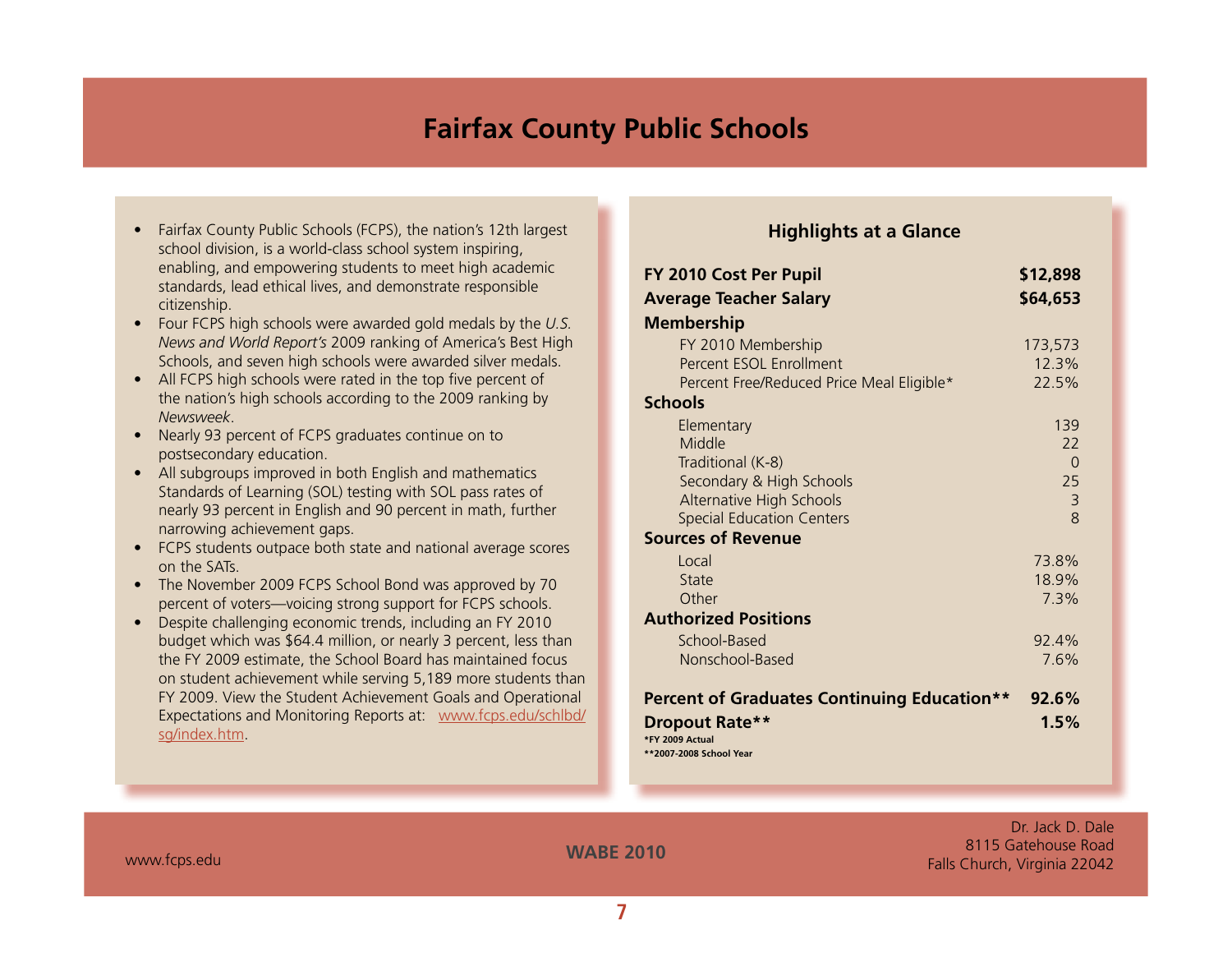# Fairfax County Public Schools

- Fairfax County Public Schools (FCPS), the nation's 12th largest school division, is a world-class school system inspiring, enabling, and empowering students to meet high academic standards, lead ethical lives, and demonstrate responsible citizenship.
- Four FCPS high schools were awarded gold medals by the *U.S. News and World Report's* 2009 ranking of America's Best High Schools, and seven high schools were awarded silver medals.
- All FCPS high schools were rated in the top five percent of the nation's high schools according to the 2009 ranking by *Newsweek*.
- Nearly 93 percent of FCPS graduates continue on to postsecondary education.
- All subgroups improved in both English and mathematics Standards of Learning (SOL) testing with SOL pass rates of nearly 93 percent in English and 90 percent in math, further narrowing achievement gaps.
- FCPS students outpace both state and national average scores on the SATs.
- The November 2009 FCPS School Bond was approved by 70 percent of voters—voicing strong support for FCPS schools.
- Despite challenging economic trends, including an FY 2010 budget which was $64.4 million, or nearly 3 percent, less than the FY 2009 estimate, the School Board has maintained focus on student achievement while serving 5,189 more students than FY 2009. View the Student Achievement Goals and Operational Expectations and Monitoring Reports at: www.fcps.edu/schlbd/sg/index.htm.

## Highlights at a Glance

| | |
|---|---|
| **FY 2010 Cost Per Pupil** | **$12,898** |
| **Average Teacher Salary** | **$64,653** |
| **Membership** | |
| FY 2010 Membership | 173,573 |
| Percent ESOL Enrollment | 12.3% |
| Percent Free/Reduced Price Meal Eligible* | 22.5% |
| **Schools** | |
| Elementary | 139 |
| Middle | 22 |
| Traditional (K-8) | 0 |
| Secondary & High Schools | 25 |
| Alternative High Schools | 3 |
| Special Education Centers | 8 |
| **Sources of Revenue** | |
| Local | 73.8% |
| State | 18.9% |
| Other | 7.3% |
| **Authorized Positions** | |
| School-Based | 92.4% |
| Nonschool-Based | 7.6% |
| **Percent of Graduates Continuing Education**** | **92.6%** |
| **Dropout Rate**** | **1.5%** |

*FY 2009 Actual
**2007-2008 School Year

www.fcps.edu

WABE 2010

Dr. Jack D. Dale
8115 Gatehouse Road
Falls Church, Virginia 22042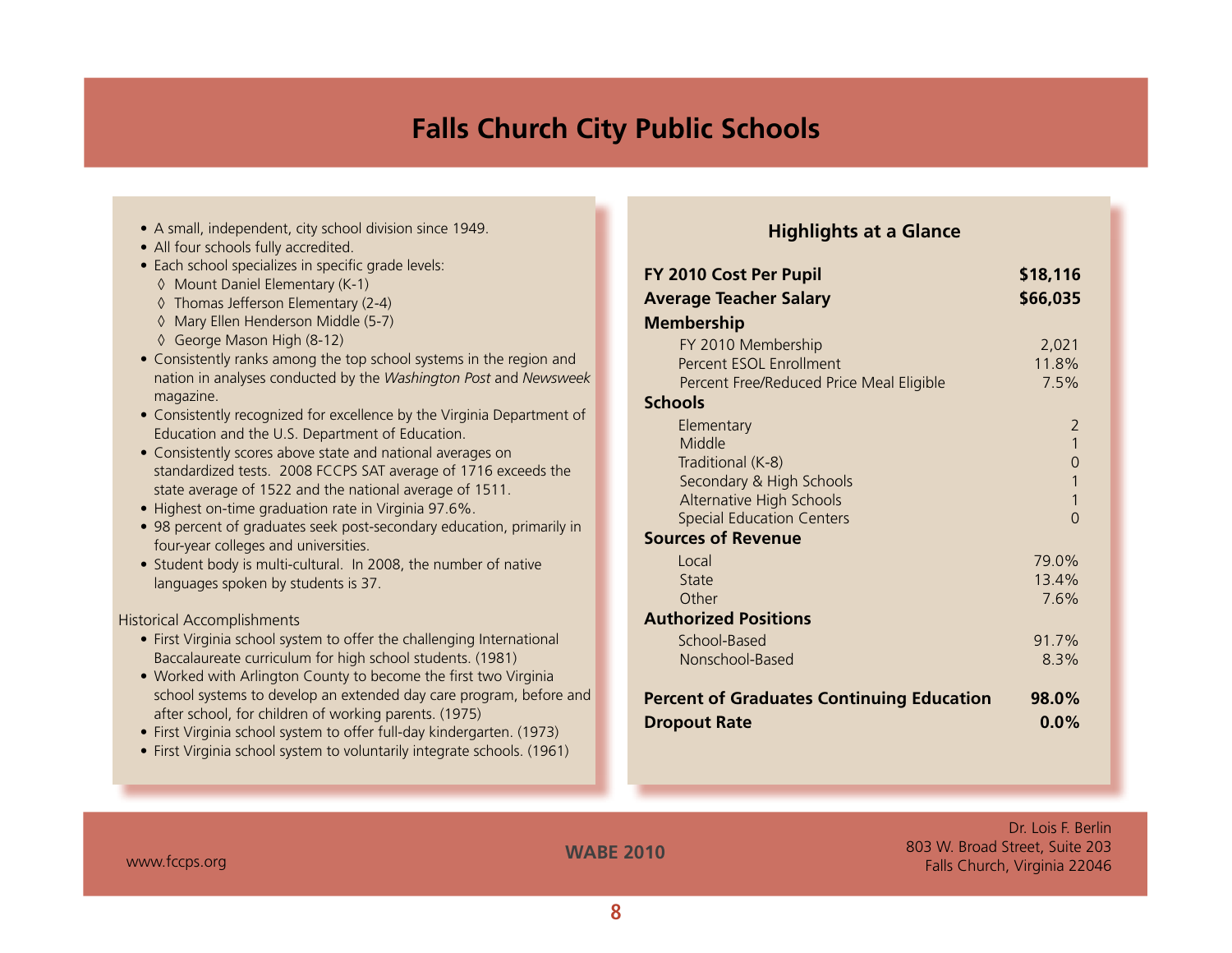# Falls Church City Public Schools

- A small, independent, city school division since 1949.
- All four schools fully accredited.
- Each school specializes in specific grade levels:
  - ◊ Mount Daniel Elementary (K-1)
  - ◊ Thomas Jefferson Elementary (2-4)
  - ◊ Mary Ellen Henderson Middle (5-7)
  - ◊ George Mason High (8-12)
- Consistently ranks among the top school systems in the region and nation in analyses conducted by the *Washington Post* and *Newsweek* magazine.
- Consistently recognized for excellence by the Virginia Department of Education and the U.S. Department of Education.
- Consistently scores above state and national averages on standardized tests. 2008 FCCPS SAT average of 1716 exceeds the state average of 1522 and the national average of 1511.
- Highest on-time graduation rate in Virginia 97.6%.
- 98 percent of graduates seek post-secondary education, primarily in four-year colleges and universities.
- Student body is multi-cultural. In 2008, the number of native languages spoken by students is 37.

Historical Accomplishments

- First Virginia school system to offer the challenging International Baccalaureate curriculum for high school students. (1981)
- Worked with Arlington County to become the first two Virginia school systems to develop an extended day care program, before and after school, for children of working parents. (1975)
- First Virginia school system to offer full-day kindergarten. (1973)
- First Virginia school system to voluntarily integrate schools. (1961)

## Highlights at a Glance

| | |
|---|---|
| **FY 2010 Cost Per Pupil** | **$18,116** |
| **Average Teacher Salary** | **$66,035** |
| **Membership** | |
| FY 2010 Membership | 2,021 |
| Percent ESOL Enrollment | 11.8% |
| Percent Free/Reduced Price Meal Eligible | 7.5% |
| **Schools** | |
| Elementary | 2 |
| Middle | 1 |
| Traditional (K-8) | 0 |
| Secondary & High Schools | 1 |
| Alternative High Schools | 1 |
| Special Education Centers | 0 |
| **Sources of Revenue** | |
| Local | 79.0% |
| State | 13.4% |
| Other | 7.6% |
| **Authorized Positions** | |
| School-Based | 91.7% |
| Nonschool-Based | 8.3% |
| **Percent of Graduates Continuing Education** | **98.0%** |
| **Dropout Rate** | **0.0%** |

www.fccps.org

Dr. Lois F. Berlin
803 W. Broad Street, Suite 203
Falls Church, Virginia 22046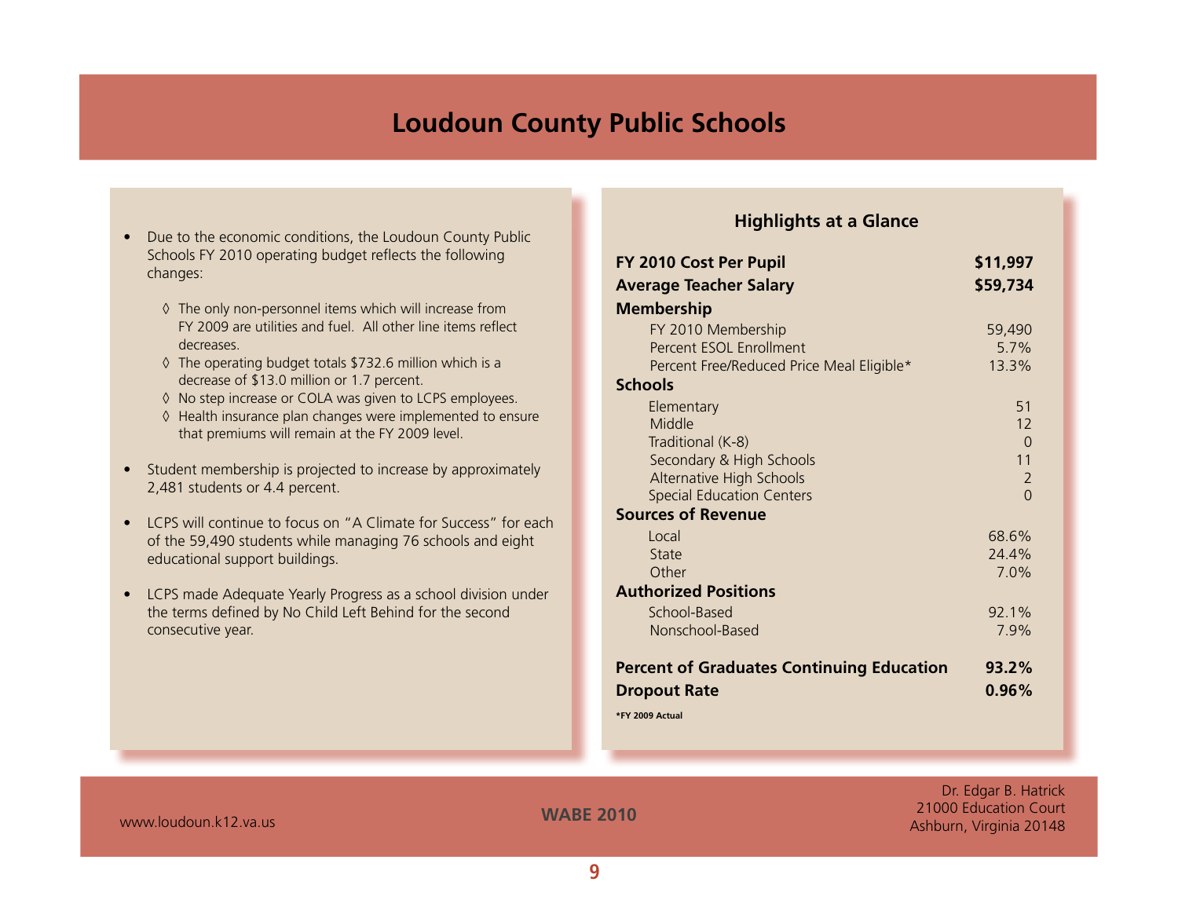# Loudoun County Public Schools

- Due to the economic conditions, the Loudoun County Public Schools FY 2010 operating budget reflects the following changes:
  - ◊ The only non-personnel items which will increase from FY 2009 are utilities and fuel. All other line items reflect decreases.
  - ◊ The operating budget totals $732.6 million which is a decrease of $13.0 million or 1.7 percent.
  - ◊ No step increase or COLA was given to LCPS employees.
  - ◊ Health insurance plan changes were implemented to ensure that premiums will remain at the FY 2009 level.
- Student membership is projected to increase by approximately 2,481 students or 4.4 percent.
- LCPS will continue to focus on "A Climate for Success" for each of the 59,490 students while managing 76 schools and eight educational support buildings.
- LCPS made Adequate Yearly Progress as a school division under the terms defined by No Child Left Behind for the second consecutive year.

## Highlights at a Glance

| | |
|---|---|
| **FY 2010 Cost Per Pupil** | **$11,997** |
| **Average Teacher Salary** | **$59,734** |
| **Membership** | |
| FY 2010 Membership | 59,490 |
| Percent ESOL Enrollment | 5.7% |
| Percent Free/Reduced Price Meal Eligible* | 13.3% |
| **Schools** | |
| Elementary | 51 |
| Middle | 12 |
| Traditional (K-8) | 0 |
| Secondary & High Schools | 11 |
| Alternative High Schools | 2 |
| Special Education Centers | 0 |
| **Sources of Revenue** | |
| Local | 68.6% |
| State | 24.4% |
| Other | 7.0% |
| **Authorized Positions** | |
| School-Based | 92.1% |
| Nonschool-Based | 7.9% |
| **Percent of Graduates Continuing Education** | **93.2%** |
| **Dropout Rate** | **0.96%** |

*FY 2009 Actual

www.loudoun.k12.va.us

WABE 2010

Dr. Edgar B. Hatrick
21000 Education Court
Ashburn, Virginia 20148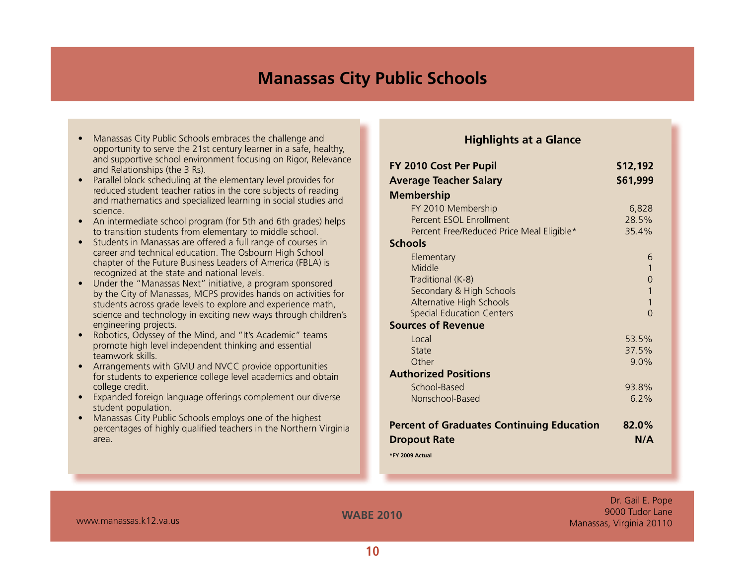# Manassas City Public Schools

- Manassas City Public Schools embraces the challenge and opportunity to serve the 21st century learner in a safe, healthy, and supportive school environment focusing on Rigor, Relevance and Relationships (the 3 Rs).
- Parallel block scheduling at the elementary level provides for reduced student teacher ratios in the core subjects of reading and mathematics and specialized learning in social studies and science.
- An intermediate school program (for 5th and 6th grades) helps to transition students from elementary to middle school.
- Students in Manassas are offered a full range of courses in career and technical education. The Osbourn High School chapter of the Future Business Leaders of America (FBLA) is recognized at the state and national levels.
- Under the "Manassas Next" initiative, a program sponsored by the City of Manassas, MCPS provides hands on activities for students across grade levels to explore and experience math, science and technology in exciting new ways through children's engineering projects.
- Robotics, Odyssey of the Mind, and "It's Academic" teams promote high level independent thinking and essential teamwork skills.
- Arrangements with GMU and NVCC provide opportunities for students to experience college level academics and obtain college credit.
- Expanded foreign language offerings complement our diverse student population.
- Manassas City Public Schools employs one of the highest percentages of highly qualified teachers in the Northern Virginia area.

## Highlights at a Glance

| | |
|---|---|
| **FY 2010 Cost Per Pupil** | **$12,192** |
| **Average Teacher Salary** | **$61,999** |
| **Membership** | |
| FY 2010 Membership | 6,828 |
| Percent ESOL Enrollment | 28.5% |
| Percent Free/Reduced Price Meal Eligible* | 35.4% |
| **Schools** | |
| Elementary | 6 |
| Middle | 1 |
| Traditional (K-8) | 0 |
| Secondary & High Schools | 1 |
| Alternative High Schools | 1 |
| Special Education Centers | 0 |
| **Sources of Revenue** | |
| Local | 53.5% |
| State | 37.5% |
| Other | 9.0% |
| **Authorized Positions** | |
| School-Based | 93.8% |
| Nonschool-Based | 6.2% |
| **Percent of Graduates Continuing Education** | **82.0%** |
| **Dropout Rate** | **N/A** |

*FY 2009 Actual

www.manassas.k12.va.us

WABE 2010

Dr. Gail E. Pope
9000 Tudor Lane
Manassas, Virginia 20110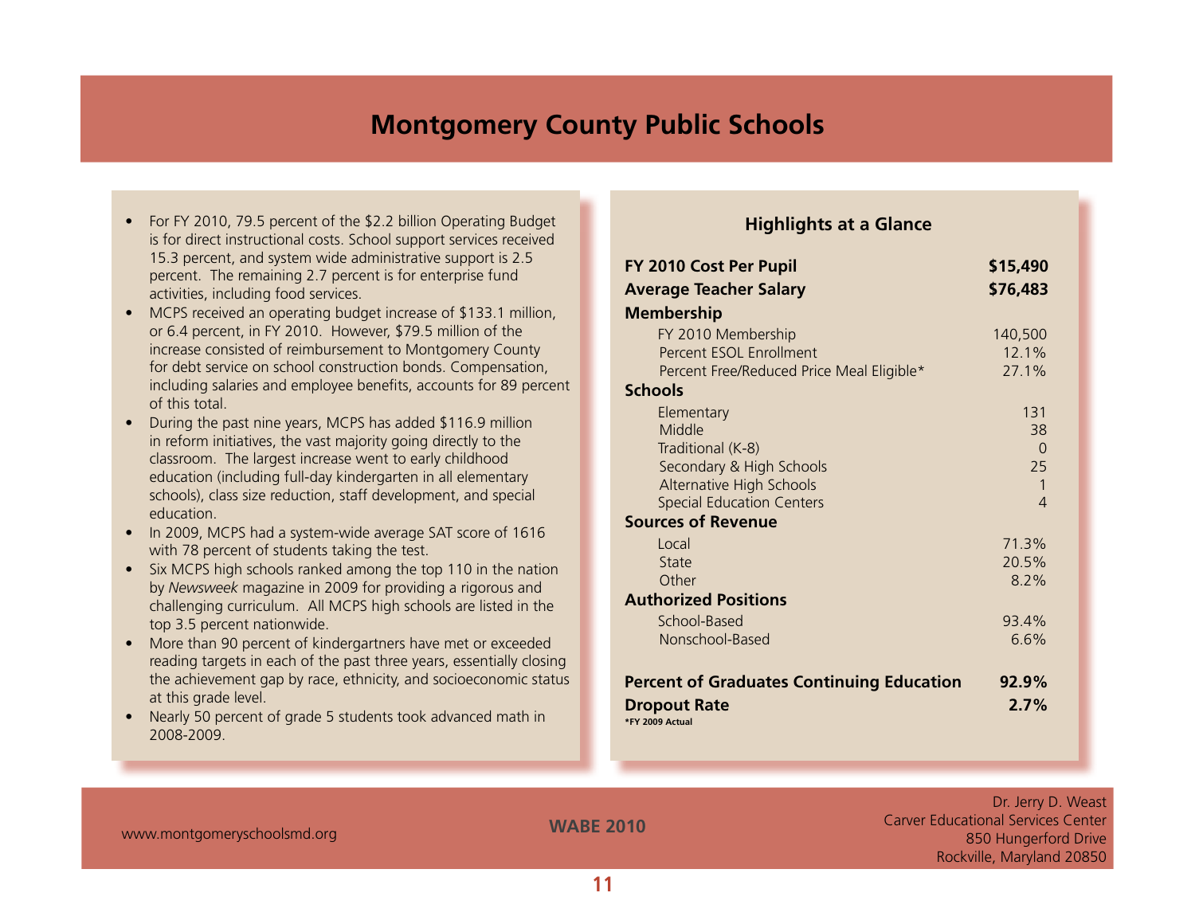# Montgomery County Public Schools

- For FY 2010, 79.5 percent of the $2.2 billion Operating Budget is for direct instructional costs. School support services received 15.3 percent, and system wide administrative support is 2.5 percent. The remaining 2.7 percent is for enterprise fund activities, including food services.
- MCPS received an operating budget increase of $133.1 million, or 6.4 percent, in FY 2010. However, $79.5 million of the increase consisted of reimbursement to Montgomery County for debt service on school construction bonds. Compensation, including salaries and employee benefits, accounts for 89 percent of this total.
- During the past nine years, MCPS has added $116.9 million in reform initiatives, the vast majority going directly to the classroom. The largest increase went to early childhood education (including full-day kindergarten in all elementary schools), class size reduction, staff development, and special education.
- In 2009, MCPS had a system-wide average SAT score of 1616 with 78 percent of students taking the test.
- Six MCPS high schools ranked among the top 110 in the nation by *Newsweek* magazine in 2009 for providing a rigorous and challenging curriculum. All MCPS high schools are listed in the top 3.5 percent nationwide.
- More than 90 percent of kindergartners have met or exceeded reading targets in each of the past three years, essentially closing the achievement gap by race, ethnicity, and socioeconomic status at this grade level.
- Nearly 50 percent of grade 5 students took advanced math in 2008-2009.

## Highlights at a Glance

| | |
|---|---|
| **FY 2010 Cost Per Pupil** | **$15,490** |
| **Average Teacher Salary** | **$76,483** |
| **Membership** | |
| FY 2010 Membership | 140,500 |
| Percent ESOL Enrollment | 12.1% |
| Percent Free/Reduced Price Meal Eligible* | 27.1% |
| **Schools** | |
| Elementary | 131 |
| Middle | 38 |
| Traditional (K-8) | 0 |
| Secondary & High Schools | 25 |
| Alternative High Schools | 1 |
| Special Education Centers | 4 |
| **Sources of Revenue** | |
| Local | 71.3% |
| State | 20.5% |
| Other | 8.2% |
| **Authorized Positions** | |
| School-Based | 93.4% |
| Nonschool-Based | 6.6% |
| **Percent of Graduates Continuing Education** | **92.9%** |
| **Dropout Rate** | **2.7%** |

*FY 2009 Actual

www.montgomeryschoolsmd.org

WABE 2010

Dr. Jerry D. Weast
Carver Educational Services Center
850 Hungerford Drive
Rockville, Maryland 20850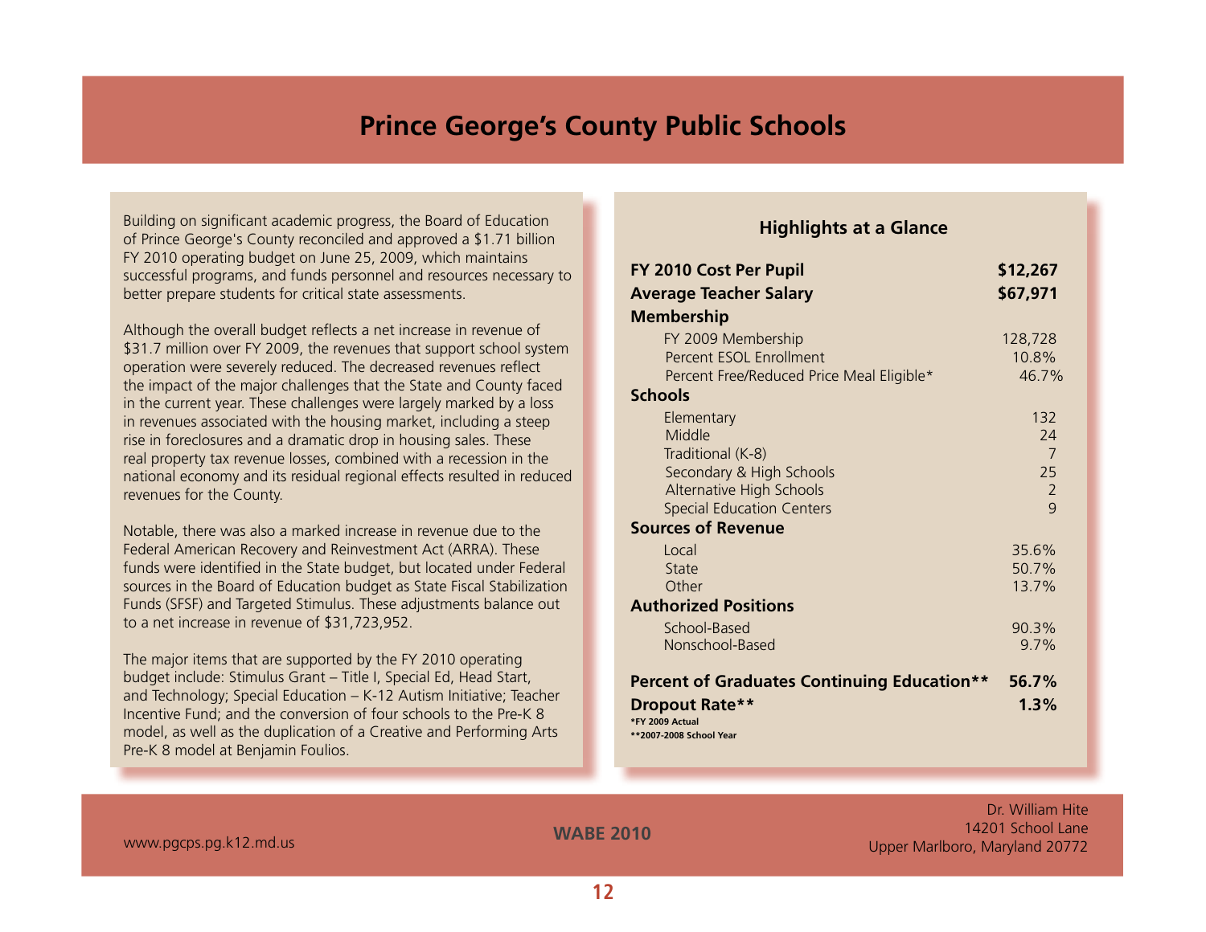# Prince George's County Public Schools

Building on significant academic progress, the Board of Education of Prince George's County reconciled and approved a $1.71 billion FY 2010 operating budget on June 25, 2009, which maintains successful programs, and funds personnel and resources necessary to better prepare students for critical state assessments.

Although the overall budget reflects a net increase in revenue of $31.7 million over FY 2009, the revenues that support school system operation were severely reduced. The decreased revenues reflect the impact of the major challenges that the State and County faced in the current year. These challenges were largely marked by a loss in revenues associated with the housing market, including a steep rise in foreclosures and a dramatic drop in housing sales. These real property tax revenue losses, combined with a recession in the national economy and its residual regional effects resulted in reduced revenues for the County.

Notable, there was also a marked increase in revenue due to the Federal American Recovery and Reinvestment Act (ARRA). These funds were identified in the State budget, but located under Federal sources in the Board of Education budget as State Fiscal Stabilization Funds (SFSF) and Targeted Stimulus. These adjustments balance out to a net increase in revenue of $31,723,952.

The major items that are supported by the FY 2010 operating budget include: Stimulus Grant – Title I, Special Ed, Head Start, and Technology; Special Education – K-12 Autism Initiative; Teacher Incentive Fund; and the conversion of four schools to the Pre-K 8 model, as well as the duplication of a Creative and Performing Arts Pre-K 8 model at Benjamin Foulios.

## Highlights at a Glance

| | |
|---|---|
| **FY 2010 Cost Per Pupil** | **$12,267** |
| **Average Teacher Salary** | **$67,971** |
| **Membership** | |
| FY 2009 Membership | 128,728 |
| Percent ESOL Enrollment | 10.8% |
| Percent Free/Reduced Price Meal Eligible* | 46.7% |
| **Schools** | |
| Elementary | 132 |
| Middle | 24 |
| Traditional (K-8) | 7 |
| Secondary & High Schools | 25 |
| Alternative High Schools | 2 |
| Special Education Centers | 9 |
| **Sources of Revenue** | |
| Local | 35.6% |
| State | 50.7% |
| Other | 13.7% |
| **Authorized Positions** | |
| School-Based | 90.3% |
| Nonschool-Based | 9.7% |
| **Percent of Graduates Continuing Education**** | **56.7%** |
| **Dropout Rate**** | **1.3%** |

*FY 2009 Actual
**2007-2008 School Year

www.pgcps.pg.k12.md.us

Dr. William Hite
14201 School Lane
Upper Marlboro, Maryland 20772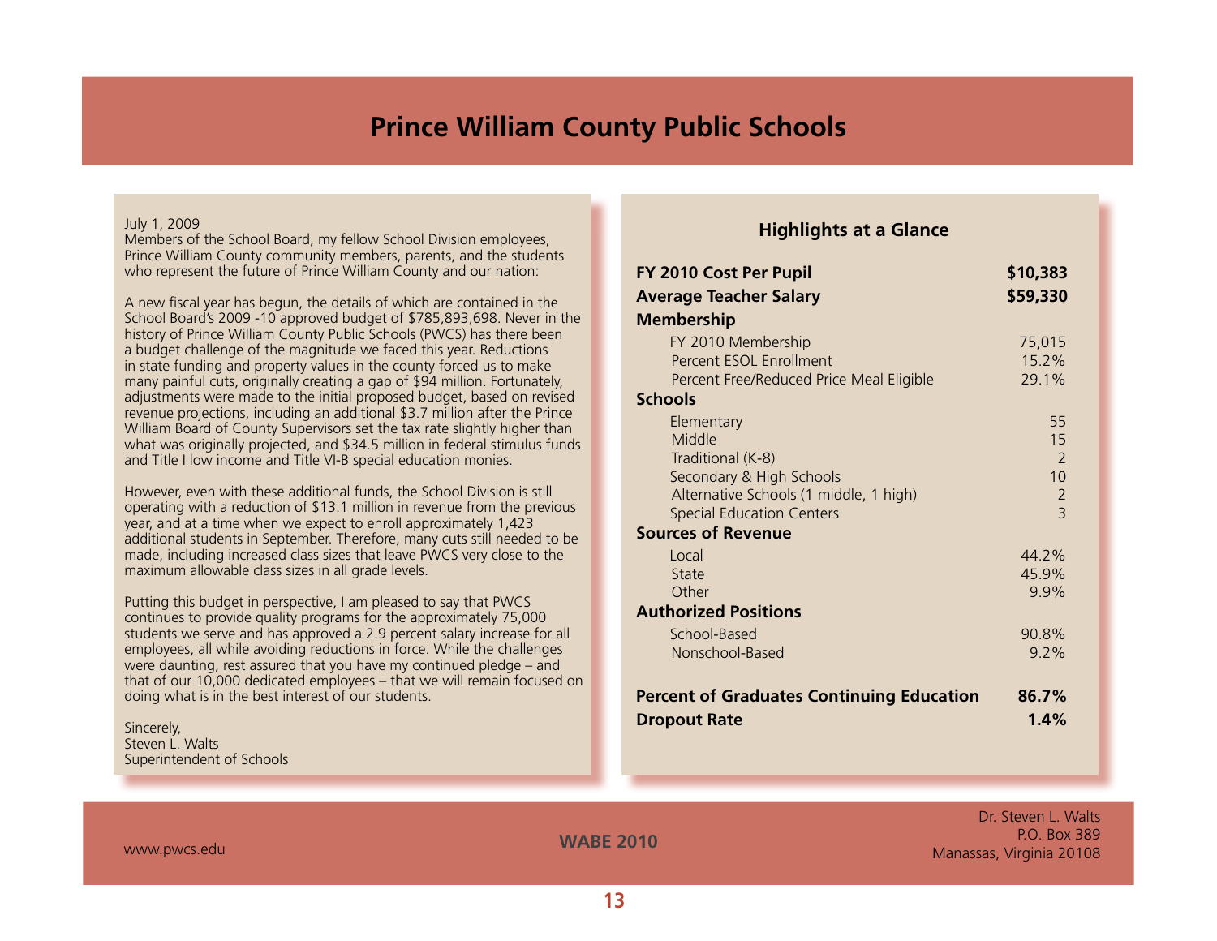# Prince William County Public Schools

July 1, 2009
Members of the School Board, my fellow School Division employees, Prince William County community members, parents, and the students who represent the future of Prince William County and our nation:

A new fiscal year has begun, the details of which are contained in the School Board's 2009 -10 approved budget of $785,893,698. Never in the history of Prince William County Public Schools (PWCS) has there been a budget challenge of the magnitude we faced this year. Reductions in state funding and property values in the county forced us to make many painful cuts, originally creating a gap of $94 million. Fortunately, adjustments were made to the initial proposed budget, based on revised revenue projections, including an additional $3.7 million after the Prince William Board of County Supervisors set the tax rate slightly higher than what was originally projected, and $34.5 million in federal stimulus funds and Title I low income and Title VI-B special education monies.

However, even with these additional funds, the School Division is still operating with a reduction of $13.1 million in revenue from the previous year, and at a time when we expect to enroll approximately 1,423 additional students in September. Therefore, many cuts still needed to be made, including increased class sizes that leave PWCS very close to the maximum allowable class sizes in all grade levels.

Putting this budget in perspective, I am pleased to say that PWCS continues to provide quality programs for the approximately 75,000 students we serve and has approved a 2.9 percent salary increase for all employees, all while avoiding reductions in force. While the challenges were daunting, rest assured that you have my continued pledge – and that of our 10,000 dedicated employees – that we will remain focused on doing what is in the best interest of our students.

Sincerely,
Steven L. Walts
Superintendent of Schools

## Highlights at a Glance

| | |
|---|---|
| **FY 2010 Cost Per Pupil** | **$10,383** |
| **Average Teacher Salary** | **$59,330** |
| **Membership** | |
| FY 2010 Membership | 75,015 |
| Percent ESOL Enrollment | 15.2% |
| Percent Free/Reduced Price Meal Eligible | 29.1% |
| **Schools** | |
| Elementary | 55 |
| Middle | 15 |
| Traditional (K-8) | 2 |
| Secondary & High Schools | 10 |
| Alternative Schools (1 middle, 1 high) | 2 |
| Special Education Centers | 3 |
| **Sources of Revenue** | |
| Local | 44.2% |
| State | 45.9% |
| Other | 9.9% |
| **Authorized Positions** | |
| School-Based | 90.8% |
| Nonschool-Based | 9.2% |
| **Percent of Graduates Continuing Education** | **86.7%** |
| **Dropout Rate** | **1.4%** |

www.pwcs.edu

Dr. Steven L. Walts
P.O. Box 389
Manassas, Virginia 20108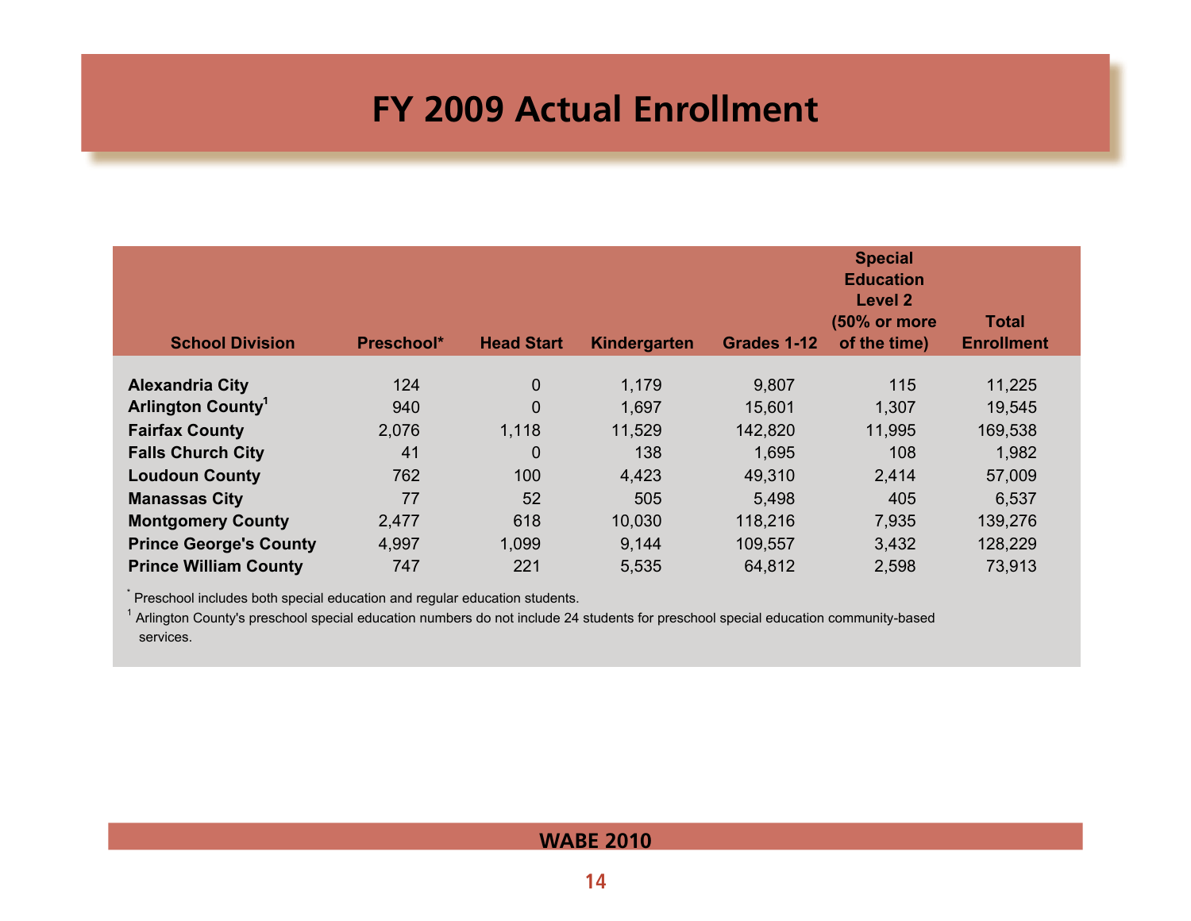# FY 2009 Actual Enrollment

| School Division | Preschool* | Head Start | Kindergarten | Grades 1-12 | Special Education Level 2 (50% or more of the time) | Total Enrollment |
|---|---|---|---|---|---|---|
| **Alexandria City** | 124 | 0 | 1,179 | 9,807 | 115 | 11,225 |
| **Arlington County**[1] | 940 | 0 | 1,697 | 15,601 | 1,307 | 19,545 |
| **Fairfax County** | 2,076 | 1,118 | 11,529 | 142,820 | 11,995 | 169,538 |
| **Falls Church City** | 41 | 0 | 138 | 1,695 | 108 | 1,982 |
| **Loudoun County** | 762 | 100 | 4,423 | 49,310 | 2,414 | 57,009 |
| **Manassas City** | 77 | 52 | 505 | 5,498 | 405 | 6,537 |
| **Montgomery County** | 2,477 | 618 | 10,030 | 118,216 | 7,935 | 139,276 |
| **Prince George's County** | 4,997 | 1,099 | 9,144 | 109,557 | 3,432 | 128,229 |
| **Prince William County** | 747 | 221 | 5,535 | 64,812 | 2,598 | 73,913 |

* Preschool includes both special education and regular education students.

[1] Arlington County's preschool special education numbers do not include 24 students for preschool special education community-based services.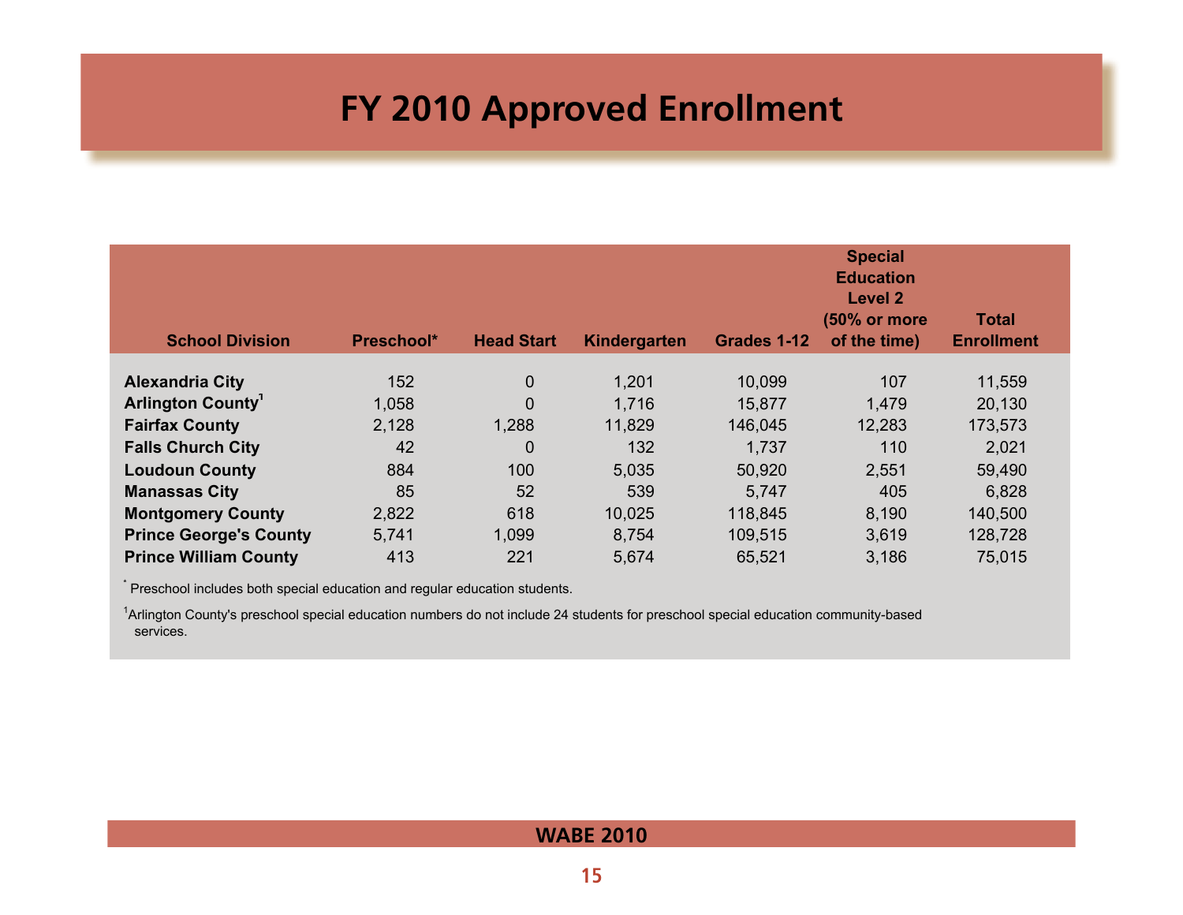# FY 2010 Approved Enrollment

| School Division | Preschool* | Head Start | Kindergarten | Grades 1-12 | Special Education Level 2 (50% or more of the time) | Total Enrollment |
|---|---|---|---|---|---|---|
| **Alexandria City** | 152 | 0 | 1,201 | 10,099 | 107 | 11,559 |
| **Arlington County**[1] | 1,058 | 0 | 1,716 | 15,877 | 1,479 | 20,130 |
| **Fairfax County** | 2,128 | 1,288 | 11,829 | 146,045 | 12,283 | 173,573 |
| **Falls Church City** | 42 | 0 | 132 | 1,737 | 110 | 2,021 |
| **Loudoun County** | 884 | 100 | 5,035 | 50,920 | 2,551 | 59,490 |
| **Manassas City** | 85 | 52 | 539 | 5,747 | 405 | 6,828 |
| **Montgomery County** | 2,822 | 618 | 10,025 | 118,845 | 8,190 | 140,500 |
| **Prince George's County** | 5,741 | 1,099 | 8,754 | 109,515 | 3,619 | 128,728 |
| **Prince William County** | 413 | 221 | 5,674 | 65,521 | 3,186 | 75,015 |

* Preschool includes both special education and regular education students.

[1] Arlington County's preschool special education numbers do not include 24 students for preschool special education community-based services.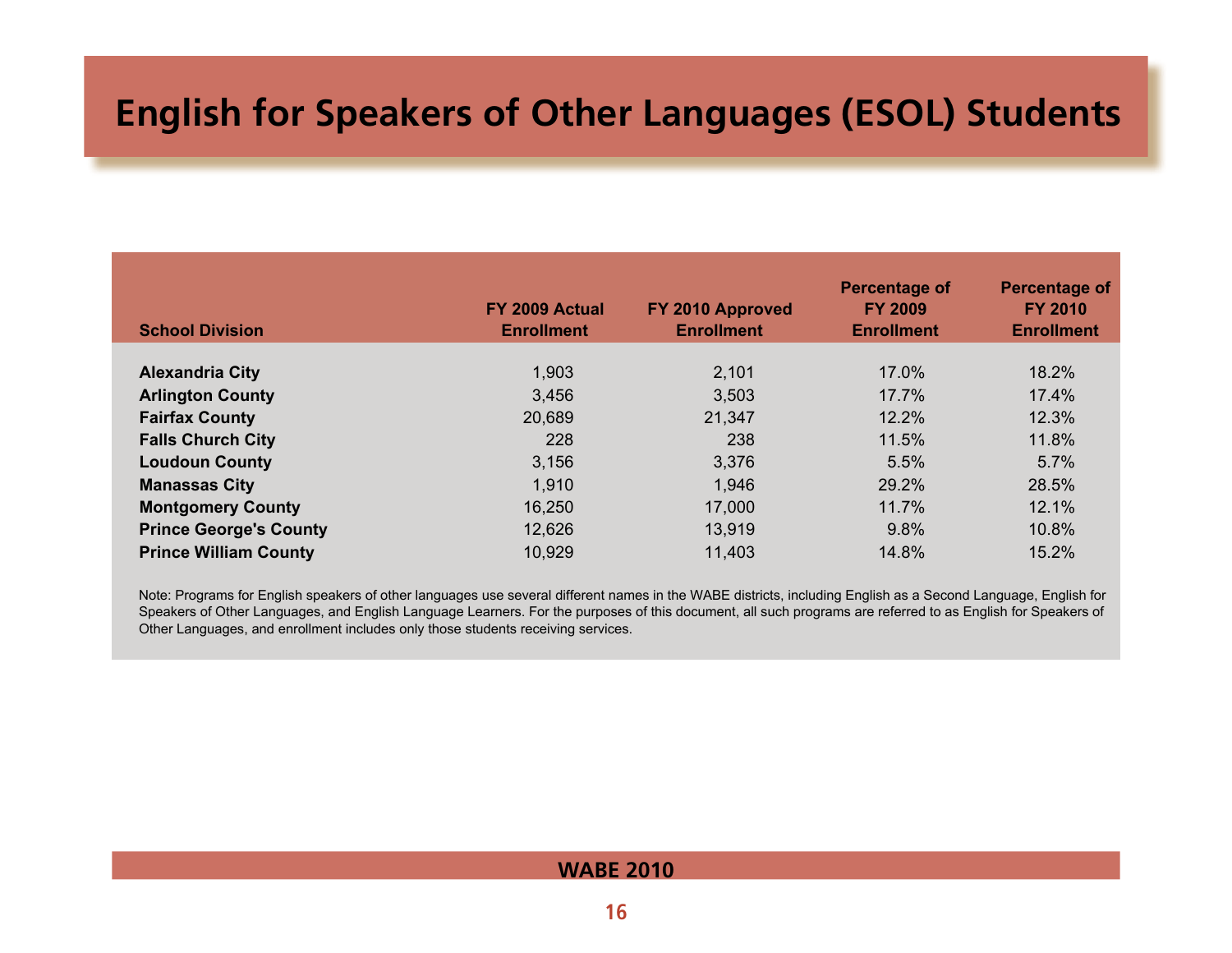# English for Speakers of Other Languages (ESOL) Students

| School Division | FY 2009 Actual Enrollment | FY 2010 Approved Enrollment | Percentage of FY 2009 Enrollment | Percentage of FY 2010 Enrollment |
|---|---|---|---|---|
| **Alexandria City** | 1,903 | 2,101 | 17.0% | 18.2% |
| **Arlington County** | 3,456 | 3,503 | 17.7% | 17.4% |
| **Fairfax County** | 20,689 | 21,347 | 12.2% | 12.3% |
| **Falls Church City** | 228 | 238 | 11.5% | 11.8% |
| **Loudoun County** | 3,156 | 3,376 | 5.5% | 5.7% |
| **Manassas City** | 1,910 | 1,946 | 29.2% | 28.5% |
| **Montgomery County** | 16,250 | 17,000 | 11.7% | 12.1% |
| **Prince George's County** | 12,626 | 13,919 | 9.8% | 10.8% |
| **Prince William County** | 10,929 | 11,403 | 14.8% | 15.2% |

Note: Programs for English speakers of other languages use several different names in the WABE districts, including English as a Second Language, English for Speakers of Other Languages, and English Language Learners. For the purposes of this document, all such programs are referred to as English for Speakers of Other Languages, and enrollment includes only those students receiving services.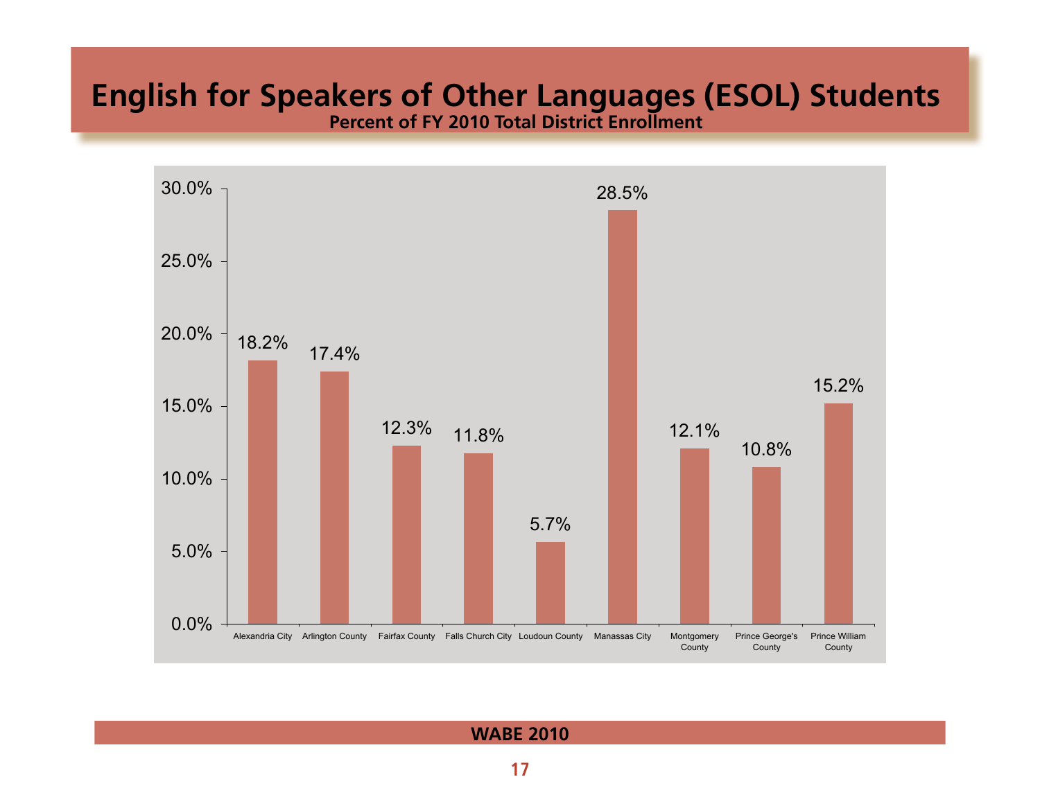# English for Speakers of Other Languages (ESOL) Students

**Percent of FY 2010 Total District Enrollment**

| District | Percent |
|---|---|
| Alexandria City | 18.2% |
| Arlington County | 17.4% |
| Fairfax County | 12.3% |
| Falls Church City | 11.8% |
| Loudoun County | 5.7% |
| Manassas City | 28.5% |
| Montgomery County | 12.1% |
| Prince George's County | 10.8% |
| Prince William County | 15.2% |

**WABE 2010**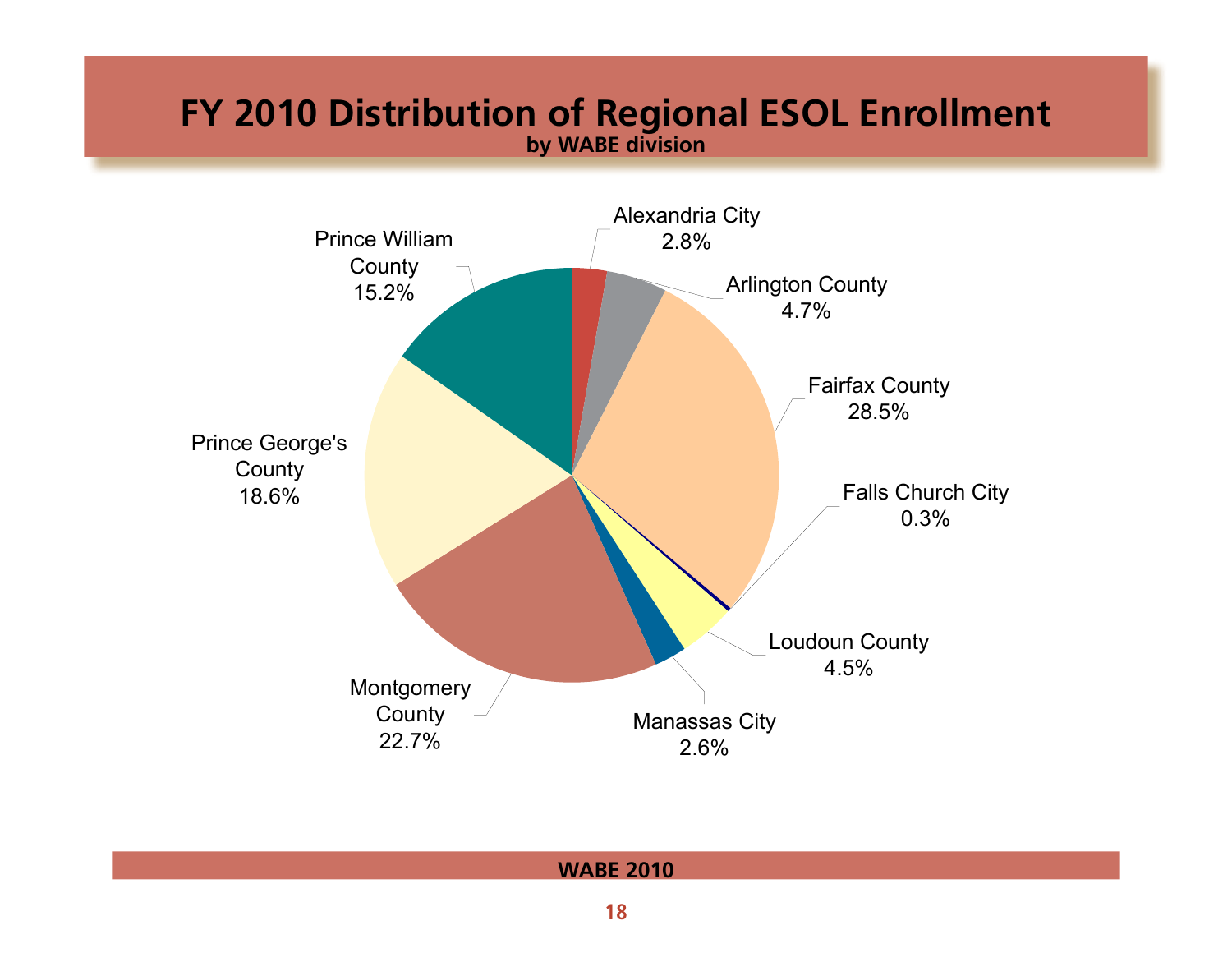# FY 2010 Distribution of Regional ESOL Enrollment

**by WABE division**

| Division | Percent |
|---|---|
| Alexandria City | 2.8% |
| Arlington County | 4.7% |
| Fairfax County | 28.5% |
| Falls Church City | 0.3% |
| Loudoun County | 4.5% |
| Manassas City | 2.6% |
| Montgomery County | 22.7% |
| Prince George's County | 18.6% |
| Prince William County | 15.2% |

**WABE 2010**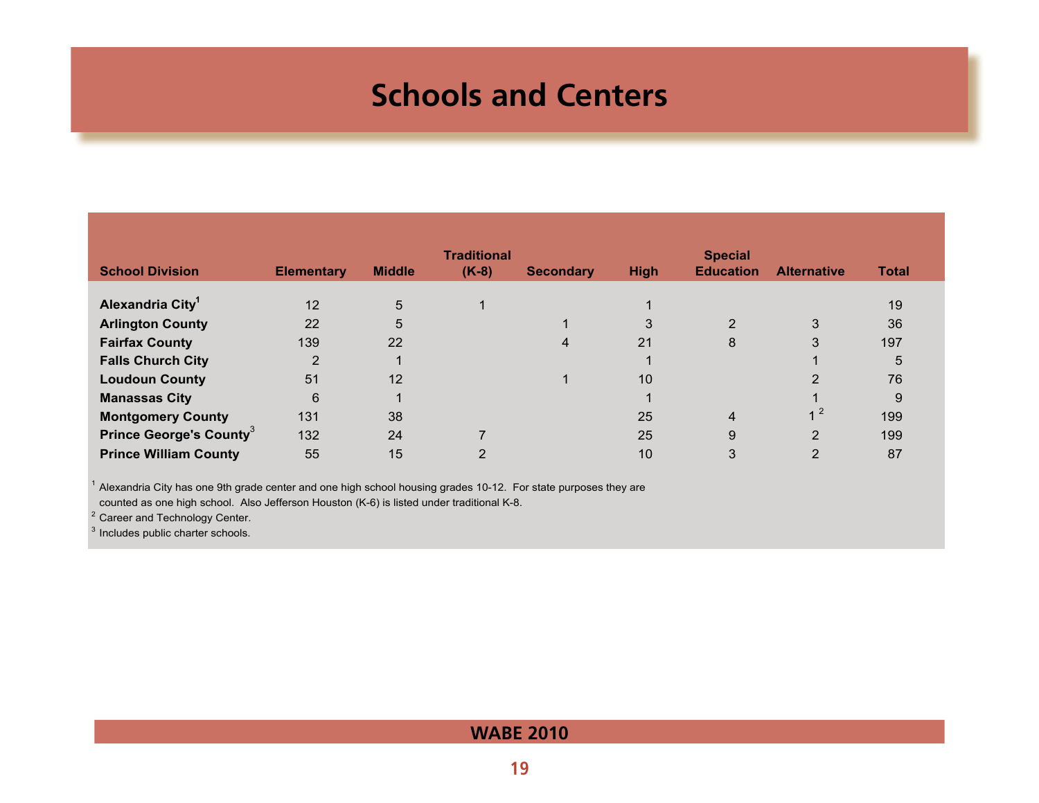# Schools and Centers

| School Division | Elementary | Middle | Traditional (K-8) | Secondary | High | Special Education | Alternative | Total |
|---|---|---|---|---|---|---|---|---|
| **Alexandria City**[1] | 12 | 5 | 1 | | 1 | | | 19 |
| **Arlington County** | 22 | 5 | | 1 | 3 | 2 | 3 | 36 |
| **Fairfax County** | 139 | 22 | | 4 | 21 | 8 | 3 | 197 |
| **Falls Church City** | 2 | 1 | | | 1 | | 1 | 5 |
| **Loudoun County** | 51 | 12 | | 1 | 10 | | 2 | 76 |
| **Manassas City** | 6 | 1 | | | 1 | | 1 | 9 |
| **Montgomery County** | 131 | 38 | | | 25 | 4 | 1 [2] | 199 |
| **Prince George's County**[3] | 132 | 24 | 7 | | 25 | 9 | 2 | 199 |
| **Prince William County** | 55 | 15 | 2 | | 10 | 3 | 2 | 87 |

[1] Alexandria City has one 9th grade center and one high school housing grades 10-12. For state purposes they are counted as one high school. Also Jefferson Houston (K-6) is listed under traditional K-8.

[2] Career and Technology Center.

[3] Includes public charter schools.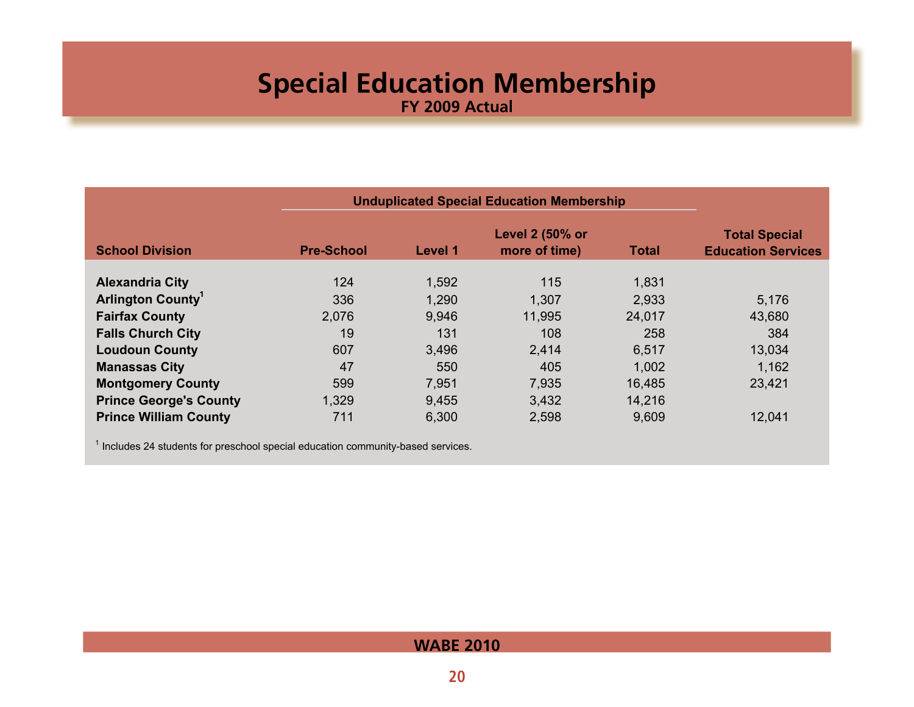# Special Education Membership

## FY 2009 Actual

| School Division | Unduplicated Special Education Membership | | | | Total Special Education Services |
|---|---|---|---|---|---|
| | Pre-School | Level 1 | Level 2 (50% or more of time) | Total | |
| **Alexandria City** | 124 | 1,592 | 115 | 1,831 | |
| **Arlington County**[1] | 336 | 1,290 | 1,307 | 2,933 | 5,176 |
| **Fairfax County** | 2,076 | 9,946 | 11,995 | 24,017 | 43,680 |
| **Falls Church City** | 19 | 131 | 108 | 258 | 384 |
| **Loudoun County** | 607 | 3,496 | 2,414 | 6,517 | 13,034 |
| **Manassas City** | 47 | 550 | 405 | 1,002 | 1,162 |
| **Montgomery County** | 599 | 7,951 | 7,935 | 16,485 | 23,421 |
| **Prince George's County** | 1,329 | 9,455 | 3,432 | 14,216 | |
| **Prince William County** | 711 | 6,300 | 2,598 | 9,609 | 12,041 |

[1] Includes 24 students for preschool special education community-based services.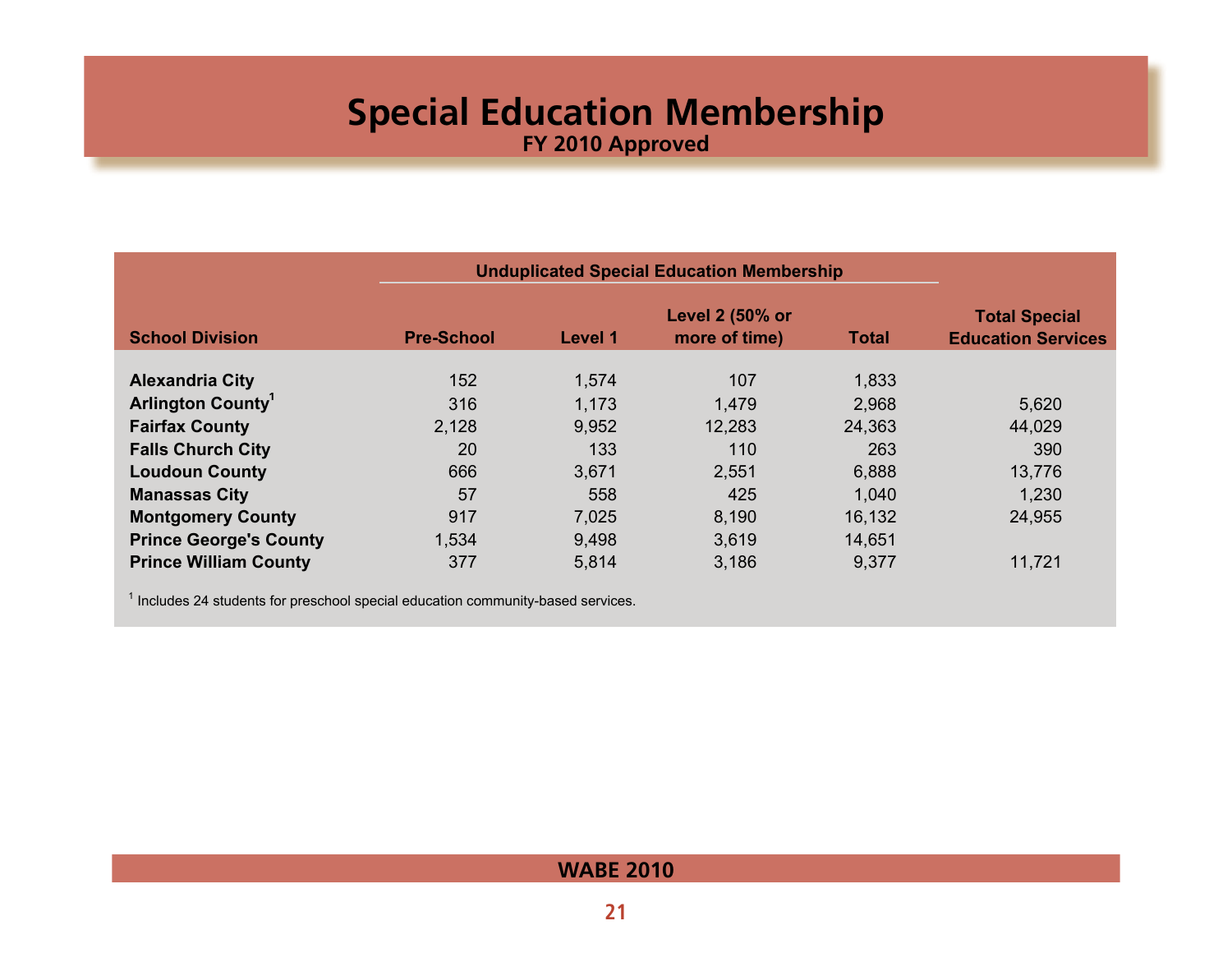# Special Education Membership

## FY 2010 Approved

| School Division | Unduplicated Special Education Membership | | | | Total Special Education Services |
|---|---|---|---|---|---|
| | Pre-School | Level 1 | Level 2 (50% or more of time) | Total | |
| **Alexandria City** | 152 | 1,574 | 107 | 1,833 | |
| **Arlington County**[1] | 316 | 1,173 | 1,479 | 2,968 | 5,620 |
| **Fairfax County** | 2,128 | 9,952 | 12,283 | 24,363 | 44,029 |
| **Falls Church City** | 20 | 133 | 110 | 263 | 390 |
| **Loudoun County** | 666 | 3,671 | 2,551 | 6,888 | 13,776 |
| **Manassas City** | 57 | 558 | 425 | 1,040 | 1,230 |
| **Montgomery County** | 917 | 7,025 | 8,190 | 16,132 | 24,955 |
| **Prince George's County** | 1,534 | 9,498 | 3,619 | 14,651 | |
| **Prince William County** | 377 | 5,814 | 3,186 | 9,377 | 11,721 |

[1] Includes 24 students for preschool special education community-based services.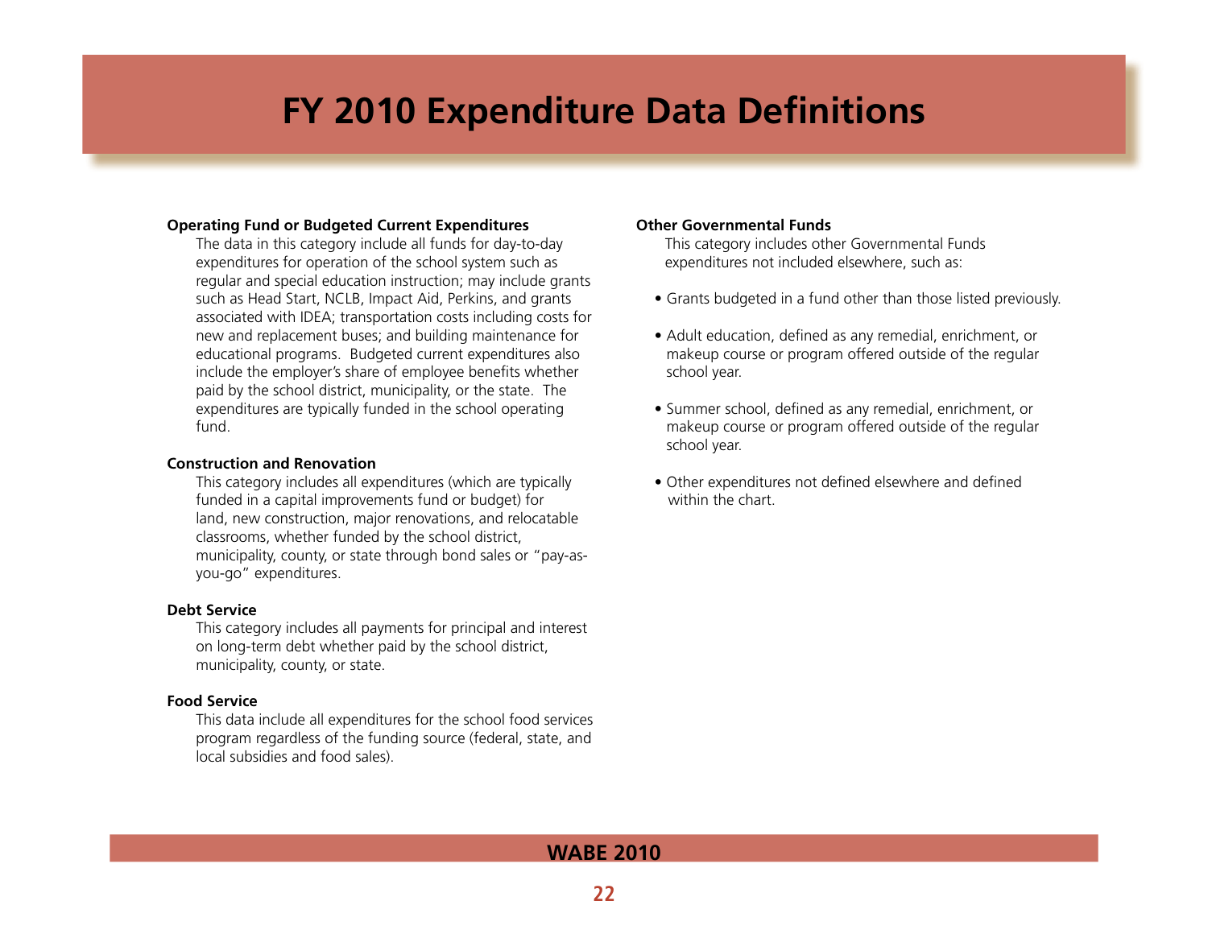# FY 2010 Expenditure Data Definitions

**Operating Fund or Budgeted Current Expenditures**

The data in this category include all funds for day-to-day expenditures for operation of the school system such as regular and special education instruction; may include grants such as Head Start, NCLB, Impact Aid, Perkins, and grants associated with IDEA; transportation costs including costs for new and replacement buses; and building maintenance for educational programs. Budgeted current expenditures also include the employer's share of employee benefits whether paid by the school district, municipality, or the state. The expenditures are typically funded in the school operating fund.

**Construction and Renovation**

This category includes all expenditures (which are typically funded in a capital improvements fund or budget) for land, new construction, major renovations, and relocatable classrooms, whether funded by the school district, municipality, county, or state through bond sales or "pay-as-you-go" expenditures.

**Debt Service**

This category includes all payments for principal and interest on long-term debt whether paid by the school district, municipality, county, or state.

**Food Service**

This data include all expenditures for the school food services program regardless of the funding source (federal, state, and local subsidies and food sales).

**Other Governmental Funds**

This category includes other Governmental Funds expenditures not included elsewhere, such as:

- Grants budgeted in a fund other than those listed previously.
- Adult education, defined as any remedial, enrichment, or makeup course or program offered outside of the regular school year.
- Summer school, defined as any remedial, enrichment, or makeup course or program offered outside of the regular school year.
- Other expenditures not defined elsewhere and defined within the chart.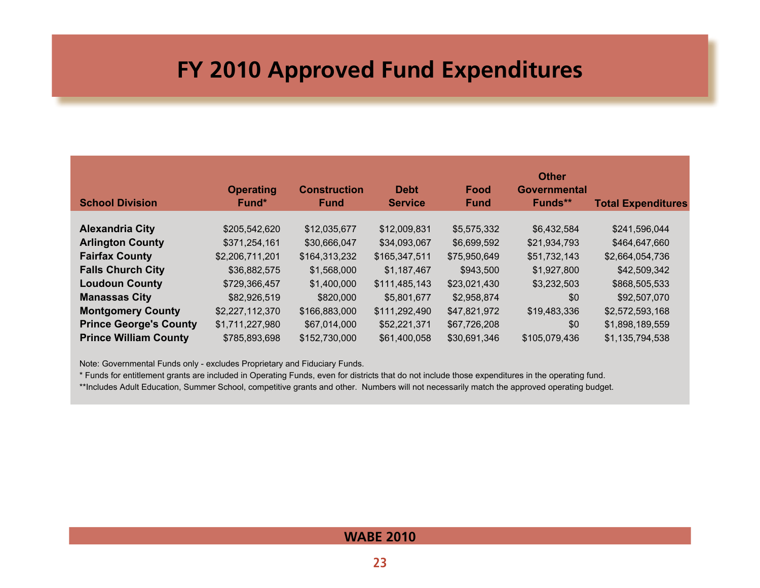# FY 2010 Approved Fund Expenditures

| School Division | Operating Fund* | Construction Fund | Debt Service | Food Fund | Other Governmental Funds** | Total Expenditures |
|---|---|---|---|---|---|---|
| **Alexandria City** | $205,542,620 | $12,035,677 | $12,009,831 | $5,575,332 | $6,432,584 | $241,596,044 |
| **Arlington County** | $371,254,161 | $30,666,047 | $34,093,067 | $6,699,592 | $21,934,793 | $464,647,660 |
| **Fairfax County** | $2,206,711,201 | $164,313,232 | $165,347,511 | $75,950,649 | $51,732,143 | $2,664,054,736 |
| **Falls Church City** | $36,882,575 | $1,568,000 | $1,187,467 | $943,500 | $1,927,800 | $42,509,342 |
| **Loudoun County** | $729,366,457 | $1,400,000 | $111,485,143 | $23,021,430 | $3,232,503 | $868,505,533 |
| **Manassas City** | $82,926,519 | $820,000 | $5,801,677 | $2,958,874 | $0 | $92,507,070 |
| **Montgomery County** | $2,227,112,370 | $166,883,000 | $111,292,490 | $47,821,972 | $19,483,336 | $2,572,593,168 |
| **Prince George's County** | $1,711,227,980 | $67,014,000 | $52,221,371 | $67,726,208 | $0 | $1,898,189,559 |
| **Prince William County** | $785,893,698 | $152,730,000 | $61,400,058 | $30,691,346 | $105,079,436 | $1,135,794,538 |

Note: Governmental Funds only - excludes Proprietary and Fiduciary Funds.

* Funds for entitlement grants are included in Operating Funds, even for districts that do not include those expenditures in the operating fund.

**Includes Adult Education, Summer School, competitive grants and other. Numbers will not necessarily match the approved operating budget.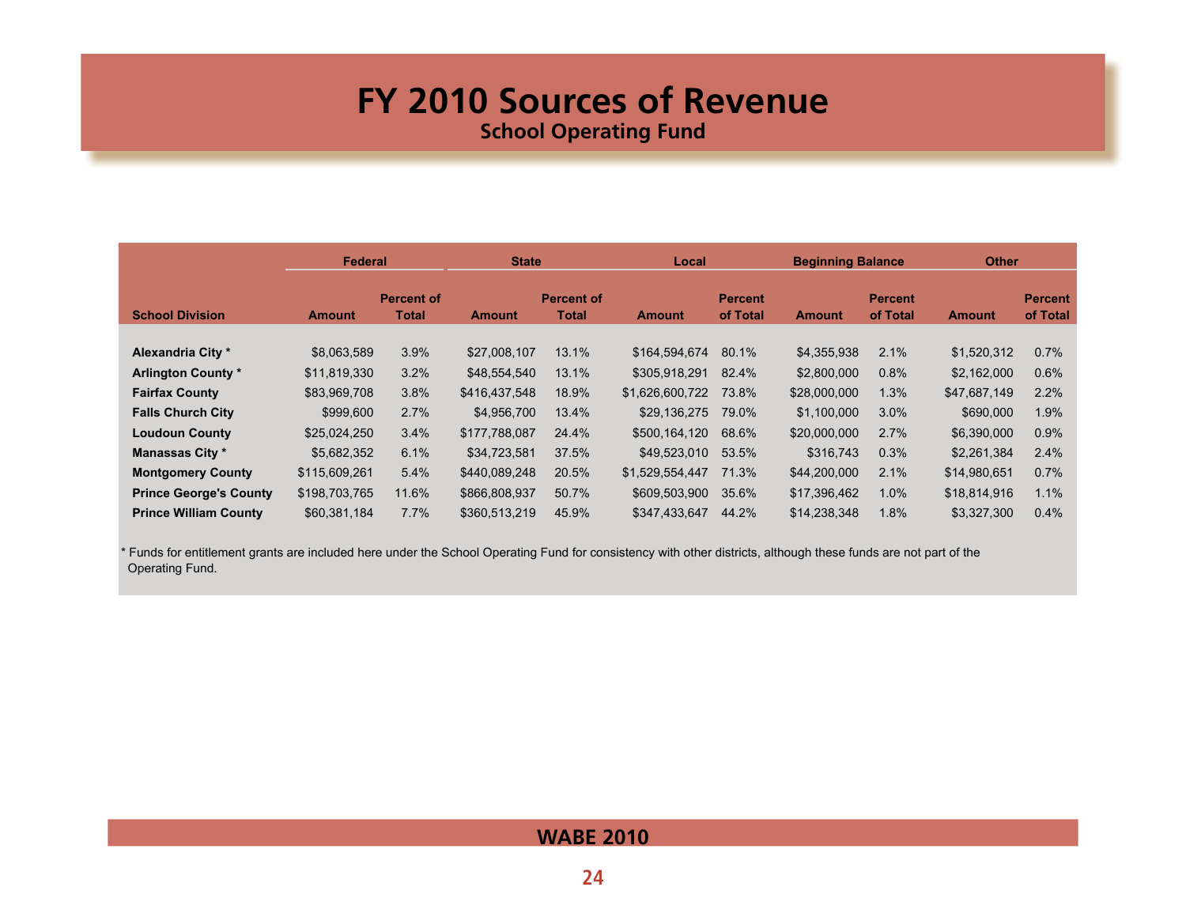# FY 2010 Sources of Revenue

## School Operating Fund

| | Federal | | State | | Local | | Beginning Balance | | Other | |
|---|---|---|---|---|---|---|---|---|---|---|
| **School Division** | **Amount** | **Percent of Total** | **Amount** | **Percent of Total** | **Amount** | **Percent of Total** | **Amount** | **Percent of Total** | **Amount** | **Percent of Total** |
| **Alexandria City *** | $8,063,589 | 3.9% | $27,008,107 | 13.1% | $164,594,674 | 80.1% | $4,355,938 | 2.1% | $1,520,312 | 0.7% |
| **Arlington County *** | $11,819,330 | 3.2% | $48,554,540 | 13.1% | $305,918,291 | 82.4% | $2,800,000 | 0.8% | $2,162,000 | 0.6% |
| **Fairfax County** | $83,969,708 | 3.8% | $416,437,548 | 18.9% | $1,626,600,722 | 73.8% | $28,000,000 | 1.3% | $47,687,149 | 2.2% |
| **Falls Church City** | $999,600 | 2.7% | $4,956,700 | 13.4% | $29,136,275 | 79.0% | $1,100,000 | 3.0% | $690,000 | 1.9% |
| **Loudoun County** | $25,024,250 | 3.4% | $177,788,087 | 24.4% | $500,164,120 | 68.6% | $20,000,000 | 2.7% | $6,390,000 | 0.9% |
| **Manassas City *** | $5,682,352 | 6.1% | $34,723,581 | 37.5% | $49,523,010 | 53.5% | $316,743 | 0.3% | $2,261,384 | 2.4% |
| **Montgomery County** | $115,609,261 | 5.4% | $440,089,248 | 20.5% | $1,529,554,447 | 71.3% | $44,200,000 | 2.1% | $14,980,651 | 0.7% |
| **Prince George's County** | $198,703,765 | 11.6% | $866,808,937 | 50.7% | $609,503,900 | 35.6% | $17,396,462 | 1.0% | $18,814,916 | 1.1% |
| **Prince William County** | $60,381,184 | 7.7% | $360,513,219 | 45.9% | $347,433,647 | 44.2% | $14,238,348 | 1.8% | $3,327,300 | 0.4% |

* Funds for entitlement grants are included here under the School Operating Fund for consistency with other districts, although these funds are not part of the Operating Fund.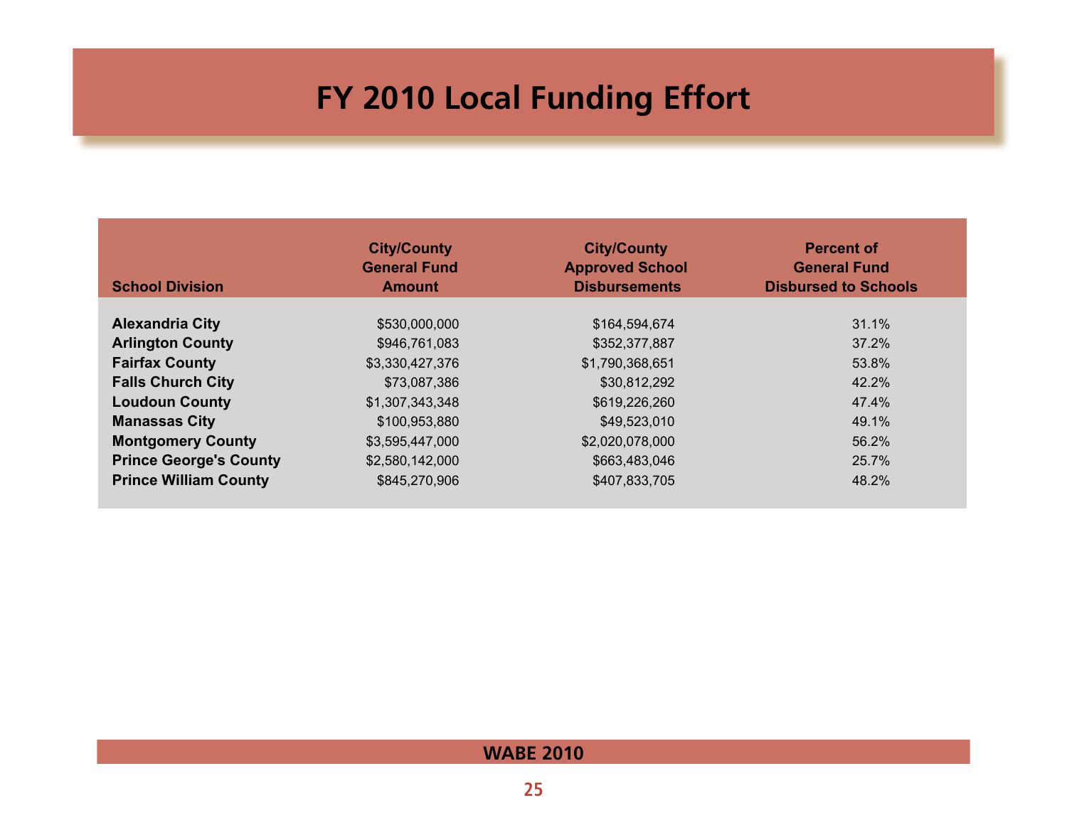# FY 2010 Local Funding Effort

| School Division | City/County General Fund Amount | City/County Approved School Disbursements | Percent of General Fund Disbursed to Schools |
|---|---|---|---|
| **Alexandria City** | $530,000,000 | $164,594,674 | 31.1% |
| **Arlington County** | $946,761,083 | $352,377,887 | 37.2% |
| **Fairfax County** | $3,330,427,376 | $1,790,368,651 | 53.8% |
| **Falls Church City** | $73,087,386 | $30,812,292 | 42.2% |
| **Loudoun County** | $1,307,343,348 | $619,226,260 | 47.4% |
| **Manassas City** | $100,953,880 | $49,523,010 | 49.1% |
| **Montgomery County** | $3,595,447,000 | $2,020,078,000 | 56.2% |
| **Prince George's County** | $2,580,142,000 | $663,483,046 | 25.7% |
| **Prince William County** | $845,270,906 | $407,833,705 | 48.2% |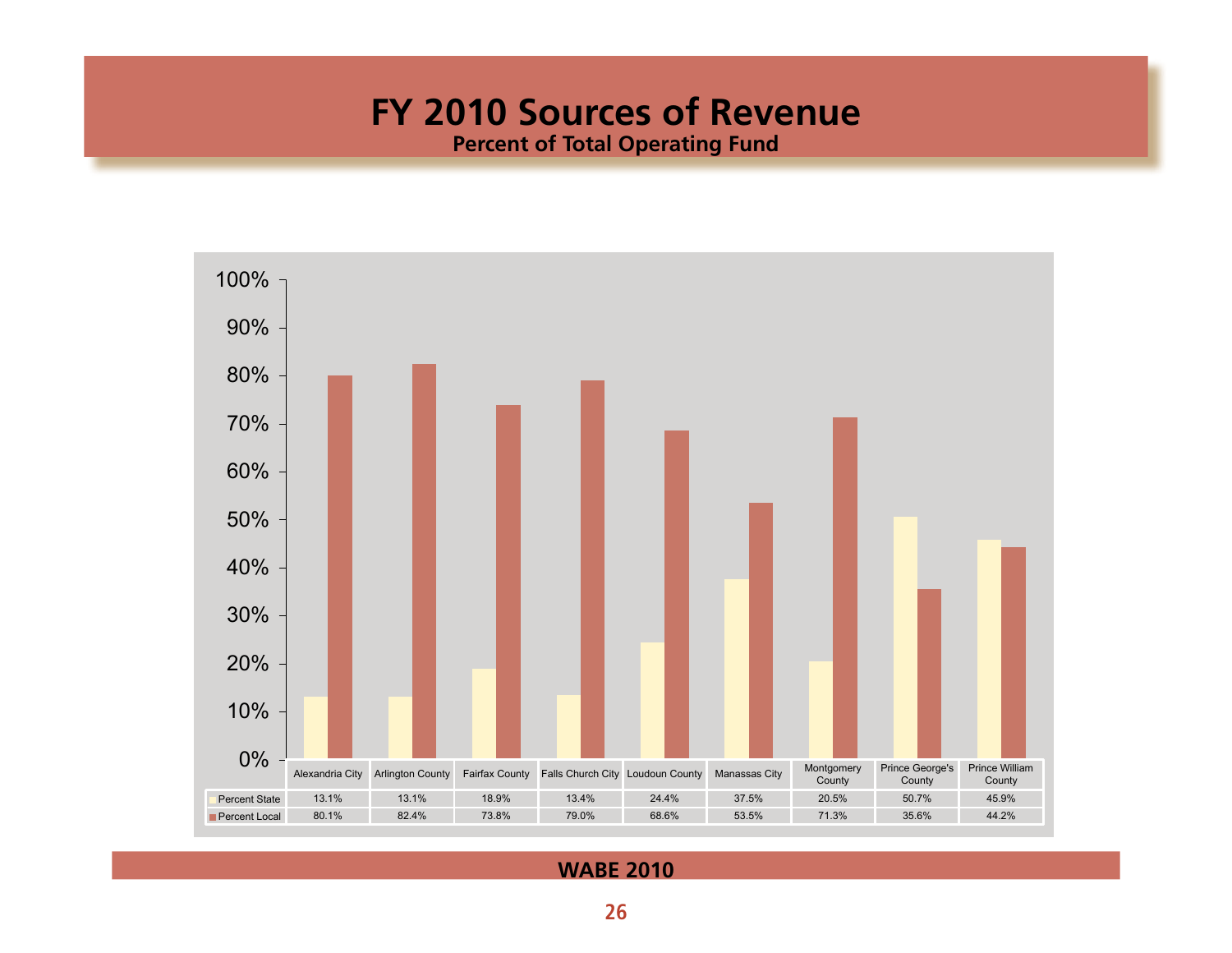# FY 2010 Sources of Revenue

**Percent of Total Operating Fund**

| | Alexandria City | Arlington County | Fairfax County | Falls Church City | Loudoun County | Manassas City | Montgomery County | Prince George's County | Prince William County |
|---|---|---|---|---|---|---|---|---|---|
| Percent State | 13.1% | 13.1% | 18.9% | 13.4% | 24.4% | 37.5% | 20.5% | 50.7% | 45.9% |
| Percent Local | 80.1% | 82.4% | 73.8% | 79.0% | 68.6% | 53.5% | 71.3% | 35.6% | 44.2% |

**WABE 2010**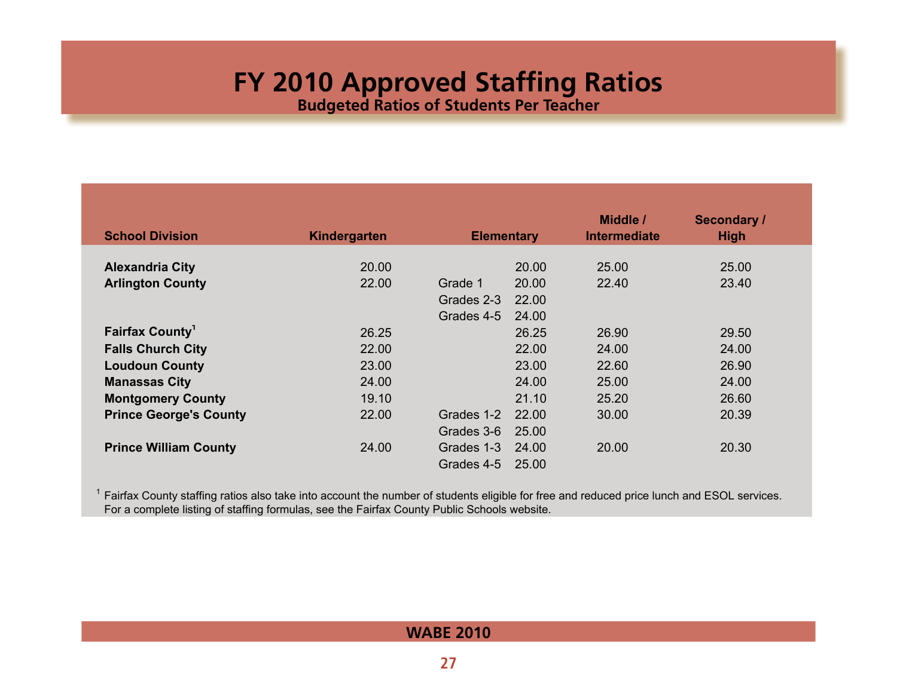# FY 2010 Approved Staffing Ratios

## Budgeted Ratios of Students Per Teacher

| School Division | Kindergarten | Elementary | | Middle / Intermediate | Secondary / High |
|---|---|---|---|---|---|
| **Alexandria City** | 20.00 | | 20.00 | 25.00 | 25.00 |
| **Arlington County** | 22.00 | Grade 1 | 20.00 | 22.40 | 23.40 |
| | | Grades 2-3 | 22.00 | | |
| | | Grades 4-5 | 24.00 | | |
| **Fairfax County**[1] | 26.25 | | 26.25 | 26.90 | 29.50 |
| **Falls Church City** | 22.00 | | 22.00 | 24.00 | 24.00 |
| **Loudoun County** | 23.00 | | 23.00 | 22.60 | 26.90 |
| **Manassas City** | 24.00 | | 24.00 | 25.00 | 24.00 |
| **Montgomery County** | 19.10 | | 21.10 | 25.20 | 26.60 |
| **Prince George's County** | 22.00 | Grades 1-2 | 22.00 | 30.00 | 20.39 |
| | | Grades 3-6 | 25.00 | | |
| **Prince William County** | 24.00 | Grades 1-3 | 24.00 | 20.00 | 20.30 |
| | | Grades 4-5 | 25.00 | | |

[1] Fairfax County staffing ratios also take into account the number of students eligible for free and reduced price lunch and ESOL services. For a complete listing of staffing formulas, see the Fairfax County Public Schools website.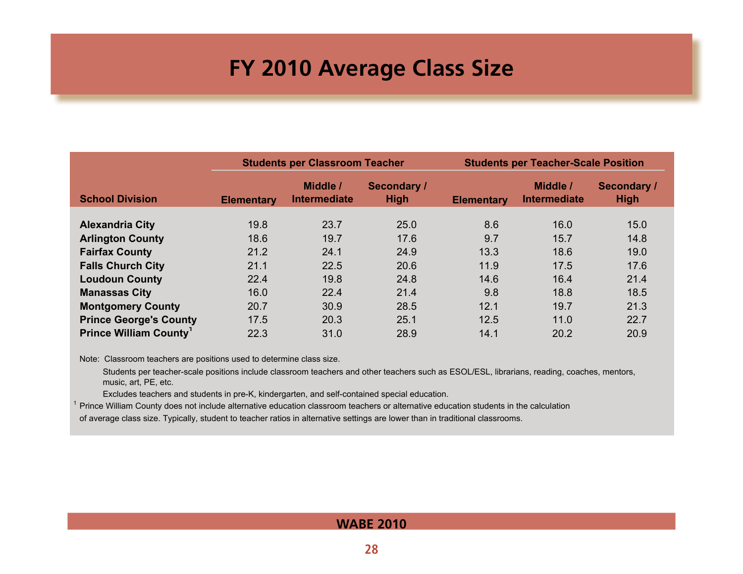# FY 2010 Average Class Size

| School Division | Students per Classroom Teacher | | | Students per Teacher-Scale Position | | |
|---|---|---|---|---|---|---|
| | Elementary | Middle / Intermediate | Secondary / High | Elementary | Middle / Intermediate | Secondary / High |
| **Alexandria City** | 19.8 | 23.7 | 25.0 | 8.6 | 16.0 | 15.0 |
| **Arlington County** | 18.6 | 19.7 | 17.6 | 9.7 | 15.7 | 14.8 |
| **Fairfax County** | 21.2 | 24.1 | 24.9 | 13.3 | 18.6 | 19.0 |
| **Falls Church City** | 21.1 | 22.5 | 20.6 | 11.9 | 17.5 | 17.6 |
| **Loudoun County** | 22.4 | 19.8 | 24.8 | 14.6 | 16.4 | 21.4 |
| **Manassas City** | 16.0 | 22.4 | 21.4 | 9.8 | 18.8 | 18.5 |
| **Montgomery County** | 20.7 | 30.9 | 28.5 | 12.1 | 19.7 | 21.3 |
| **Prince George's County** | 17.5 | 20.3 | 25.1 | 12.5 | 11.0 | 22.7 |
| **Prince William County**[1] | 22.3 | 31.0 | 28.9 | 14.1 | 20.2 | 20.9 |

Note: Classroom teachers are positions used to determine class size.

Students per teacher-scale positions include classroom teachers and other teachers such as ESOL/ESL, librarians, reading, coaches, mentors, music, art, PE, etc.

Excludes teachers and students in pre-K, kindergarten, and self-contained special education.

[1] Prince William County does not include alternative education classroom teachers or alternative education students in the calculation of average class size. Typically, student to teacher ratios in alternative settings are lower than in traditional classrooms.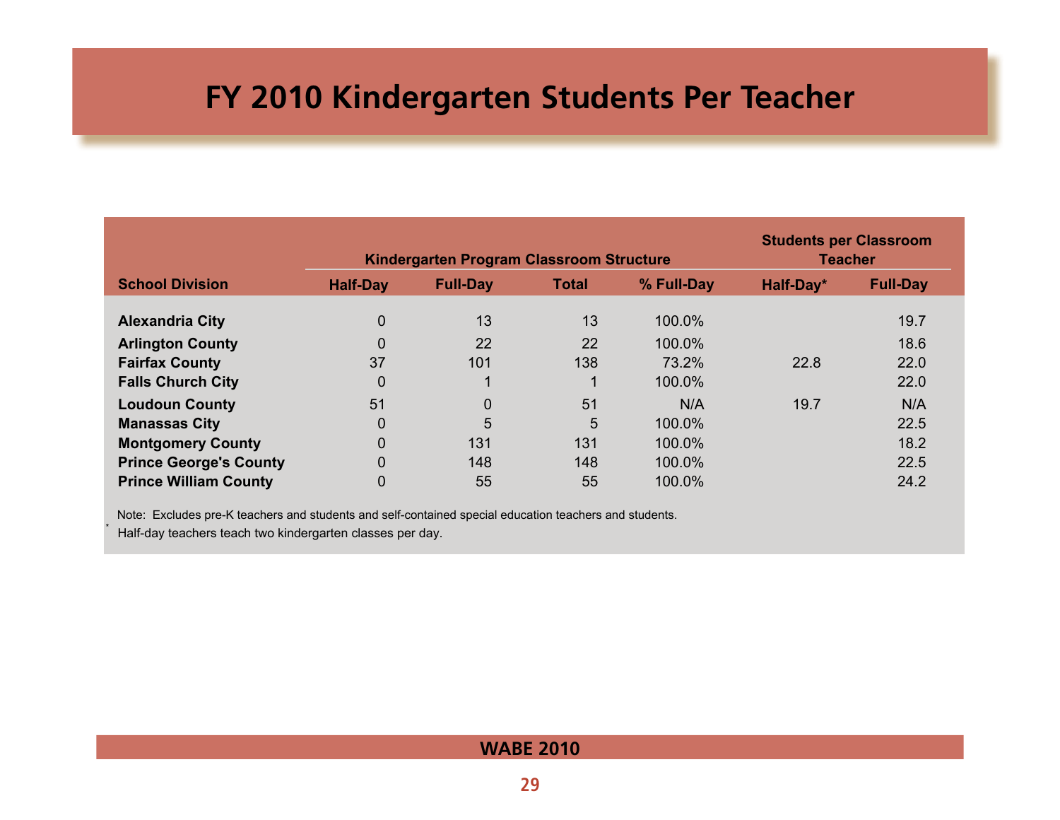# FY 2010 Kindergarten Students Per Teacher

| | Kindergarten Program Classroom Structure | | | | Students per Classroom Teacher | |
|---|---|---|---|---|---|---|
| School Division | Half-Day | Full-Day | Total | % Full-Day | Half-Day* | Full-Day |
| Alexandria City | 0 | 13 | 13 | 100.0% | | 19.7 |
| Arlington County | 0 | 22 | 22 | 100.0% | | 18.6 |
| Fairfax County | 37 | 101 | 138 | 73.2% | 22.8 | 22.0 |
| Falls Church City | 0 | 1 | 1 | 100.0% | | 22.0 |
| Loudoun County | 51 | 0 | 51 | N/A | 19.7 | N/A |
| Manassas City | 0 | 5 | 5 | 100.0% | | 22.5 |
| Montgomery County | 0 | 131 | 131 | 100.0% | | 18.2 |
| Prince George's County | 0 | 148 | 148 | 100.0% | | 22.5 |
| Prince William County | 0 | 55 | 55 | 100.0% | | 24.2 |

Note: Excludes pre-K teachers and students and self-contained special education teachers and students.

* Half-day teachers teach two kindergarten classes per day.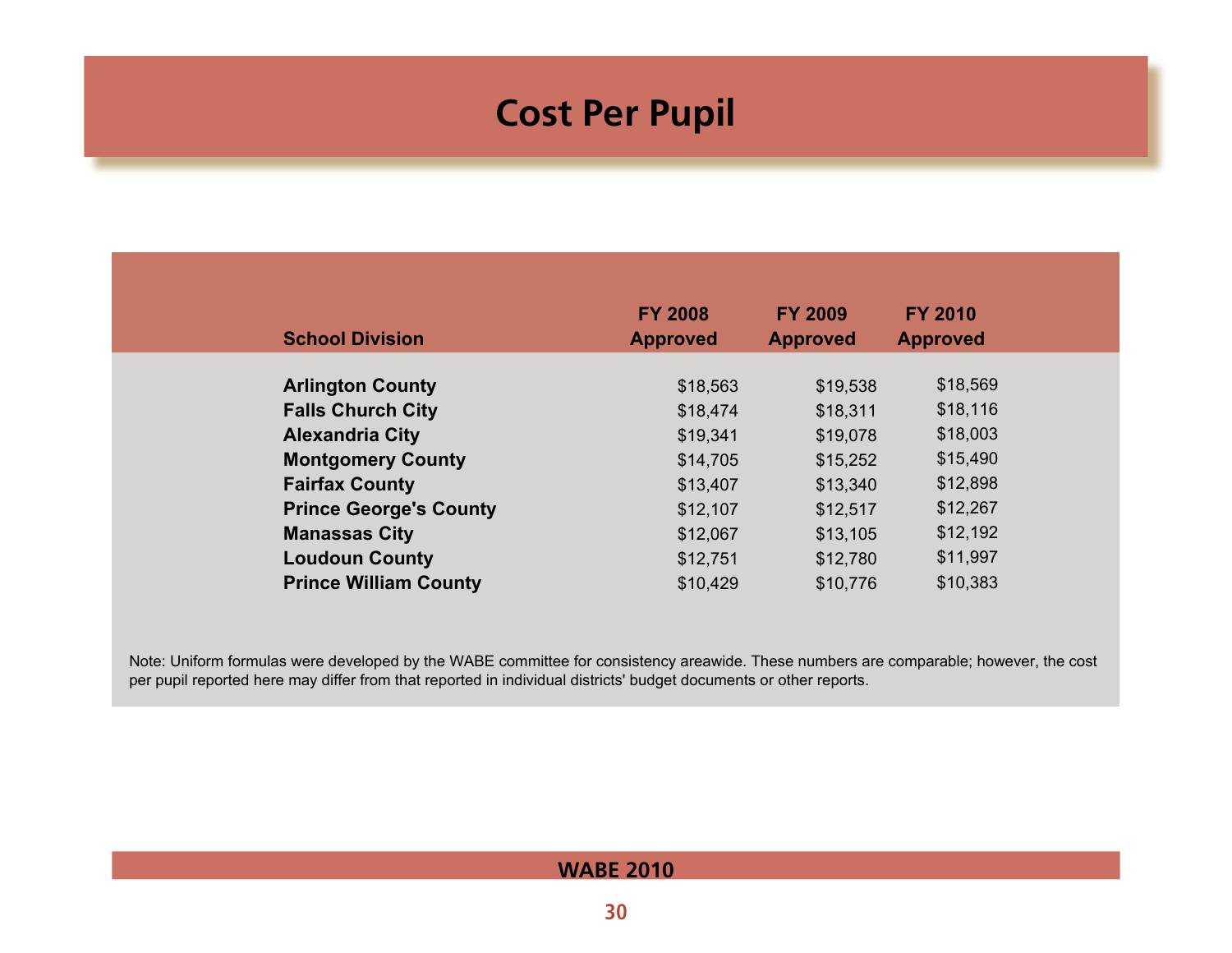# Cost Per Pupil

| School Division | FY 2008 Approved | FY 2009 Approved | FY 2010 Approved |
|---|---|---|---|
| **Arlington County** | $18,563 | $19,538 | $18,569 |
| **Falls Church City** | $18,474 | $18,311 | $18,116 |
| **Alexandria City** | $19,341 | $19,078 | $18,003 |
| **Montgomery County** | $14,705 | $15,252 | $15,490 |
| **Fairfax County** | $13,407 | $13,340 | $12,898 |
| **Prince George's County** | $12,107 | $12,517 | $12,267 |
| **Manassas City** | $12,067 | $13,105 | $12,192 |
| **Loudoun County** | $12,751 | $12,780 | $11,997 |
| **Prince William County** | $10,429 | $10,776 | $10,383 |

Note: Uniform formulas were developed by the WABE committee for consistency areawide. These numbers are comparable; however, the cost per pupil reported here may differ from that reported in individual districts' budget documents or other reports.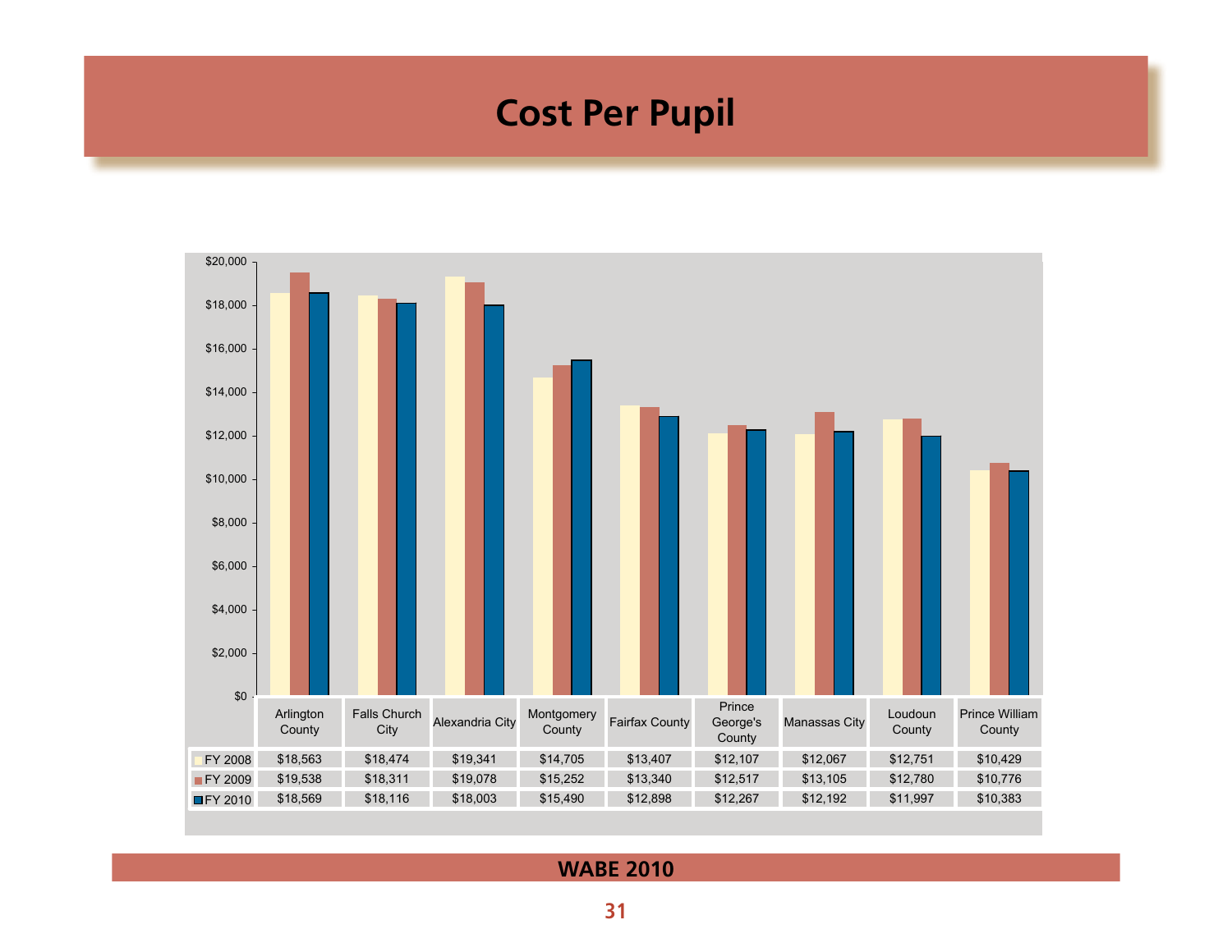# Cost Per Pupil

| | Arlington County | Falls Church City | Alexandria City | Montgomery County | Fairfax County | Prince George's County | Manassas City | Loudoun County | Prince William County |
|---|---|---|---|---|---|---|---|---|---|
| FY 2008 | $18,563 | $18,474 | $19,341 | $14,705 | $13,407 | $12,107 | $12,067 | $12,751 | $10,429 |
| FY 2009 | $19,538 | $18,311 | $19,078 | $15,252 | $13,340 | $12,517 | $13,105 | $12,780 | $10,776 |
| FY 2010 | $18,569 | $18,116 | $18,003 | $15,490 | $12,898 | $12,267 | $12,192 | $11,997 | $10,383 |

WABE 2010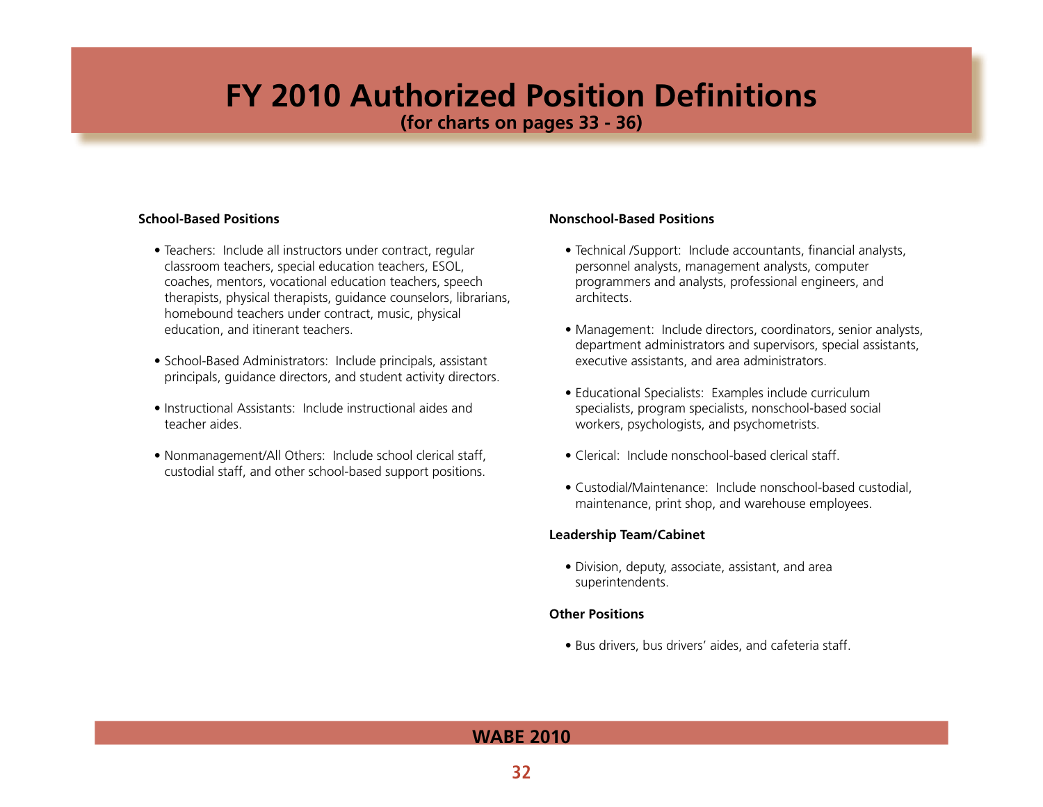# FY 2010 Authorized Position Definitions

**(for charts on pages 33 - 36)**

**School-Based Positions**

- Teachers: Include all instructors under contract, regular classroom teachers, special education teachers, ESOL, coaches, mentors, vocational education teachers, speech therapists, physical therapists, guidance counselors, librarians, homebound teachers under contract, music, physical education, and itinerant teachers.

- School-Based Administrators: Include principals, assistant principals, guidance directors, and student activity directors.

- Instructional Assistants: Include instructional aides and teacher aides.

- Nonmanagement/All Others: Include school clerical staff, custodial staff, and other school-based support positions.

**Nonschool-Based Positions**

- Technical /Support: Include accountants, financial analysts, personnel analysts, management analysts, computer programmers and analysts, professional engineers, and architects.

- Management: Include directors, coordinators, senior analysts, department administrators and supervisors, special assistants, executive assistants, and area administrators.

- Educational Specialists: Examples include curriculum specialists, program specialists, nonschool-based social workers, psychologists, and psychometrists.

- Clerical: Include nonschool-based clerical staff.

- Custodial/Maintenance: Include nonschool-based custodial, maintenance, print shop, and warehouse employees.

**Leadership Team/Cabinet**

- Division, deputy, associate, assistant, and area superintendents.

**Other Positions**

- Bus drivers, bus drivers' aides, and cafeteria staff.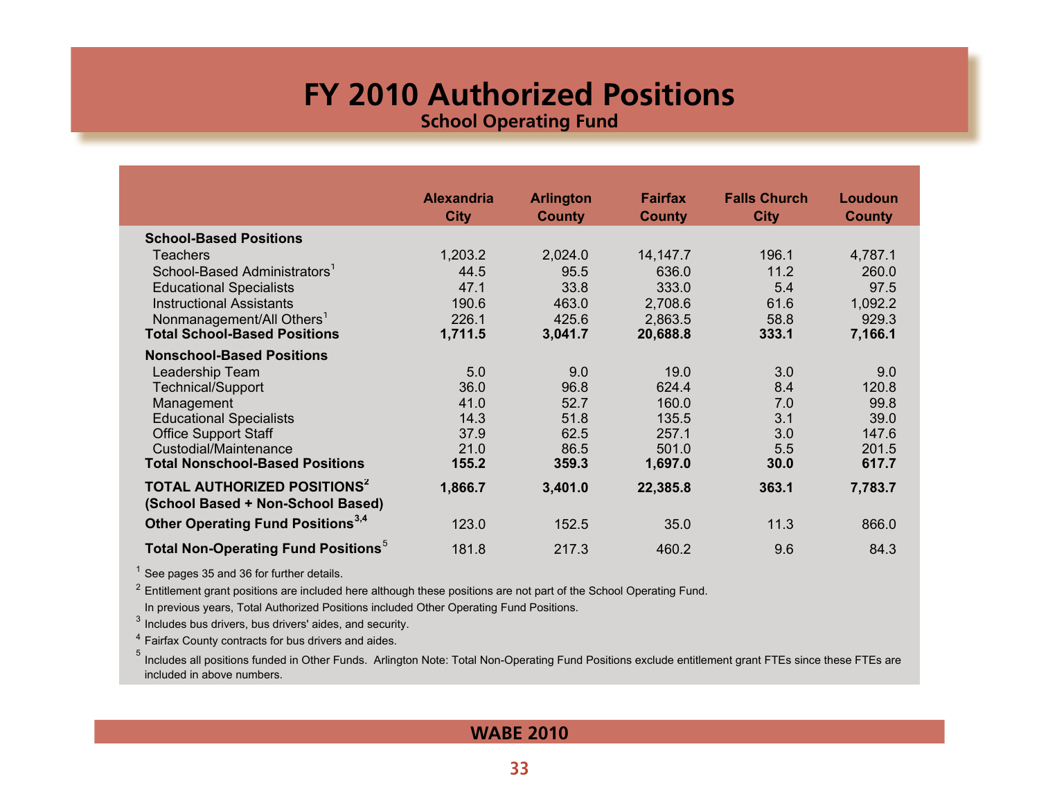# FY 2010 Authorized Positions

## School Operating Fund

| | Alexandria City | Arlington County | Fairfax County | Falls Church City | Loudoun County |
|---|---|---|---|---|---|
| **School-Based Positions** | | | | | |
| Teachers | 1,203.2 | 2,024.0 | 14,147.7 | 196.1 | 4,787.1 |
| School-Based Administrators[1] | 44.5 | 95.5 | 636.0 | 11.2 | 260.0 |
| Educational Specialists | 47.1 | 33.8 | 333.0 | 5.4 | 97.5 |
| Instructional Assistants | 190.6 | 463.0 | 2,708.6 | 61.6 | 1,092.2 |
| Nonmanagement/All Others[1] | 226.1 | 425.6 | 2,863.5 | 58.8 | 929.3 |
| **Total School-Based Positions** | **1,711.5** | **3,041.7** | **20,688.8** | **333.1** | **7,166.1** |
| **Nonschool-Based Positions** | | | | | |
| Leadership Team | 5.0 | 9.0 | 19.0 | 3.0 | 9.0 |
| Technical/Support | 36.0 | 96.8 | 624.4 | 8.4 | 120.8 |
| Management | 41.0 | 52.7 | 160.0 | 7.0 | 99.8 |
| Educational Specialists | 14.3 | 51.8 | 135.5 | 3.1 | 39.0 |
| Office Support Staff | 37.9 | 62.5 | 257.1 | 3.0 | 147.6 |
| Custodial/Maintenance | 21.0 | 86.5 | 501.0 | 5.5 | 201.5 |
| **Total Nonschool-Based Positions** | **155.2** | **359.3** | **1,697.0** | **30.0** | **617.7** |
| **TOTAL AUTHORIZED POSITIONS[2] (School Based + Non-School Based)** | **1,866.7** | **3,401.0** | **22,385.8** | **363.1** | **7,783.7** |
| **Other Operating Fund Positions[3,4]** | 123.0 | 152.5 | 35.0 | 11.3 | 866.0 |
| **Total Non-Operating Fund Positions[5]** | 181.8 | 217.3 | 460.2 | 9.6 | 84.3 |

[1] See pages 35 and 36 for further details.

[2] Entitlement grant positions are included here although these positions are not part of the School Operating Fund. In previous years, Total Authorized Positions included Other Operating Fund Positions.

[3] Includes bus drivers, bus drivers' aides, and security.

[4] Fairfax County contracts for bus drivers and aides.

[5] Includes all positions funded in Other Funds. Arlington Note: Total Non-Operating Fund Positions exclude entitlement grant FTEs since these FTEs are included in above numbers.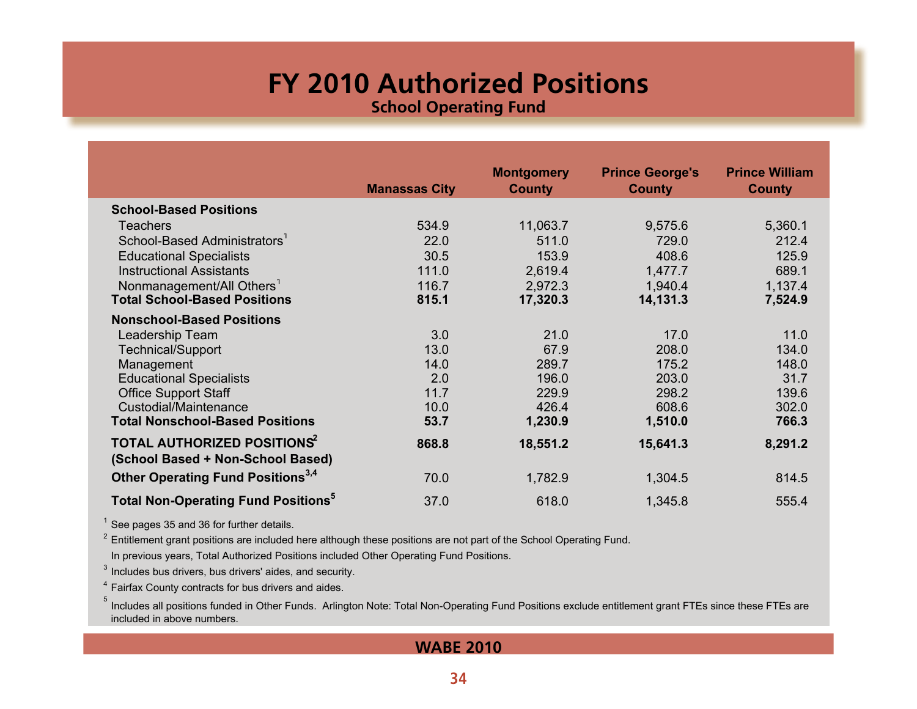# FY 2010 Authorized Positions

## School Operating Fund

| | Manassas City | Montgomery County | Prince George's County | Prince William County |
|---|---|---|---|---|
| **School-Based Positions** | | | | |
| Teachers | 534.9 | 11,063.7 | 9,575.6 | 5,360.1 |
| School-Based Administrators[1] | 22.0 | 511.0 | 729.0 | 212.4 |
| Educational Specialists | 30.5 | 153.9 | 408.6 | 125.9 |
| Instructional Assistants | 111.0 | 2,619.4 | 1,477.7 | 689.1 |
| Nonmanagement/All Others[1] | 116.7 | 2,972.3 | 1,940.4 | 1,137.4 |
| **Total School-Based Positions** | **815.1** | **17,320.3** | **14,131.3** | **7,524.9** |
| **Nonschool-Based Positions** | | | | |
| Leadership Team | 3.0 | 21.0 | 17.0 | 11.0 |
| Technical/Support | 13.0 | 67.9 | 208.0 | 134.0 |
| Management | 14.0 | 289.7 | 175.2 | 148.0 |
| Educational Specialists | 2.0 | 196.0 | 203.0 | 31.7 |
| Office Support Staff | 11.7 | 229.9 | 298.2 | 139.6 |
| Custodial/Maintenance | 10.0 | 426.4 | 608.6 | 302.0 |
| **Total Nonschool-Based Positions** | **53.7** | **1,230.9** | **1,510.0** | **766.3** |
| **TOTAL AUTHORIZED POSITIONS[2] (School Based + Non-School Based)** | **868.8** | **18,551.2** | **15,641.3** | **8,291.2** |
| **Other Operating Fund Positions[3,4]** | 70.0 | 1,782.9 | 1,304.5 | 814.5 |
| **Total Non-Operating Fund Positions[5]** | 37.0 | 618.0 | 1,345.8 | 555.4 |

[1] See pages 35 and 36 for further details.

[2] Entitlement grant positions are included here although these positions are not part of the School Operating Fund. In previous years, Total Authorized Positions included Other Operating Fund Positions.

[3] Includes bus drivers, bus drivers' aides, and security.

[4] Fairfax County contracts for bus drivers and aides.

[5] Includes all positions funded in Other Funds. Arlington Note: Total Non-Operating Fund Positions exclude entitlement grant FTEs since these FTEs are included in above numbers.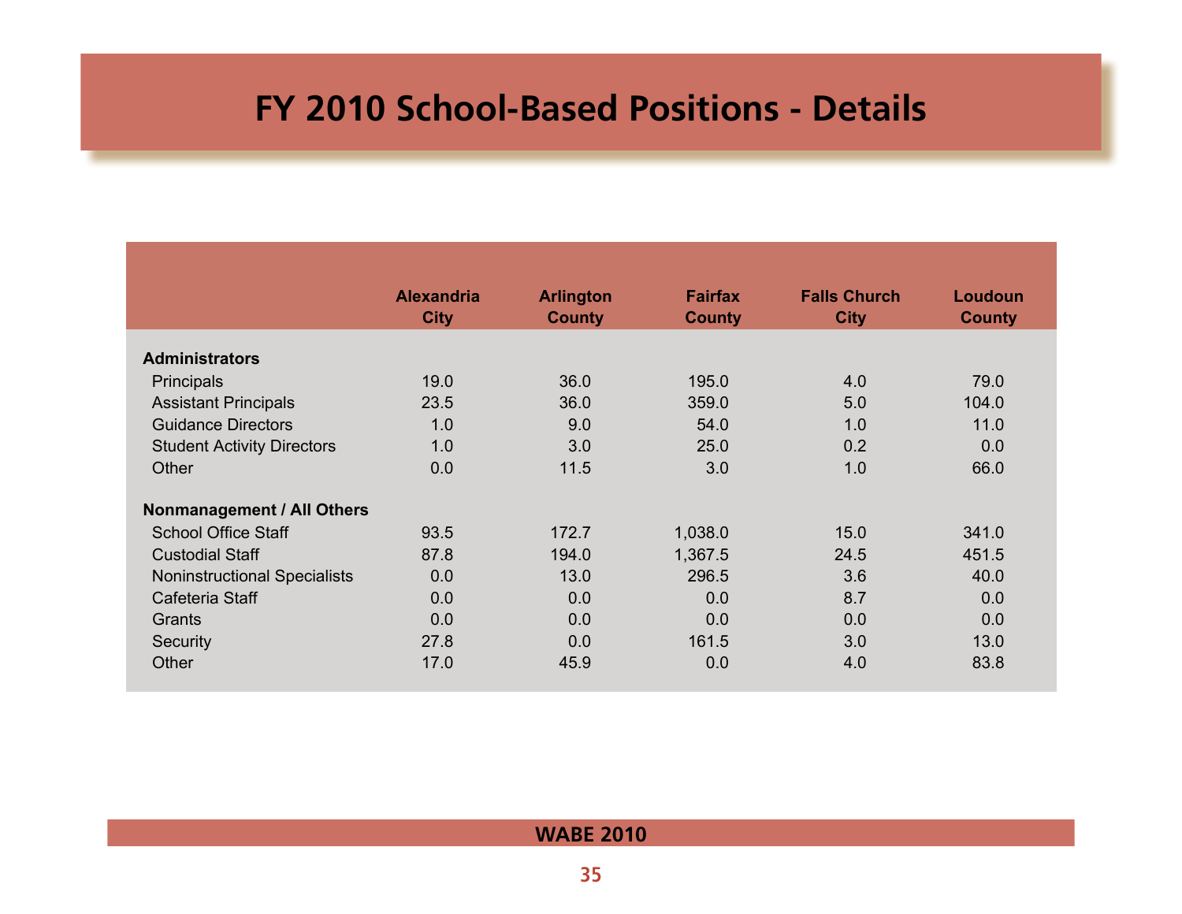# FY 2010 School-Based Positions - Details

| | Alexandria City | Arlington County | Fairfax County | Falls Church City | Loudoun County |
|---|---|---|---|---|---|
| **Administrators** | | | | | |
| Principals | 19.0 | 36.0 | 195.0 | 4.0 | 79.0 |
| Assistant Principals | 23.5 | 36.0 | 359.0 | 5.0 | 104.0 |
| Guidance Directors | 1.0 | 9.0 | 54.0 | 1.0 | 11.0 |
| Student Activity Directors | 1.0 | 3.0 | 25.0 | 0.2 | 0.0 |
| Other | 0.0 | 11.5 | 3.0 | 1.0 | 66.0 |
| **Nonmanagement / All Others** | | | | | |
| School Office Staff | 93.5 | 172.7 | 1,038.0 | 15.0 | 341.0 |
| Custodial Staff | 87.8 | 194.0 | 1,367.5 | 24.5 | 451.5 |
| Noninstructional Specialists | 0.0 | 13.0 | 296.5 | 3.6 | 40.0 |
| Cafeteria Staff | 0.0 | 0.0 | 0.0 | 8.7 | 0.0 |
| Grants | 0.0 | 0.0 | 0.0 | 0.0 | 0.0 |
| Security | 27.8 | 0.0 | 161.5 | 3.0 | 13.0 |
| Other | 17.0 | 45.9 | 0.0 | 4.0 | 83.8 |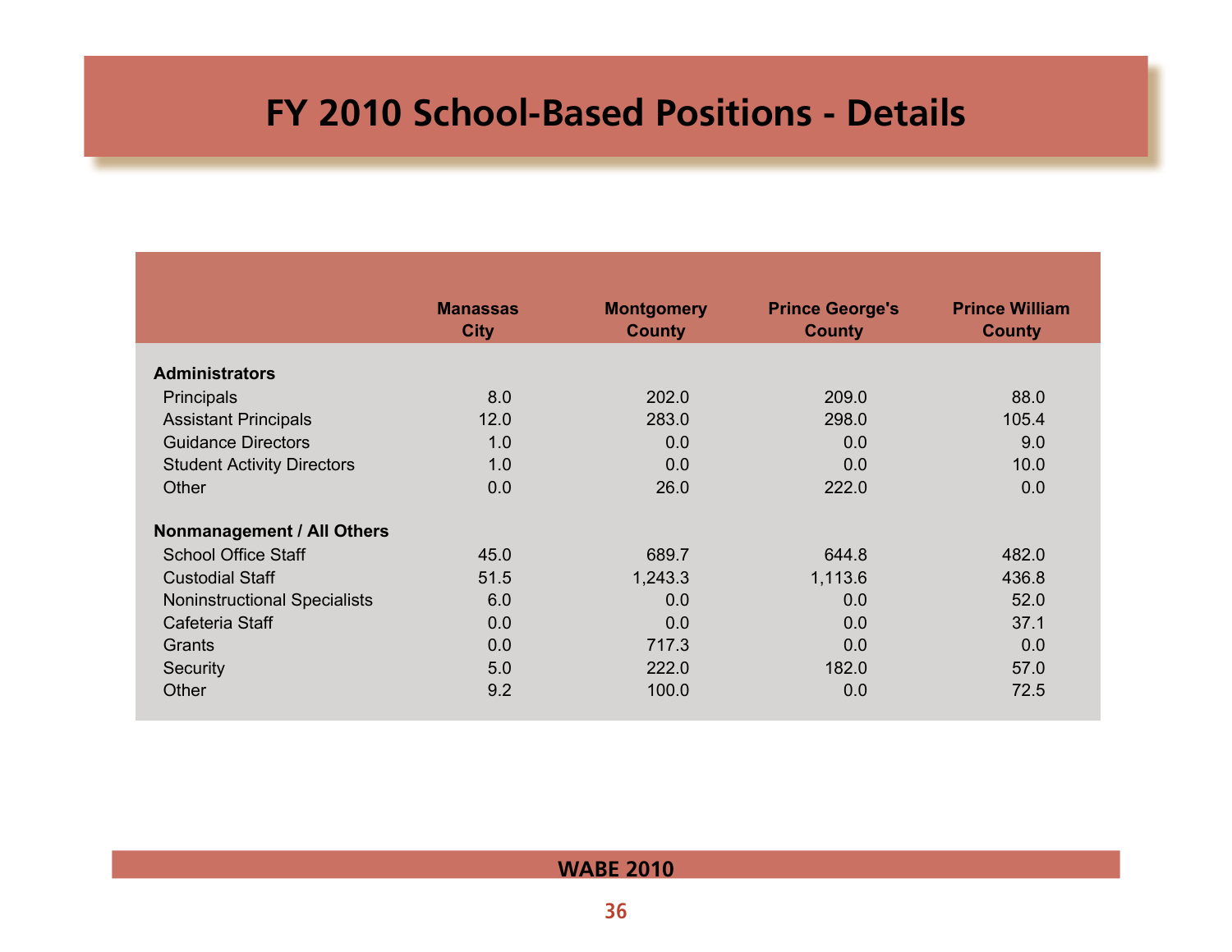# FY 2010 School-Based Positions - Details

| | Manassas City | Montgomery County | Prince George's County | Prince William County |
|---|---|---|---|---|
| **Administrators** | | | | |
| Principals | 8.0 | 202.0 | 209.0 | 88.0 |
| Assistant Principals | 12.0 | 283.0 | 298.0 | 105.4 |
| Guidance Directors | 1.0 | 0.0 | 0.0 | 9.0 |
| Student Activity Directors | 1.0 | 0.0 | 0.0 | 10.0 |
| Other | 0.0 | 26.0 | 222.0 | 0.0 |
| **Nonmanagement / All Others** | | | | |
| School Office Staff | 45.0 | 689.7 | 644.8 | 482.0 |
| Custodial Staff | 51.5 | 1,243.3 | 1,113.6 | 436.8 |
| Noninstructional Specialists | 6.0 | 0.0 | 0.0 | 52.0 |
| Cafeteria Staff | 0.0 | 0.0 | 0.0 | 37.1 |
| Grants | 0.0 | 717.3 | 0.0 | 0.0 |
| Security | 5.0 | 222.0 | 182.0 | 57.0 |
| Other | 9.2 | 100.0 | 0.0 | 72.5 |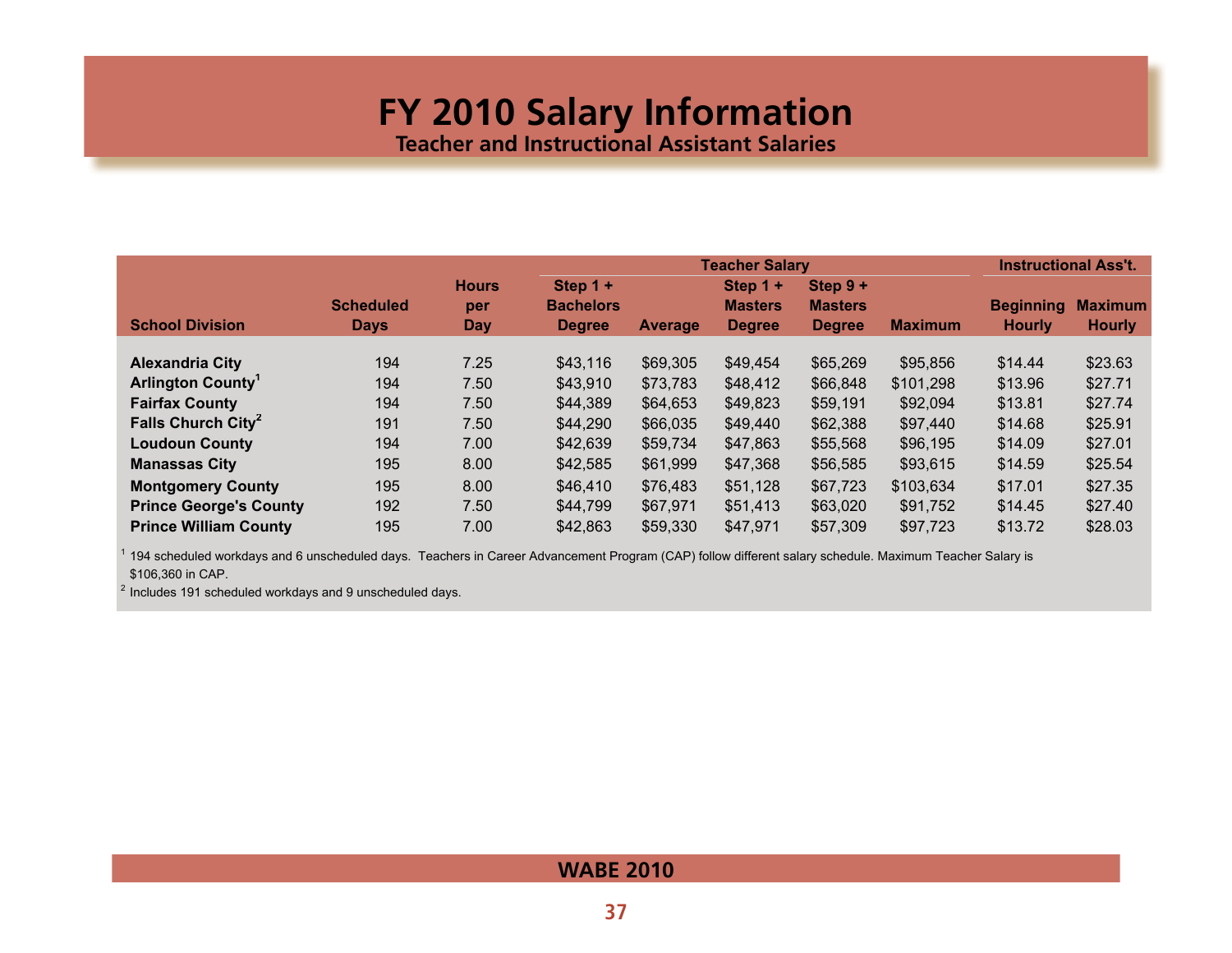# FY 2010 Salary Information

## Teacher and Instructional Assistant Salaries

| School Division | Scheduled Days | Hours per Day | Teacher Salary: Step 1 + Bachelors Degree | Average | Step 1 + Masters Degree | Step 9 + Masters Degree | Maximum | Instructional Ass't.: Beginning Hourly | Maximum Hourly |
|---|---|---|---|---|---|---|---|---|---|
| Alexandria City | 194 | 7.25 | $43,116 | $69,305 | $49,454 | $65,269 | $95,856 | $14.44 | $23.63 |
| Arlington County[1] | 194 | 7.50 | $43,910 | $73,783 | $48,412 | $66,848 | $101,298 | $13.96 | $27.71 |
| Fairfax County | 194 | 7.50 | $44,389 | $64,653 | $49,823 | $59,191 | $92,094 | $13.81 | $27.74 |
| Falls Church City[2] | 191 | 7.50 | $44,290 | $66,035 | $49,440 | $62,388 | $97,440 | $14.68 | $25.91 |
| Loudoun County | 194 | 7.00 | $42,639 | $59,734 | $47,863 | $55,568 | $96,195 | $14.09 | $27.01 |
| Manassas City | 195 | 8.00 | $42,585 | $61,999 | $47,368 | $56,585 | $93,615 | $14.59 | $25.54 |
| Montgomery County | 195 | 8.00 | $46,410 | $76,483 | $51,128 | $67,723 | $103,634 | $17.01 | $27.35 |
| Prince George's County | 192 | 7.50 | $44,799 | $67,971 | $51,413 | $63,020 | $91,752 | $14.45 | $27.40 |
| Prince William County | 195 | 7.00 | $42,863 | $59,330 | $47,971 | $57,309 | $97,723 | $13.72 | $28.03 |

[1] 194 scheduled workdays and 6 unscheduled days. Teachers in Career Advancement Program (CAP) follow different salary schedule. Maximum Teacher Salary is $106,360 in CAP.

[2] Includes 191 scheduled workdays and 9 unscheduled days.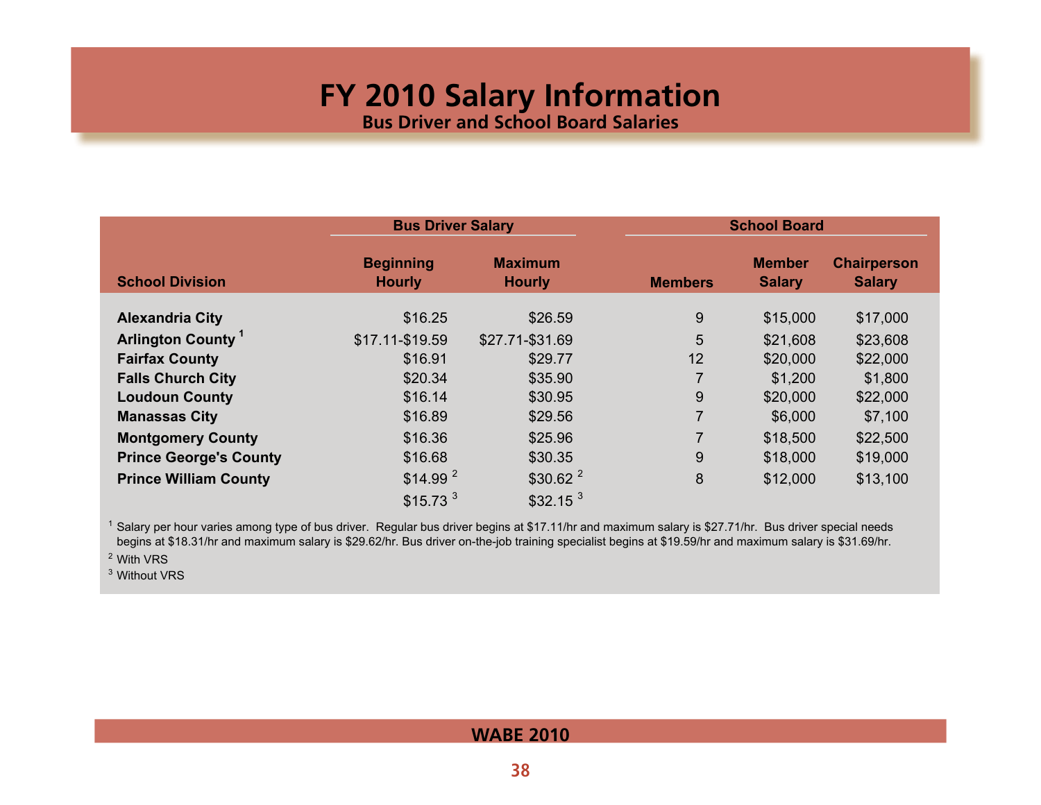# FY 2010 Salary Information

## Bus Driver and School Board Salaries

| School Division | Bus Driver Salary | | School Board | | |
|---|---|---|---|---|---|
| | Beginning Hourly | Maximum Hourly | Members | Member Salary | Chairperson Salary |
| Alexandria City | $16.25 | $26.59 | 9 | $15,000 | $17,000 |
| Arlington County [1] | $17.11-$19.59 | $27.71-$31.69 | 5 | $21,608 | $23,608 |
| Fairfax County | $16.91 | $29.77 | 12 | $20,000 | $22,000 |
| Falls Church City | $20.34 | $35.90 | 7 | $1,200 | $1,800 |
| Loudoun County | $16.14 | $30.95 | 9 | $20,000 | $22,000 |
| Manassas City | $16.89 | $29.56 | 7 | $6,000 | $7,100 |
| Montgomery County | $16.36 | $25.96 | 7 | $18,500 | $22,500 |
| Prince George's County | $16.68 | $30.35 | 9 | $18,000 | $19,000 |
| Prince William County | $14.99 [2] | $30.62 [2] | 8 | $12,000 | $13,100 |
| | $15.73 [3] | $32.15 [3] | | | |

[1] Salary per hour varies among type of bus driver. Regular bus driver begins at $17.11/hr and maximum salary is $27.71/hr. Bus driver special needs begins at $18.31/hr and maximum salary is $29.62/hr. Bus driver on-the-job training specialist begins at $19.59/hr and maximum salary is $31.69/hr.

[2] With VRS

[3] Without VRS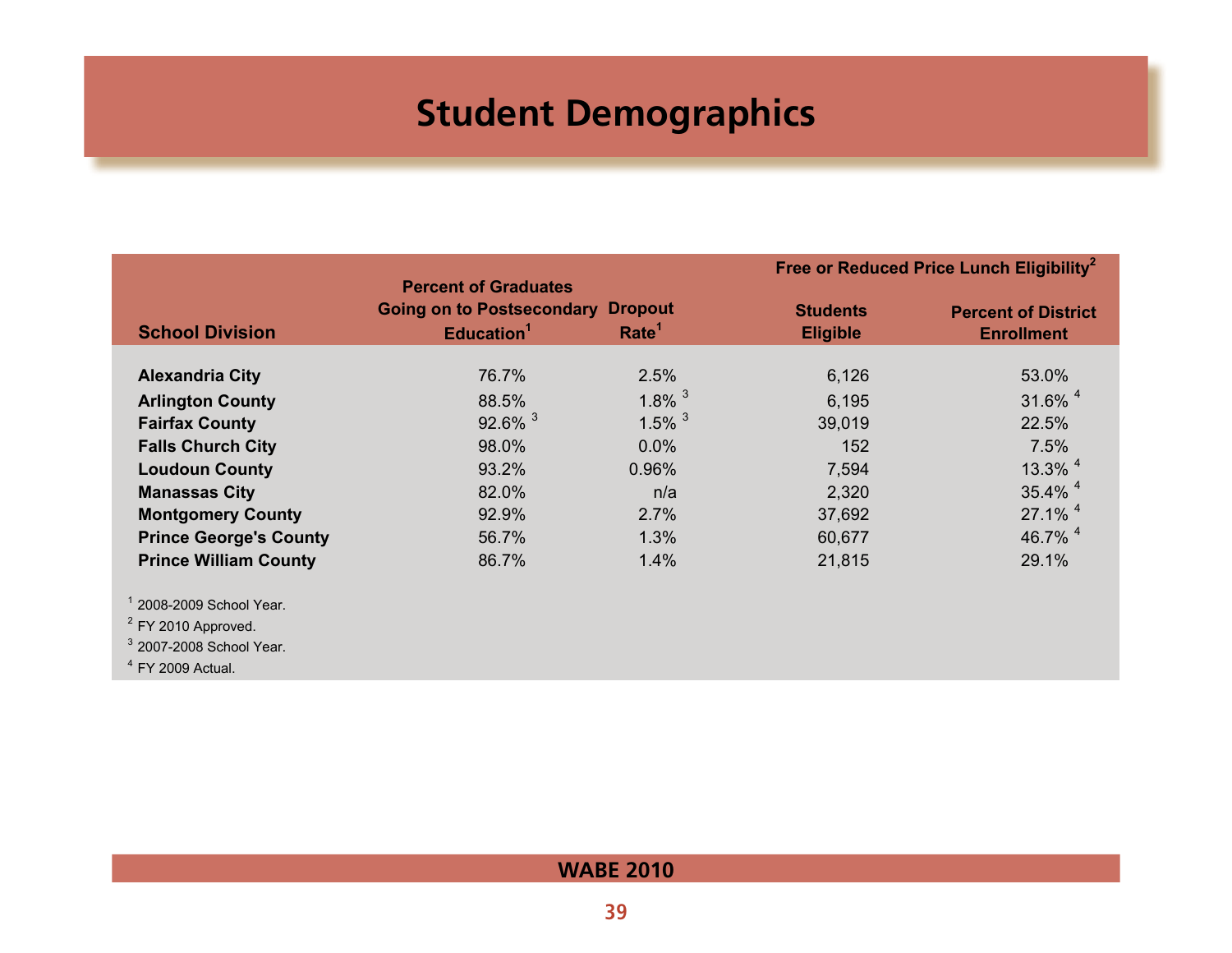# Student Demographics

| School Division | Percent of Graduates Going on to Postsecondary Education[1] | Dropout Rate[1] | Free or Reduced Price Lunch Eligibility[2] | |
|---|---|---|---|---|
| | | | Students Eligible | Percent of District Enrollment |
| Alexandria City | 76.7% | 2.5% | 6,126 | 53.0% |
| Arlington County | 88.5% | 1.8% [3] | 6,195 | 31.6% [4] |
| Fairfax County | 92.6% [3] | 1.5% [3] | 39,019 | 22.5% |
| Falls Church City | 98.0% | 0.0% | 152 | 7.5% |
| Loudoun County | 93.2% | 0.96% | 7,594 | 13.3% [4] |
| Manassas City | 82.0% | n/a | 2,320 | 35.4% [4] |
| Montgomery County | 92.9% | 2.7% | 37,692 | 27.1% [4] |
| Prince George's County | 56.7% | 1.3% | 60,677 | 46.7% [4] |
| Prince William County | 86.7% | 1.4% | 21,815 | 29.1% |

[1] 2008-2009 School Year.

[2] FY 2010 Approved.

[3] 2007-2008 School Year.

[4] FY 2009 Actual.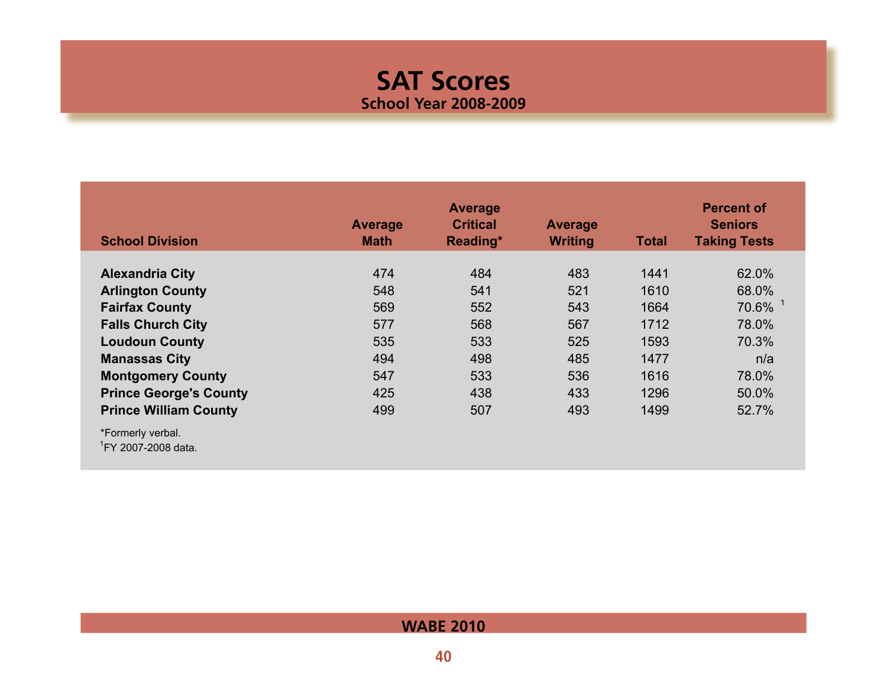# SAT Scores

## School Year 2008-2009

| School Division | Average Math | Average Critical Reading* | Average Writing | Total | Percent of Seniors Taking Tests |
|---|---|---|---|---|---|
| **Alexandria City** | 474 | 484 | 483 | 1441 | 62.0% |
| **Arlington County** | 548 | 541 | 521 | 1610 | 68.0% |
| **Fairfax County** | 569 | 552 | 543 | 1664 | 70.6% [1] |
| **Falls Church City** | 577 | 568 | 567 | 1712 | 78.0% |
| **Loudoun County** | 535 | 533 | 525 | 1593 | 70.3% |
| **Manassas City** | 494 | 498 | 485 | 1477 | n/a |
| **Montgomery County** | 547 | 533 | 536 | 1616 | 78.0% |
| **Prince George's County** | 425 | 438 | 433 | 1296 | 50.0% |
| **Prince William County** | 499 | 507 | 493 | 1499 | 52.7% |

*Formerly verbal.

[1]FY 2007-2008 data.

WABE 2010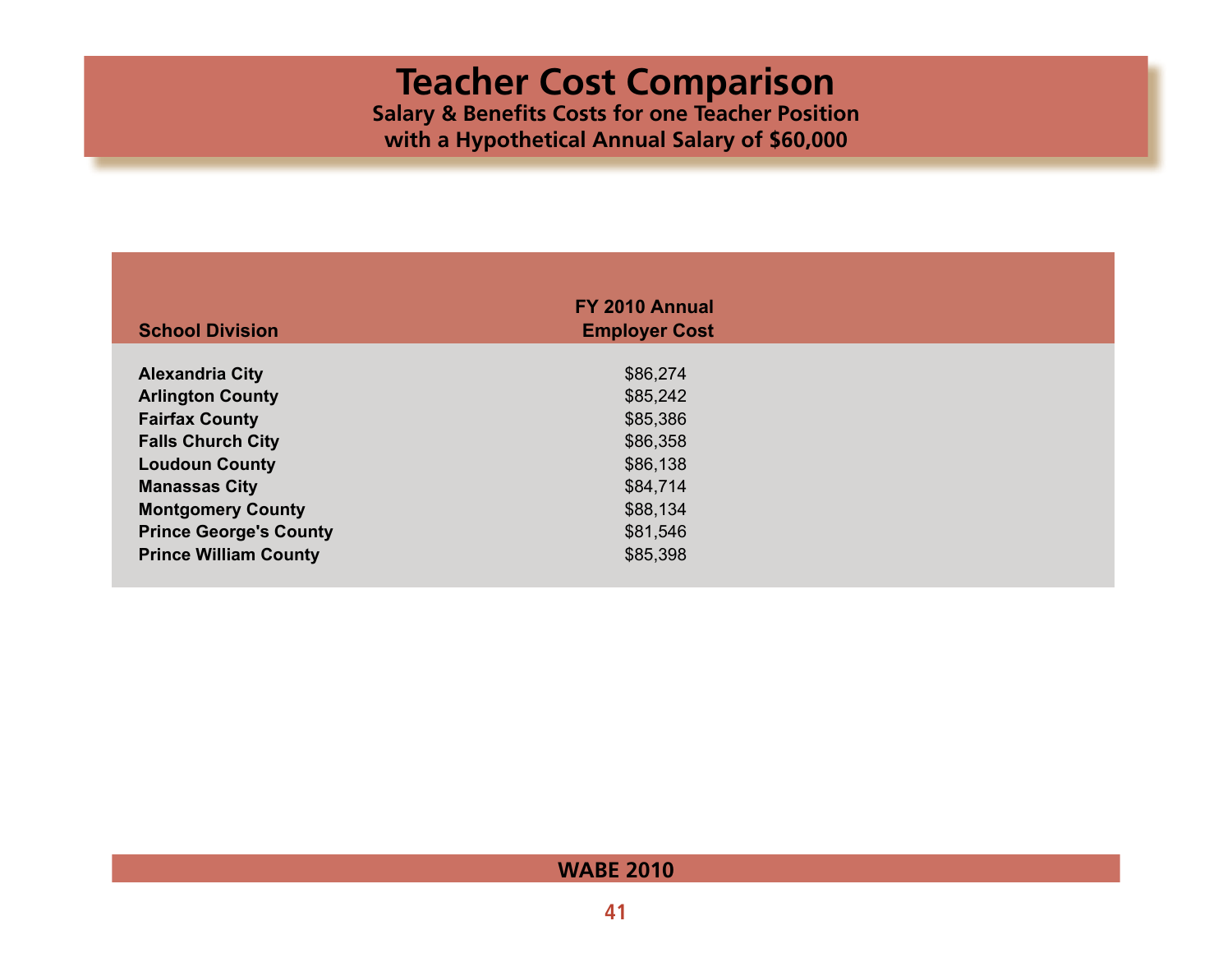# Teacher Cost Comparison

**Salary & Benefits Costs for one Teacher Position with a Hypothetical Annual Salary of $60,000**

| School Division | FY 2010 Annual Employer Cost |
|---|---|
| **Alexandria City** | $86,274 |
| **Arlington County** | $85,242 |
| **Fairfax County** | $85,386 |
| **Falls Church City** | $86,358 |
| **Loudoun County** | $86,138 |
| **Manassas City** | $84,714 |
| **Montgomery County** | $88,134 |
| **Prince George's County** | $81,546 |
| **Prince William County** | $85,398 |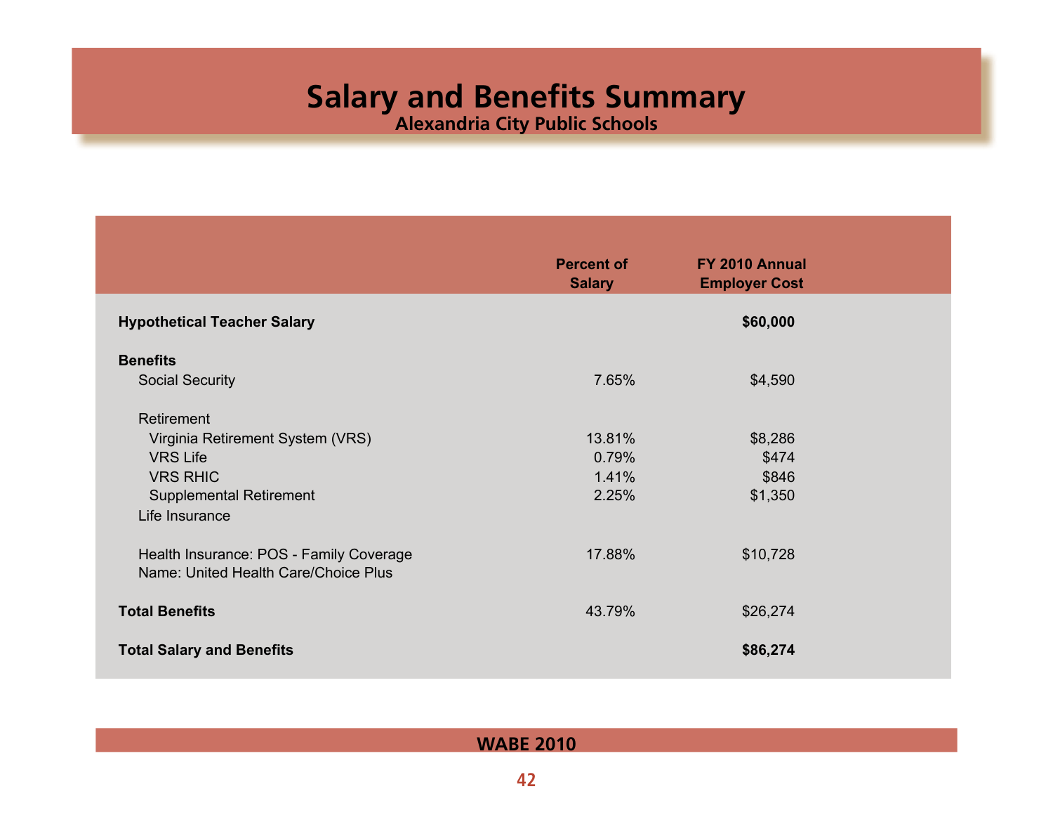# Salary and Benefits Summary

## Alexandria City Public Schools

| | Percent of Salary | FY 2010 Annual Employer Cost |
|---|---|---|
| **Hypothetical Teacher Salary** | | **$60,000** |
| **Benefits** | | |
| Social Security | 7.65% | $4,590 |
| Retirement | | |
| Virginia Retirement System (VRS) | 13.81% | $8,286 |
| VRS Life | 0.79% | $474 |
| VRS RHIC | 1.41% | $846 |
| Supplemental Retirement | 2.25% | $1,350 |
| Life Insurance | | |
| Health Insurance: POS - Family Coverage<br>Name: United Health Care/Choice Plus | 17.88% | $10,728 |
| **Total Benefits** | 43.79% | $26,274 |
| **Total Salary and Benefits** | | **$86,274** |

**WABE 2010**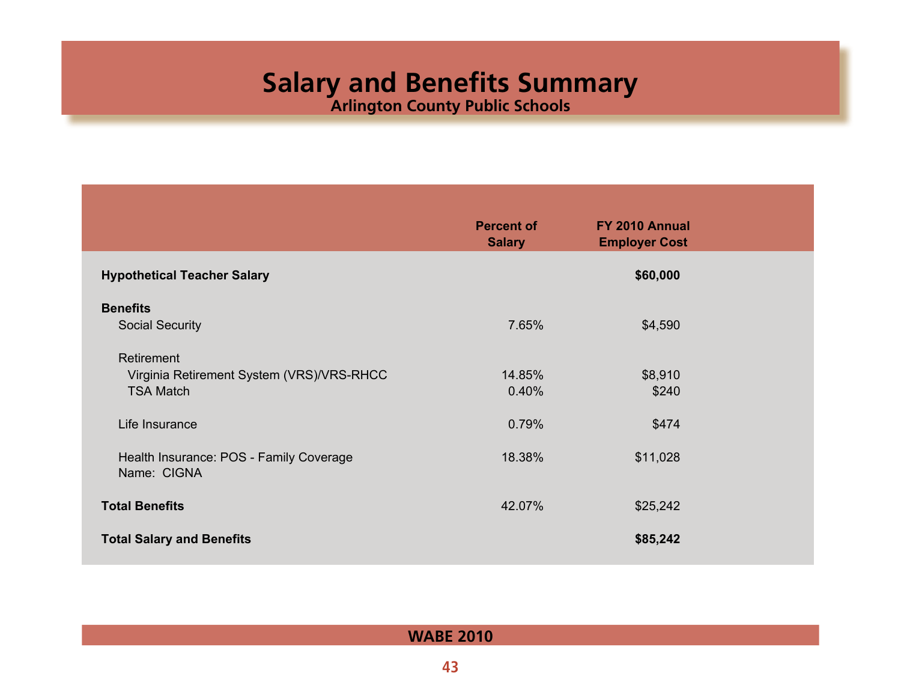# Salary and Benefits Summary

## Arlington County Public Schools

| | Percent of Salary | FY 2010 Annual Employer Cost |
|---|---|---|
| **Hypothetical Teacher Salary** | | **$60,000** |
| **Benefits** | | |
| Social Security | 7.65% | $4,590 |
| Retirement | | |
| Virginia Retirement System (VRS)/VRS-RHCC | 14.85% | $8,910 |
| TSA Match | 0.40% | $240 |
| Life Insurance | 0.79% | $474 |
| Health Insurance: POS - Family Coverage<br>Name: CIGNA | 18.38% | $11,028 |
| **Total Benefits** | 42.07% | $25,242 |
| **Total Salary and Benefits** | | **$85,242** |

**WABE 2010**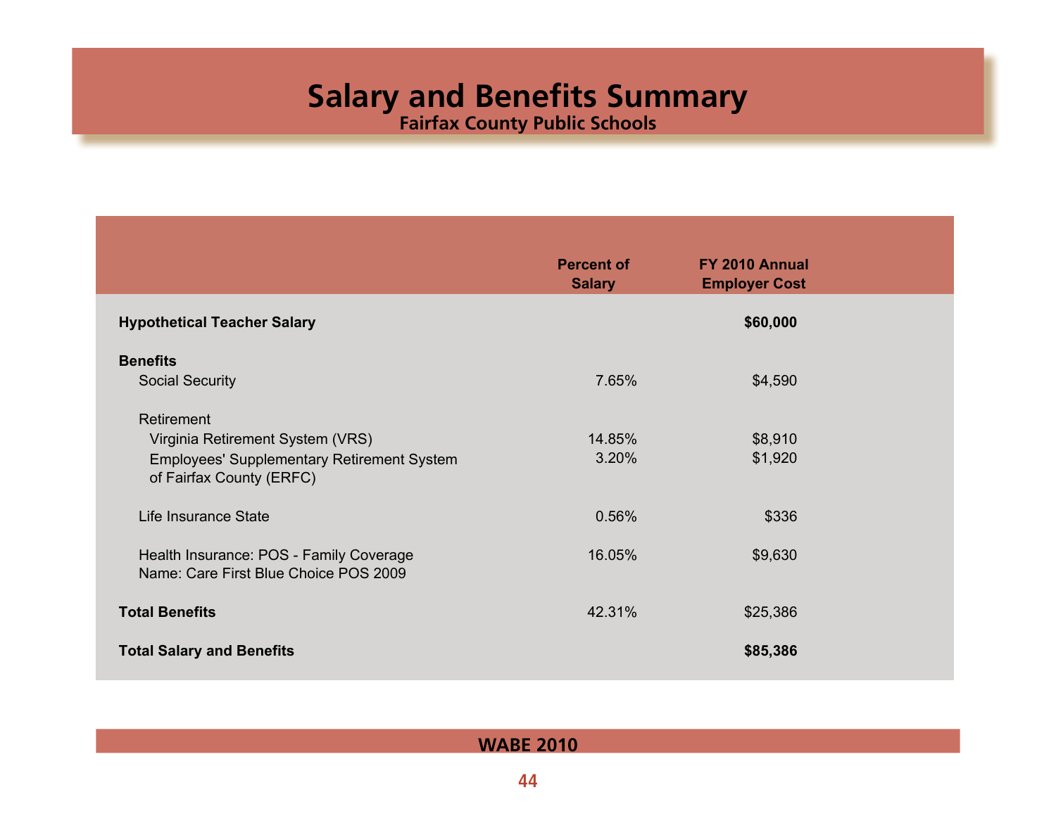# Salary and Benefits Summary

## Fairfax County Public Schools

| | Percent of Salary | FY 2010 Annual Employer Cost |
|---|---|---|
| **Hypothetical Teacher Salary** | | **$60,000** |
| **Benefits** | | |
| Social Security | 7.65% | $4,590 |
| Retirement | | |
| Virginia Retirement System (VRS) | 14.85% | $8,910 |
| Employees' Supplementary Retirement System of Fairfax County (ERFC) | 3.20% | $1,920 |
| Life Insurance State | 0.56% | $336 |
| Health Insurance: POS - Family Coverage Name: Care First Blue Choice POS 2009 | 16.05% | $9,630 |
| **Total Benefits** | 42.31% | $25,386 |
| **Total Salary and Benefits** | | **$85,386** |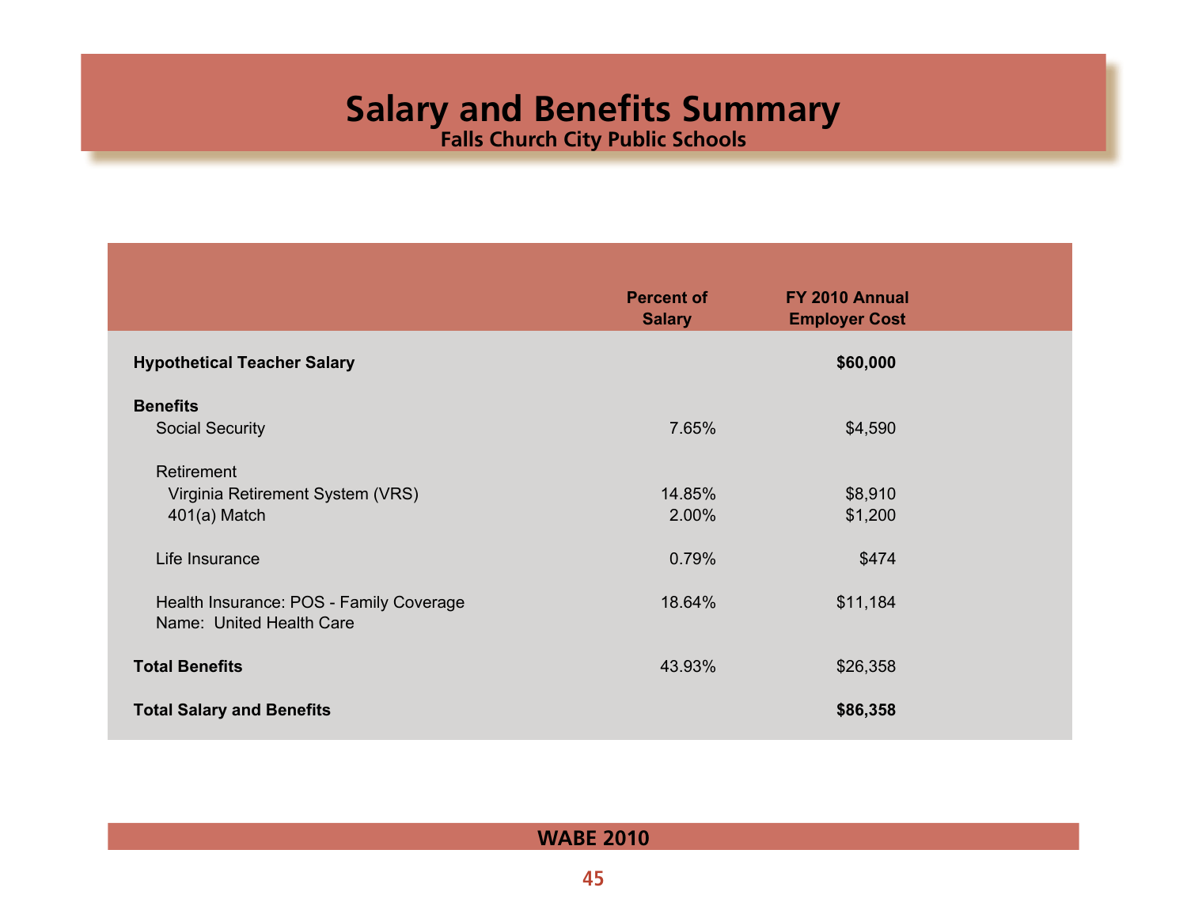# Salary and Benefits Summary

## Falls Church City Public Schools

| | Percent of Salary | FY 2010 Annual Employer Cost |
|---|---|---|
| **Hypothetical Teacher Salary** | | **$60,000** |
| **Benefits** | | |
| Social Security | 7.65% | $4,590 |
| Retirement | | |
| Virginia Retirement System (VRS) | 14.85% | $8,910 |
| 401(a) Match | 2.00% | $1,200 |
| Life Insurance | 0.79% | $474 |
| Health Insurance: POS - Family Coverage<br>Name: United Health Care | 18.64% | $11,184 |
| **Total Benefits** | 43.93% | $26,358 |
| **Total Salary and Benefits** | | **$86,358** |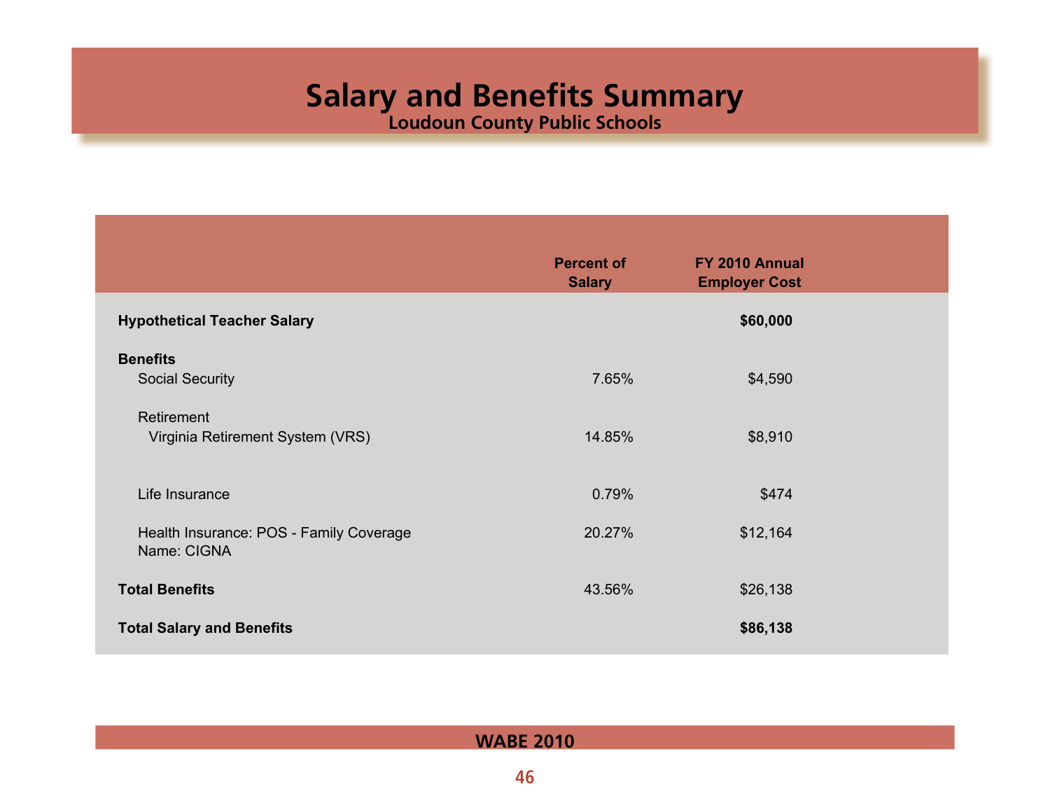# Salary and Benefits Summary

## Loudoun County Public Schools

| | Percent of Salary | FY 2010 Annual Employer Cost |
|---|---|---|
| **Hypothetical Teacher Salary** | | **$60,000** |
| **Benefits** | | |
| Social Security | 7.65% | $4,590 |
| Retirement | | |
| Virginia Retirement System (VRS) | 14.85% | $8,910 |
| Life Insurance | 0.79% | $474 |
| Health Insurance: POS - Family Coverage Name: CIGNA | 20.27% | $12,164 |
| **Total Benefits** | 43.56% | $26,138 |
| **Total Salary and Benefits** | | **$86,138** |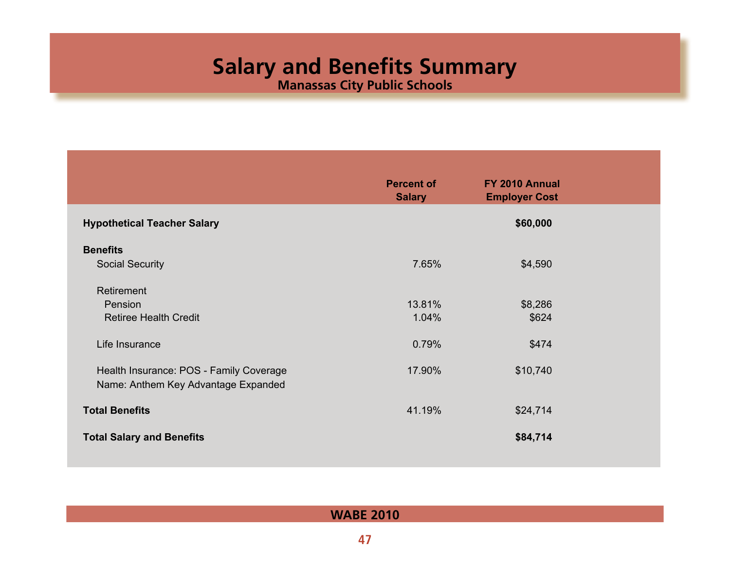# Salary and Benefits Summary

## Manassas City Public Schools

| | Percent of Salary | FY 2010 Annual Employer Cost |
|---|---|---|
| **Hypothetical Teacher Salary** | | **$60,000** |
| **Benefits** | | |
| Social Security | 7.65% | $4,590 |
| Retirement | | |
| Pension | 13.81% | $8,286 |
| Retiree Health Credit | 1.04% | $624 |
| Life Insurance | 0.79% | $474 |
| Health Insurance: POS - Family Coverage<br>Name: Anthem Key Advantage Expanded | 17.90% | $10,740 |
| **Total Benefits** | 41.19% | $24,714 |
| **Total Salary and Benefits** | | **$84,714** |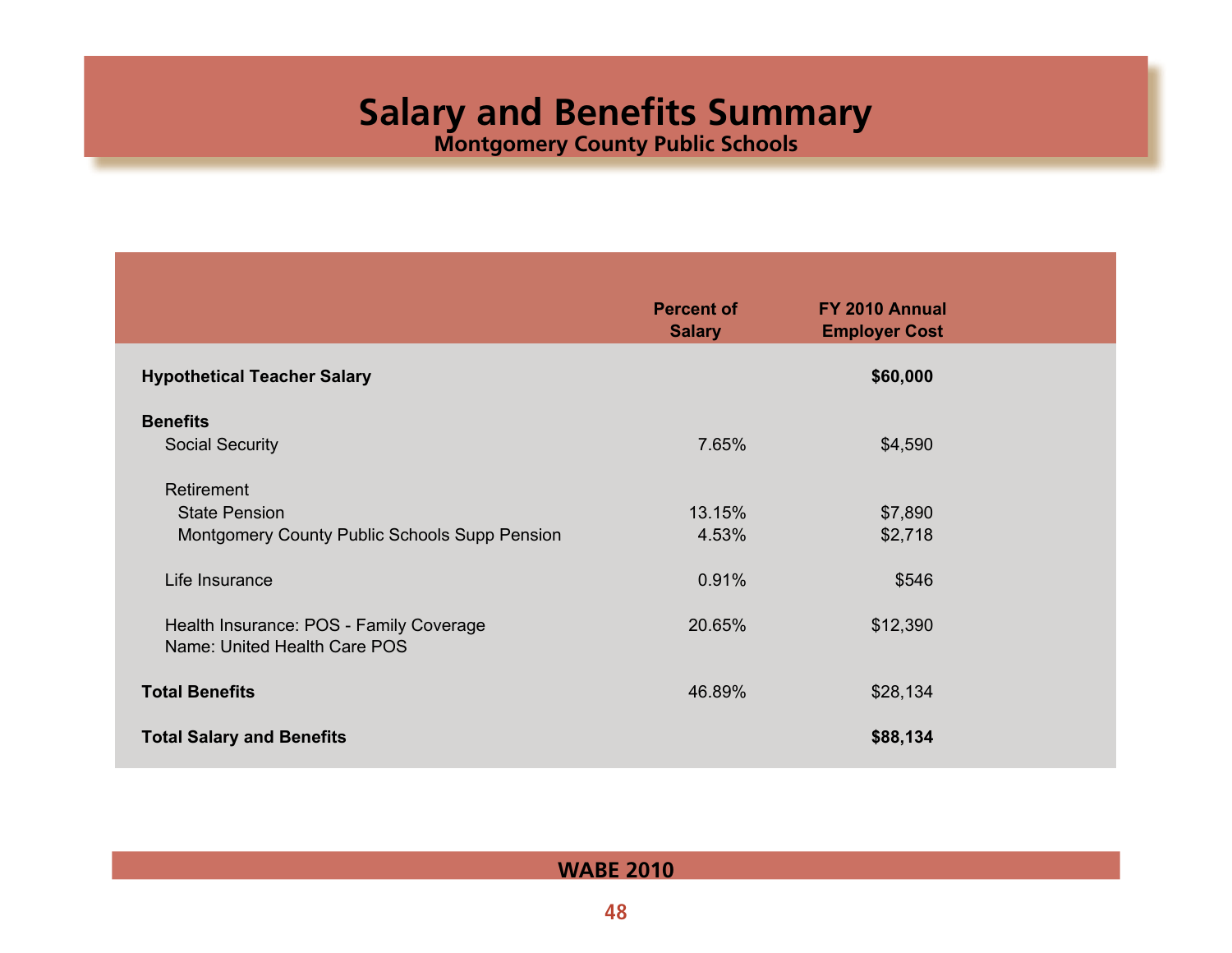# Salary and Benefits Summary

## Montgomery County Public Schools

| | Percent of Salary | FY 2010 Annual Employer Cost |
|---|---|---|
| **Hypothetical Teacher Salary** | | **$60,000** |
| **Benefits** | | |
| Social Security | 7.65% | $4,590 |
| Retirement | | |
| State Pension | 13.15% | $7,890 |
| Montgomery County Public Schools Supp Pension | 4.53% | $2,718 |
| Life Insurance | 0.91% | $546 |
| Health Insurance: POS - Family Coverage<br>Name: United Health Care POS | 20.65% | $12,390 |
| **Total Benefits** | 46.89% | $28,134 |
| **Total Salary and Benefits** | | **$88,134** |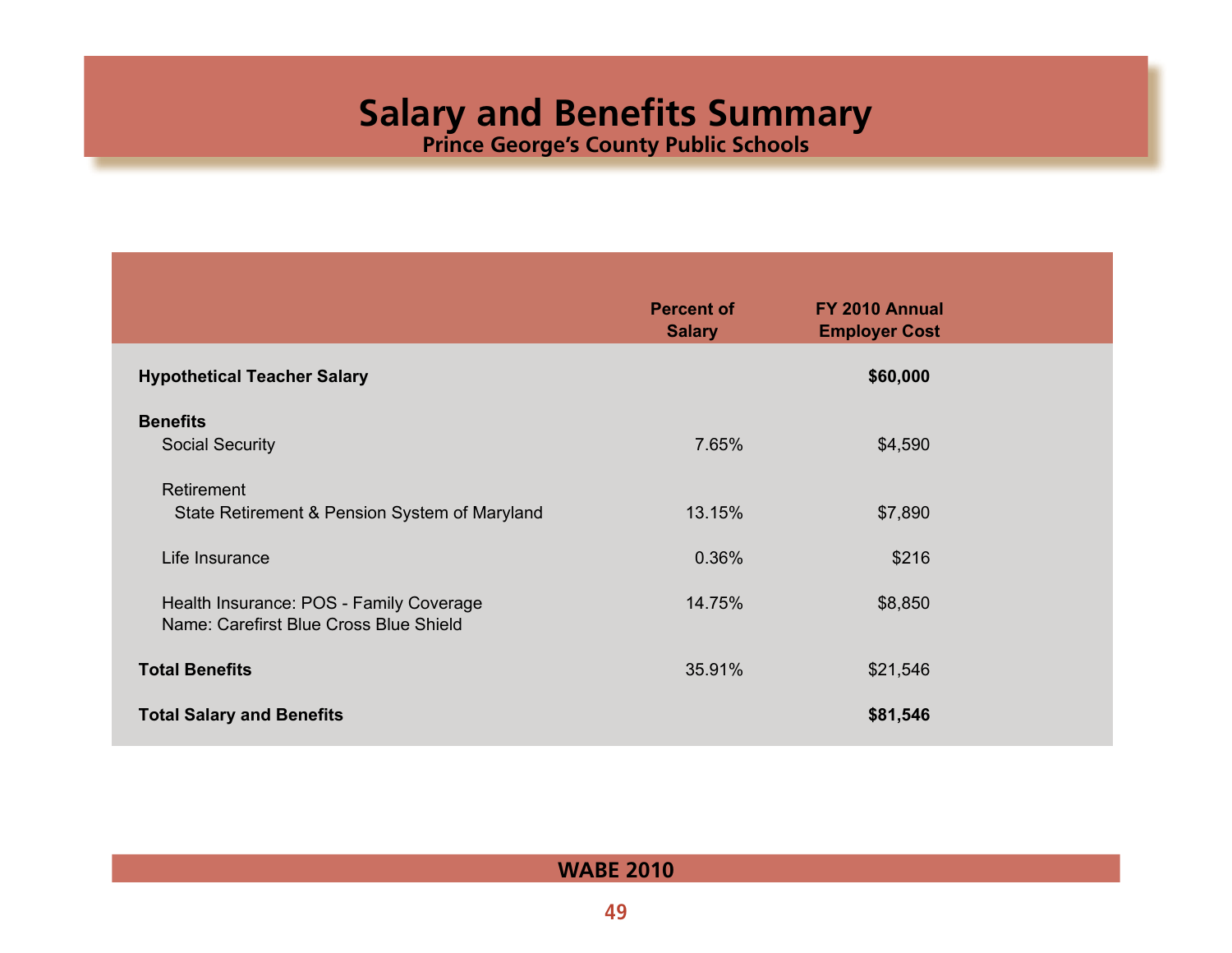# Salary and Benefits Summary

## Prince George's County Public Schools

| | Percent of Salary | FY 2010 Annual Employer Cost |
|---|---|---|
| **Hypothetical Teacher Salary** | | **$60,000** |
| **Benefits** | | |
| Social Security | 7.65% | $4,590 |
| Retirement | | |
| State Retirement & Pension System of Maryland | 13.15% | $7,890 |
| Life Insurance | 0.36% | $216 |
| Health Insurance: POS - Family Coverage<br>Name: Carefirst Blue Cross Blue Shield | 14.75% | $8,850 |
| **Total Benefits** | 35.91% | $21,546 |
| **Total Salary and Benefits** | | **$81,546** |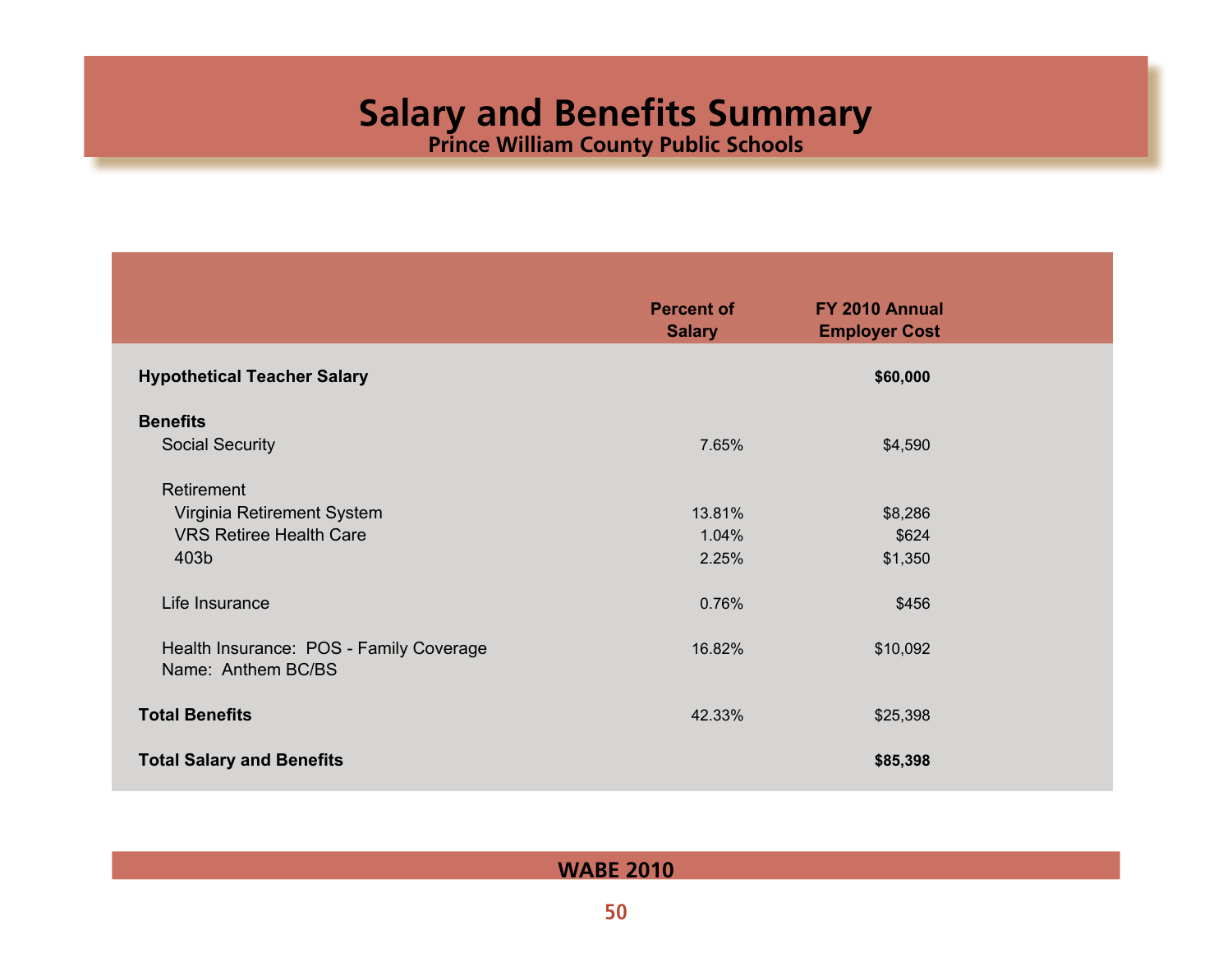# Salary and Benefits Summary

## Prince William County Public Schools

| | Percent of Salary | FY 2010 Annual Employer Cost |
|---|---|---|
| **Hypothetical Teacher Salary** | | **$60,000** |
| **Benefits** | | |
| Social Security | 7.65% | $4,590 |
| Retirement | | |
| Virginia Retirement System | 13.81% | $8,286 |
| VRS Retiree Health Care | 1.04% | $624 |
| 403b | 2.25% | $1,350 |
| Life Insurance | 0.76% | $456 |
| Health Insurance: POS - Family Coverage<br>Name: Anthem BC/BS | 16.82% | $10,092 |
| **Total Benefits** | 42.33% | $25,398 |
| **Total Salary and Benefits** | | **$85,398** |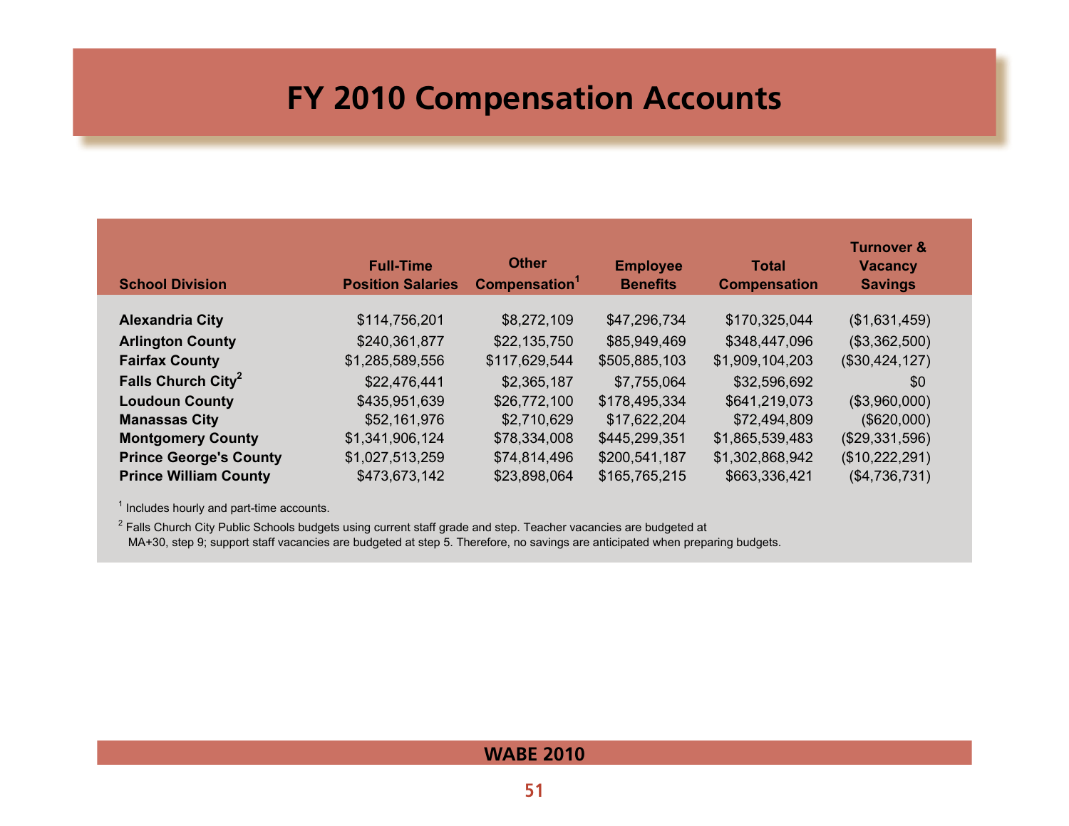# FY 2010 Compensation Accounts

| School Division | Full-Time Position Salaries | Other Compensation[1] | Employee Benefits | Total Compensation | Turnover & Vacancy Savings |
|---|---|---|---|---|---|
| **Alexandria City** | $114,756,201 | $8,272,109 | $47,296,734 | $170,325,044 | ($1,631,459) |
| **Arlington County** | $240,361,877 | $22,135,750 | $85,949,469 | $348,447,096 | ($3,362,500) |
| **Fairfax County** | $1,285,589,556 | $117,629,544 | $505,885,103 | $1,909,104,203 | ($30,424,127) |
| **Falls Church City[2]** | $22,476,441 | $2,365,187 | $7,755,064 | $32,596,692 | $0 |
| **Loudoun County** | $435,951,639 | $26,772,100 | $178,495,334 | $641,219,073 | ($3,960,000) |
| **Manassas City** | $52,161,976 | $2,710,629 | $17,622,204 | $72,494,809 | ($620,000) |
| **Montgomery County** | $1,341,906,124 | $78,334,008 | $445,299,351 | $1,865,539,483 | ($29,331,596) |
| **Prince George's County** | $1,027,513,259 | $74,814,496 | $200,541,187 | $1,302,868,942 | ($10,222,291) |
| **Prince William County** | $473,673,142 | $23,898,064 | $165,765,215 | $663,336,421 | ($4,736,731) |

[1] Includes hourly and part-time accounts.

[2] Falls Church City Public Schools budgets using current staff grade and step. Teacher vacancies are budgeted at MA+30, step 9; support staff vacancies are budgeted at step 5. Therefore, no savings are anticipated when preparing budgets.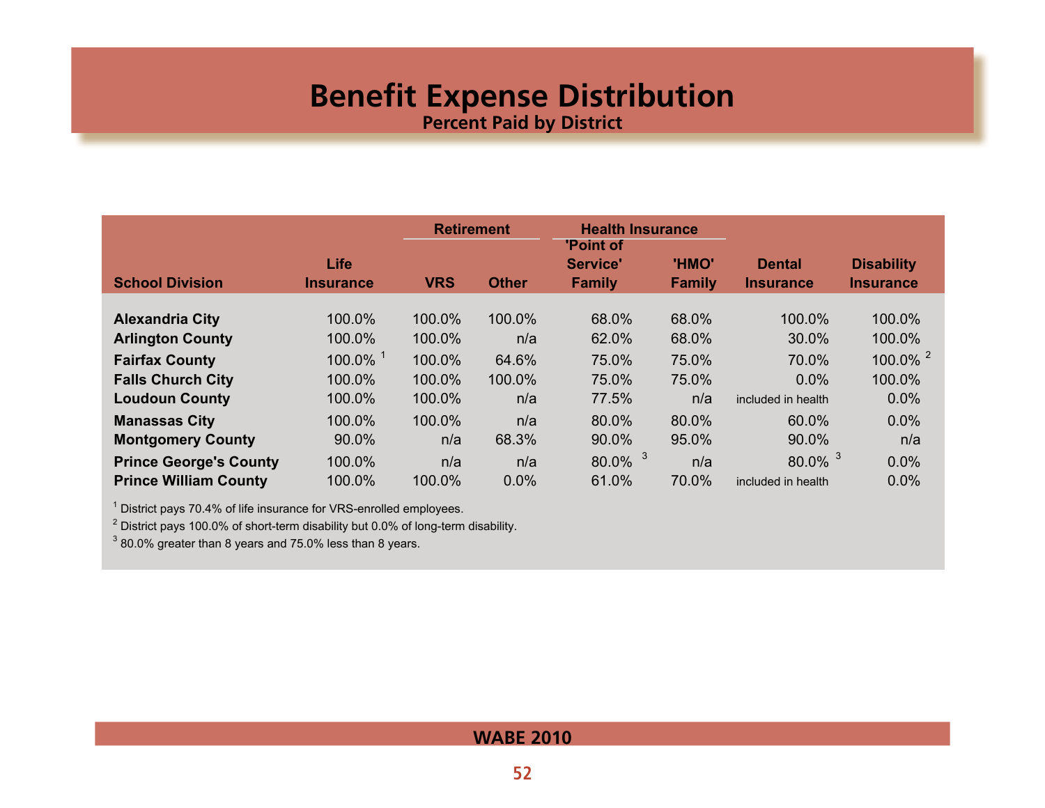# Benefit Expense Distribution

## Percent Paid by District

| School Division | Life Insurance | Retirement | | Health Insurance | | Dental Insurance | Disability Insurance |
|---|---|---|---|---|---|---|---|
| | | VRS | Other | 'Point of Service' Family | 'HMO' Family | | |
| Alexandria City | 100.0% | 100.0% | 100.0% | 68.0% | 68.0% | 100.0% | 100.0% |
| Arlington County | 100.0% | 100.0% | n/a | 62.0% | 68.0% | 30.0% | 100.0% |
| Fairfax County | 100.0% [1] | 100.0% | 64.6% | 75.0% | 75.0% | 70.0% | 100.0% [2] |
| Falls Church City | 100.0% | 100.0% | 100.0% | 75.0% | 75.0% | 0.0% | 100.0% |
| Loudoun County | 100.0% | 100.0% | n/a | 77.5% | n/a | included in health | 0.0% |
| Manassas City | 100.0% | 100.0% | n/a | 80.0% | 80.0% | 60.0% | 0.0% |
| Montgomery County | 90.0% | n/a | 68.3% | 90.0% | 95.0% | 90.0% | n/a |
| Prince George's County | 100.0% | n/a | n/a | 80.0% [3] | n/a | 80.0% [3] | 0.0% |
| Prince William County | 100.0% | 100.0% | 0.0% | 61.0% | 70.0% | included in health | 0.0% |

[1] District pays 70.4% of life insurance for VRS-enrolled employees.

[2] District pays 100.0% of short-term disability but 0.0% of long-term disability.

[3] 80.0% greater than 8 years and 75.0% less than 8 years.